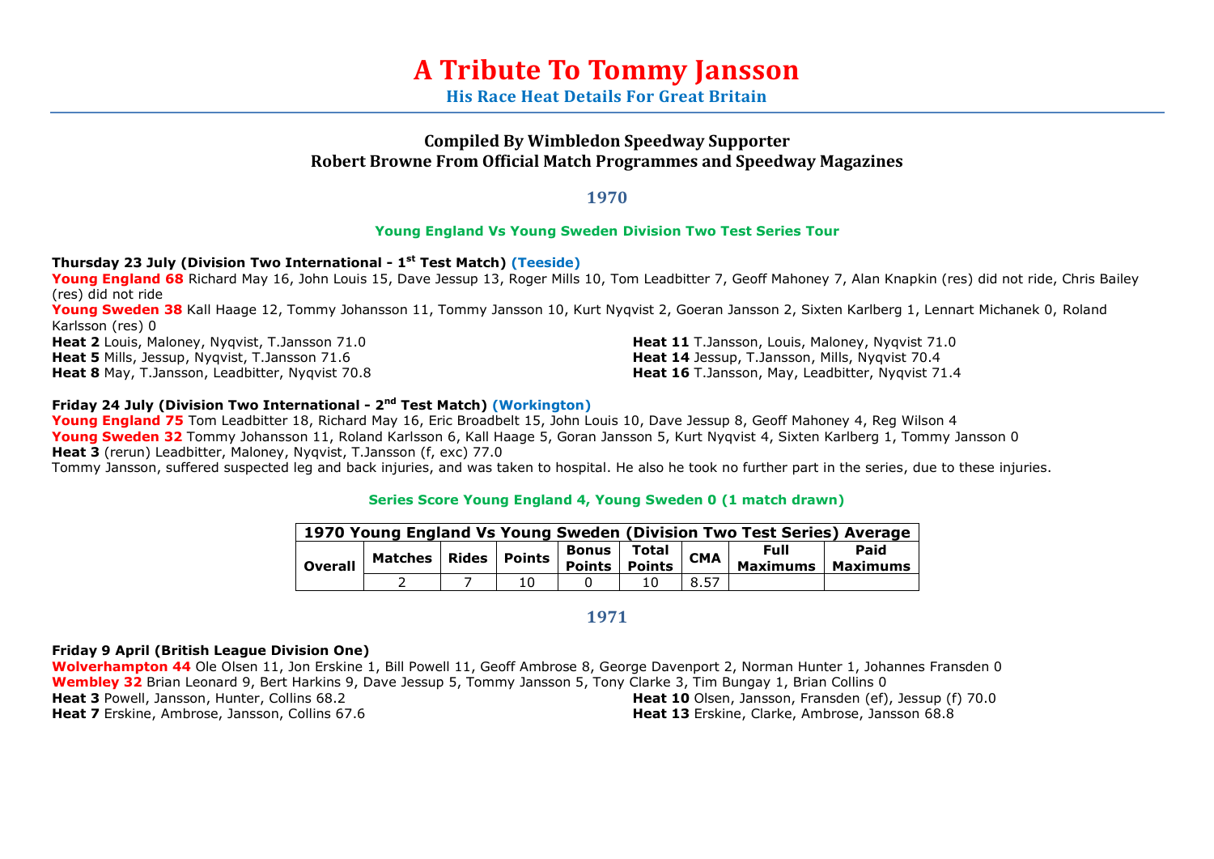# A Tribute To Tommy Jansson

## His Race Heat Details For Great Britain

### Compiled By Wimbledon Speedway Supporter
### Robert Browne From Official Match Programmes and Speedway Magazines

## 1970

### Young England Vs Young Sweden Division Two Test Series Tour

**Thursday 23 July (Division Two International - 1st Test Match) (Teeside)**

**Young England 68** Richard May 16, John Louis 15, Dave Jessup 13, Roger Mills 10, Tom Leadbitter 7, Geoff Mahoney 7, Alan Knapkin (res) did not ride, Chris Bailey (res) did not ride

**Young Sweden 38** Kall Haage 12, Tommy Johansson 11, Tommy Jansson 10, Kurt Nyqvist 2, Goeran Jansson 2, Sixten Karlberg 1, Lennart Michanek 0, Roland Karlsson (res) 0

**Heat 2** Louis, Maloney, Nyqvist, T.Jansson 71.0
**Heat 5** Mills, Jessup, Nyqvist, T.Jansson 71.6
**Heat 8** May, T.Jansson, Leadbitter, Nyqvist 70.8
**Heat 11** T.Jansson, Louis, Maloney, Nyqvist 71.0
**Heat 14** Jessup, T.Jansson, Mills, Nyqvist 70.4
**Heat 16** T.Jansson, May, Leadbitter, Nyqvist 71.4

**Friday 24 July (Division Two International - 2nd Test Match) (Workington)**

**Young England 75** Tom Leadbitter 18, Richard May 16, Eric Broadbelt 15, John Louis 10, Dave Jessup 8, Geoff Mahoney 4, Reg Wilson 4

**Young Sweden 32** Tommy Johansson 11, Roland Karlsson 6, Kall Haage 5, Goran Jansson 5, Kurt Nyqvist 4, Sixten Karlberg 1, Tommy Jansson 0

**Heat 3** (rerun) Leadbitter, Maloney, Nyqvist, T.Jansson (f, exc) 77.0

Tommy Jansson, suffered suspected leg and back injuries, and was taken to hospital. He also he took no further part in the series, due to these injuries.

### Series Score Young England 4, Young Sweden 0 (1 match drawn)

| 1970 Young England Vs Young Sweden (Division Two Test Series) Average | | | | | | | | |
|---|---|---|---|---|---|---|---|---|
| Overall | Matches | Rides | Points | Bonus Points | Total Points | CMA | Full Maximums | Paid Maximums |
| | 2 | 7 | 10 | 0 | 10 | 8.57 | | |

## 1971

**Friday 9 April (British League Division One)**

**Wolverhampton 44** Ole Olsen 11, Jon Erskine 1, Bill Powell 11, Geoff Ambrose 8, George Davenport 2, Norman Hunter 1, Johannes Fransden 0

**Wembley 32** Brian Leonard 9, Bert Harkins 9, Dave Jessup 5, Tommy Jansson 5, Tony Clarke 3, Tim Bungay 1, Brian Collins 0

**Heat 3** Powell, Jansson, Hunter, Collins 68.2
**Heat 7** Erskine, Ambrose, Jansson, Collins 67.6
**Heat 10** Olsen, Jansson, Fransden (ef), Jessup (f) 70.0
**Heat 13** Erskine, Clarke, Ambrose, Jansson 68.8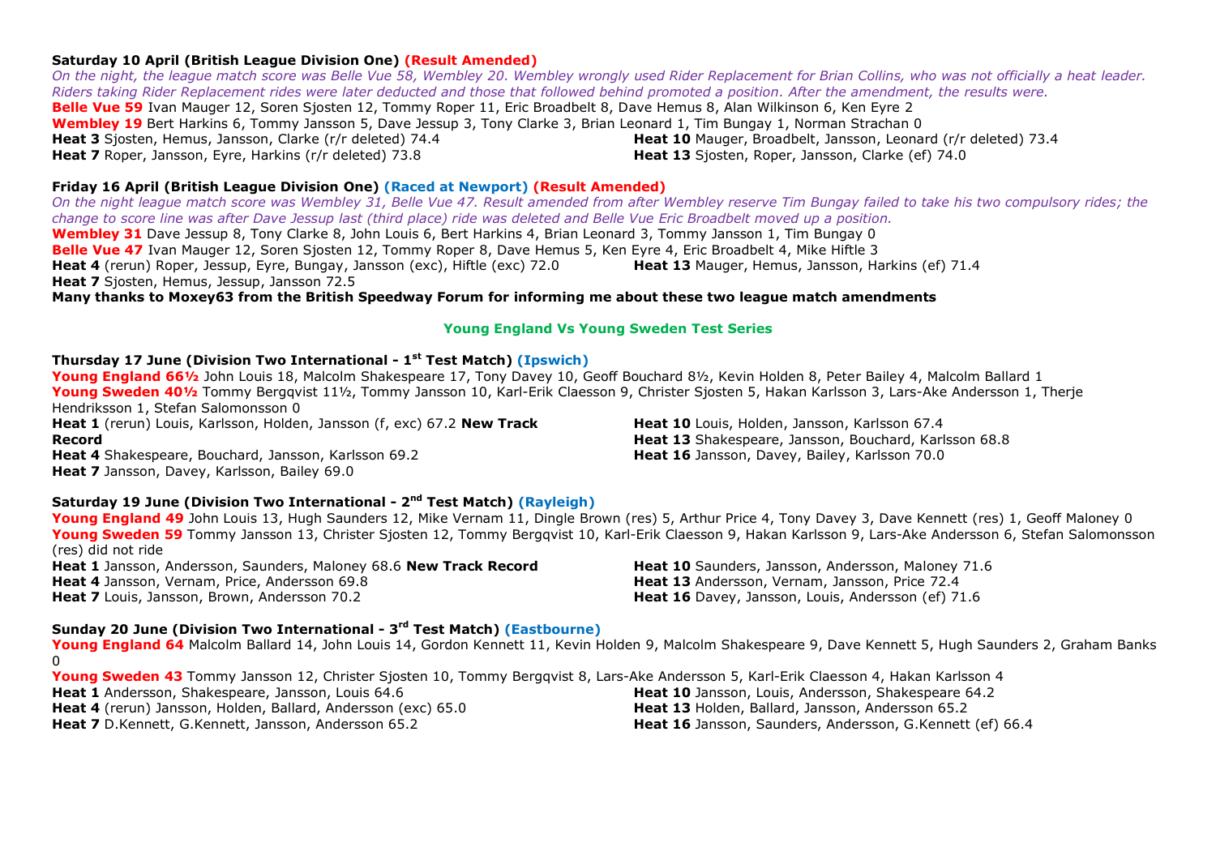**Saturday 10 April (British League Division One) (Result Amended)**

*On the night, the league match score was Belle Vue 58, Wembley 20. Wembley wrongly used Rider Replacement for Brian Collins, who was not officially a heat leader. Riders taking Rider Replacement rides were later deducted and those that followed behind promoted a position. After the amendment, the results were.*

**Belle Vue 59** Ivan Mauger 12, Soren Sjosten 12, Tommy Roper 11, Eric Broadbelt 8, Dave Hemus 8, Alan Wilkinson 6, Ken Eyre 2

**Wembley 19** Bert Harkins 6, Tommy Jansson 5, Dave Jessup 3, Tony Clarke 3, Brian Leonard 1, Tim Bungay 1, Norman Strachan 0

**Heat 3** Sjosten, Hemus, Jansson, Clarke (r/r deleted) 74.4

**Heat 7** Roper, Jansson, Eyre, Harkins (r/r deleted) 73.8

**Heat 10** Mauger, Broadbelt, Jansson, Leonard (r/r deleted) 73.4

**Heat 13** Sjosten, Roper, Jansson, Clarke (ef) 74.0

**Friday 16 April (British League Division One) (Raced at Newport) (Result Amended)**

*On the night league match score was Wembley 31, Belle Vue 47. Result amended from after Wembley reserve Tim Bungay failed to take his two compulsory rides; the change to score line was after Dave Jessup last (third place) ride was deleted and Belle Vue Eric Broadbelt moved up a position.*

**Wembley 31** Dave Jessup 8, Tony Clarke 8, John Louis 6, Bert Harkins 4, Brian Leonard 3, Tommy Jansson 1, Tim Bungay 0

**Belle Vue 47** Ivan Mauger 12, Soren Sjosten 12, Tommy Roper 8, Dave Hemus 5, Ken Eyre 4, Eric Broadbelt 4, Mike Hiftle 3

**Heat 4** (rerun) Roper, Jessup, Eyre, Bungay, Jansson (exc), Hiftle (exc) 72.0

**Heat 7** Sjosten, Hemus, Jessup, Jansson 72.5

**Heat 13** Mauger, Hemus, Jansson, Harkins (ef) 71.4

**Many thanks to Moxey63 from the British Speedway Forum for informing me about these two league match amendments**

## Young England Vs Young Sweden Test Series

**Thursday 17 June (Division Two International - 1st Test Match) (Ipswich)**

**Young England 66½** John Louis 18, Malcolm Shakespeare 17, Tony Davey 10, Geoff Bouchard 8½, Kevin Holden 8, Peter Bailey 4, Malcolm Ballard 1

**Young Sweden 40½** Tommy Bergqvist 11½, Tommy Jansson 10, Karl-Erik Claesson 9, Christer Sjosten 5, Hakan Karlsson 3, Lars-Ake Andersson 1, Therje Hendriksson 1, Stefan Salomonsson 0

**Heat 1** (rerun) Louis, Karlsson, Holden, Jansson (f, exc) 67.2 **New Track Record**

**Heat 4** Shakespeare, Bouchard, Jansson, Karlsson 69.2

**Heat 7** Jansson, Davey, Karlsson, Bailey 69.0

**Heat 10** Louis, Holden, Jansson, Karlsson 67.4

**Heat 13** Shakespeare, Jansson, Bouchard, Karlsson 68.8

**Heat 16** Jansson, Davey, Bailey, Karlsson 70.0

**Saturday 19 June (Division Two International - 2nd Test Match) (Rayleigh)**

**Young England 49** John Louis 13, Hugh Saunders 12, Mike Vernam 11, Dingle Brown (res) 5, Arthur Price 4, Tony Davey 3, Dave Kennett (res) 1, Geoff Maloney 0

**Young Sweden 59** Tommy Jansson 13, Christer Sjosten 12, Tommy Bergqvist 10, Karl-Erik Claesson 9, Hakan Karlsson 9, Lars-Ake Andersson 6, Stefan Salomonsson (res) did not ride

**Heat 1** Jansson, Andersson, Saunders, Maloney 68.6 **New Track Record**

**Heat 4** Jansson, Vernam, Price, Andersson 69.8

**Heat 7** Louis, Jansson, Brown, Andersson 70.2

**Heat 10** Saunders, Jansson, Andersson, Maloney 71.6

**Heat 13** Andersson, Vernam, Jansson, Price 72.4

**Heat 16** Davey, Jansson, Louis, Andersson (ef) 71.6

**Sunday 20 June (Division Two International - 3rd Test Match) (Eastbourne)**

**Young England 64** Malcolm Ballard 14, John Louis 14, Gordon Kennett 11, Kevin Holden 9, Malcolm Shakespeare 9, Dave Kennett 5, Hugh Saunders 2, Graham Banks 0

**Young Sweden 43** Tommy Jansson 12, Christer Sjosten 10, Tommy Bergqvist 8, Lars-Ake Andersson 5, Karl-Erik Claesson 4, Hakan Karlsson 4

**Heat 1** Andersson, Shakespeare, Jansson, Louis 64.6

**Heat 4** (rerun) Jansson, Holden, Ballard, Andersson (exc) 65.0

**Heat 7** D.Kennett, G.Kennett, Jansson, Andersson 65.2

**Heat 10** Jansson, Louis, Andersson, Shakespeare 64.2

**Heat 13** Holden, Ballard, Jansson, Andersson 65.2

**Heat 16** Jansson, Saunders, Andersson, G.Kennett (ef) 66.4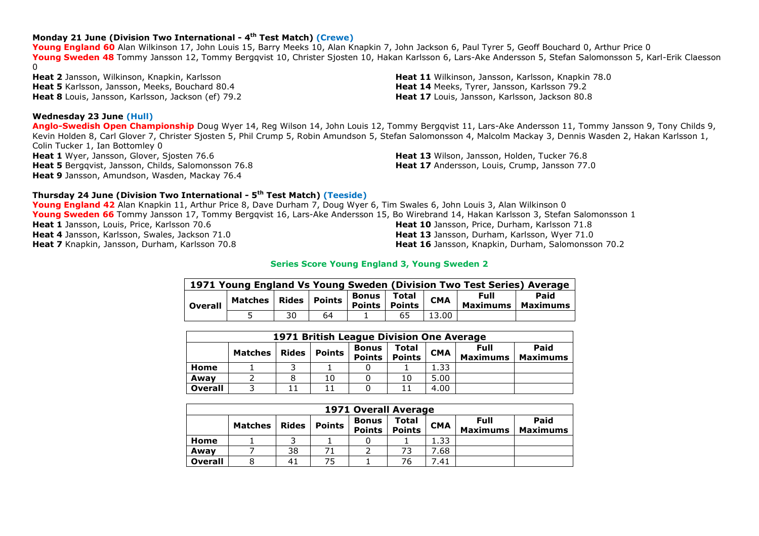**Monday 21 June (Division Two International - 4th Test Match) (Crewe)**

**Young England 60** Alan Wilkinson 17, John Louis 15, Barry Meeks 10, Alan Knapkin 7, John Jackson 6, Paul Tyrer 5, Geoff Bouchard 0, Arthur Price 0
**Young Sweden 48** Tommy Jansson 12, Tommy Bergqvist 10, Christer Sjosten 10, Hakan Karlsson 6, Lars-Ake Andersson 5, Stefan Salomonsson 5, Karl-Erik Claesson 0

**Heat 2** Jansson, Wilkinson, Knapkin, Karlsson
**Heat 5** Karlsson, Jansson, Meeks, Bouchard 80.4
**Heat 8** Louis, Jansson, Karlsson, Jackson (ef) 79.2
**Heat 11** Wilkinson, Jansson, Karlsson, Knapkin 78.0
**Heat 14** Meeks, Tyrer, Jansson, Karlsson 79.2
**Heat 17** Louis, Jansson, Karlsson, Jackson 80.8

**Wednesday 23 June (Hull)**

**Anglo-Swedish Open Championship** Doug Wyer 14, Reg Wilson 14, John Louis 12, Tommy Bergqvist 11, Lars-Ake Andersson 11, Tommy Jansson 9, Tony Childs 9, Kevin Holden 8, Carl Glover 7, Christer Sjosten 5, Phil Crump 5, Robin Amundson 5, Stefan Salomonsson 4, Malcolm Mackay 3, Dennis Wasden 2, Hakan Karlsson 1, Colin Tucker 1, Ian Bottomley 0

**Heat 1** Wyer, Jansson, Glover, Sjosten 76.6
**Heat 5** Bergqvist, Jansson, Childs, Salomonsson 76.8
**Heat 9** Jansson, Amundson, Wasden, Mackay 76.4
**Heat 13** Wilson, Jansson, Holden, Tucker 76.8
**Heat 17** Andersson, Louis, Crump, Jansson 77.0

**Thursday 24 June (Division Two International - 5th Test Match) (Teeside)**

**Young England 42** Alan Knapkin 11, Arthur Price 8, Dave Durham 7, Doug Wyer 6, Tim Swales 6, John Louis 3, Alan Wilkinson 0
**Young Sweden 66** Tommy Jansson 17, Tommy Bergqvist 16, Lars-Ake Andersson 15, Bo Wirebrand 14, Hakan Karlsson 3, Stefan Salomonsson 1

**Heat 1** Jansson, Louis, Price, Karlsson 70.6
**Heat 4** Jansson, Karlsson, Swales, Jackson 71.0
**Heat 7** Knapkin, Jansson, Durham, Karlsson 70.8
**Heat 10** Jansson, Price, Durham, Karlsson 71.8
**Heat 13** Jansson, Durham, Karlsson, Wyer 71.0
**Heat 16** Jansson, Knapkin, Durham, Salomonsson 70.2

**Series Score Young England 3, Young Sweden 2**

| 1971 Young England Vs Young Sweden (Division Two Test Series) Average | | | | | | | | |
|---|---|---|---|---|---|---|---|---|
| | Matches | Rides | Points | Bonus Points | Total Points | CMA | Full Maximums | Paid Maximums |
| Overall | 5 | 30 | 64 | 1 | 65 | 13.00 | | |

| 1971 British League Division One Average | | | | | | | | |
|---|---|---|---|---|---|---|---|---|
| | Matches | Rides | Points | Bonus Points | Total Points | CMA | Full Maximums | Paid Maximums |
| Home | 1 | 3 | 1 | 0 | 1 | 1.33 | | |
| Away | 2 | 8 | 10 | 0 | 10 | 5.00 | | |
| Overall | 3 | 11 | 11 | 0 | 11 | 4.00 | | |

| 1971 Overall Average | | | | | | | | |
|---|---|---|---|---|---|---|---|---|
| | Matches | Rides | Points | Bonus Points | Total Points | CMA | Full Maximums | Paid Maximums |
| Home | 1 | 3 | 1 | 0 | 1 | 1.33 | | |
| Away | 7 | 38 | 71 | 2 | 73 | 7.68 | | |
| Overall | 8 | 41 | 75 | 1 | 76 | 7.41 | | |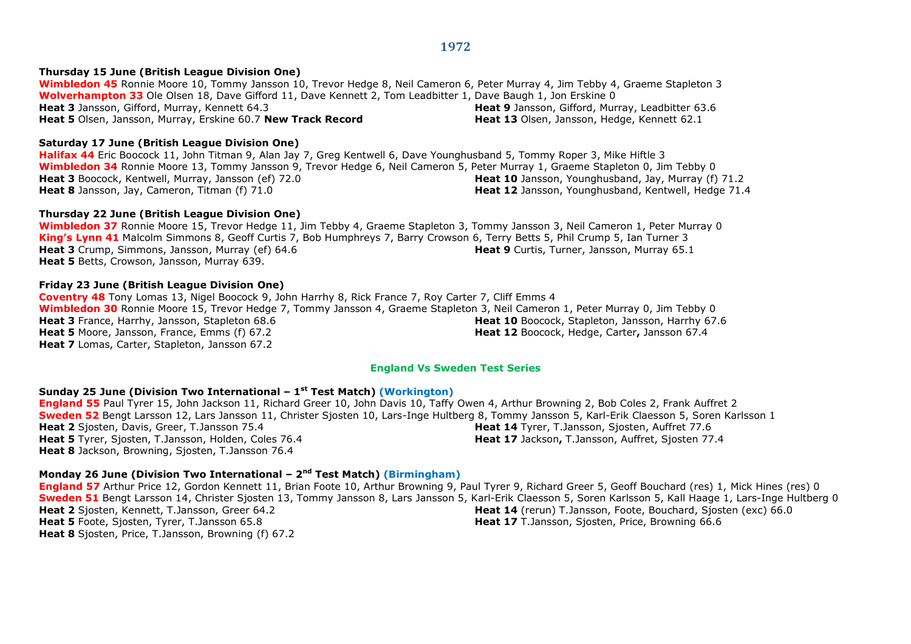# 1972

**Thursday 15 June (British League Division One)**

**Wimbledon 45** Ronnie Moore 10, Tommy Jansson 10, Trevor Hedge 8, Neil Cameron 6, Peter Murray 4, Jim Tebby 4, Graeme Stapleton 3
**Wolverhampton 33** Ole Olsen 18, Dave Gifford 11, Dave Kennett 2, Tom Leadbitter 1, Dave Baugh 1, Jon Erskine 0
**Heat 3** Jansson, Gifford, Murray, Kennett 64.3
**Heat 5** Olsen, Jansson, Murray, Erskine 60.7 **New Track Record**
**Heat 9** Jansson, Gifford, Murray, Leadbitter 63.6
**Heat 13** Olsen, Jansson, Hedge, Kennett 62.1

**Saturday 17 June (British League Division One)**

**Halifax 44** Eric Boocock 11, John Titman 9, Alan Jay 7, Greg Kentwell 6, Dave Younghusband 5, Tommy Roper 3, Mike Hiftle 3
**Wimbledon 34** Ronnie Moore 13, Tommy Jansson 9, Trevor Hedge 6, Neil Cameron 5, Peter Murray 1, Graeme Stapleton 0, Jim Tebby 0
**Heat 3** Boocock, Kentwell, Murray, Jansson (ef) 72.0
**Heat 8** Jansson, Jay, Cameron, Titman (f) 71.0
**Heat 10** Jansson, Younghusband, Jay, Murray (f) 71.2
**Heat 12** Jansson, Younghusband, Kentwell, Hedge 71.4

**Thursday 22 June (British League Division One)**

**Wimbledon 37** Ronnie Moore 15, Trevor Hedge 11, Jim Tebby 4, Graeme Stapleton 3, Tommy Jansson 3, Neil Cameron 1, Peter Murray 0
**King's Lynn 41** Malcolm Simmons 8, Geoff Curtis 7, Bob Humphreys 7, Barry Crowson 6, Terry Betts 5, Phil Crump 5, Ian Turner 3
**Heat 3** Crump, Simmons, Jansson, Murray (ef) 64.6
**Heat 5** Betts, Crowson, Jansson, Murray 639.
**Heat 9** Curtis, Turner, Jansson, Murray 65.1

**Friday 23 June (British League Division One)**

**Coventry 48** Tony Lomas 13, Nigel Boocock 9, John Harrhy 8, Rick France 7, Roy Carter 7, Cliff Emms 4
**Wimbledon 30** Ronnie Moore 15, Trevor Hedge 7, Tommy Jansson 4, Graeme Stapleton 3, Neil Cameron 1, Peter Murray 0, Jim Tebby 0
**Heat 3** France, Harrhy, Jansson, Stapleton 68.6
**Heat 5** Moore, Jansson, France, Emms (f) 67.2
**Heat 7** Lomas, Carter, Stapleton, Jansson 67.2
**Heat 10** Boocock, Stapleton, Jansson, Harrhy 67.6
**Heat 12** Boocock, Hedge, Carter**,** Jansson 67.4

## England Vs Sweden Test Series

**Sunday 25 June (Division Two International – 1st Test Match) (Workington)**

**England 55** Paul Tyrer 15, John Jackson 11, Richard Greer 10, John Davis 10, Taffy Owen 4, Arthur Browning 2, Bob Coles 2, Frank Auffret 2
**Sweden 52** Bengt Larsson 12, Lars Jansson 11, Christer Sjosten 10, Lars-Inge Hultberg 8, Tommy Jansson 5, Karl-Erik Claesson 5, Soren Karlsson 1
**Heat 2** Sjosten, Davis, Greer, T.Jansson 75.4
**Heat 5** Tyrer, Sjosten, T.Jansson, Holden, Coles 76.4
**Heat 8** Jackson, Browning, Sjosten, T.Jansson 76.4
**Heat 14** Tyrer, T.Jansson, Sjosten, Auffret 77.6
**Heat 17** Jackson**,** T.Jansson, Auffret, Sjosten 77.4

**Monday 26 June (Division Two International – 2nd Test Match) (Birmingham)**

**England 57** Arthur Price 12, Gordon Kennett 11, Brian Foote 10, Arthur Browning 9, Paul Tyrer 9, Richard Greer 5, Geoff Bouchard (res) 1, Mick Hines (res) 0
**Sweden 51** Bengt Larsson 14, Christer Sjosten 13, Tommy Jansson 8, Lars Jansson 5, Karl-Erik Claesson 5, Soren Karlsson 5, Kall Haage 1, Lars-Inge Hultberg 0
**Heat 2** Sjosten, Kennett, T.Jansson, Greer 64.2
**Heat 5** Foote, Sjosten, Tyrer, T.Jansson 65.8
**Heat 8** Sjosten, Price, T.Jansson, Browning (f) 67.2
**Heat 14** (rerun) T.Jansson, Foote, Bouchard, Sjosten (exc) 66.0
**Heat 17** T.Jansson, Sjosten, Price, Browning 66.6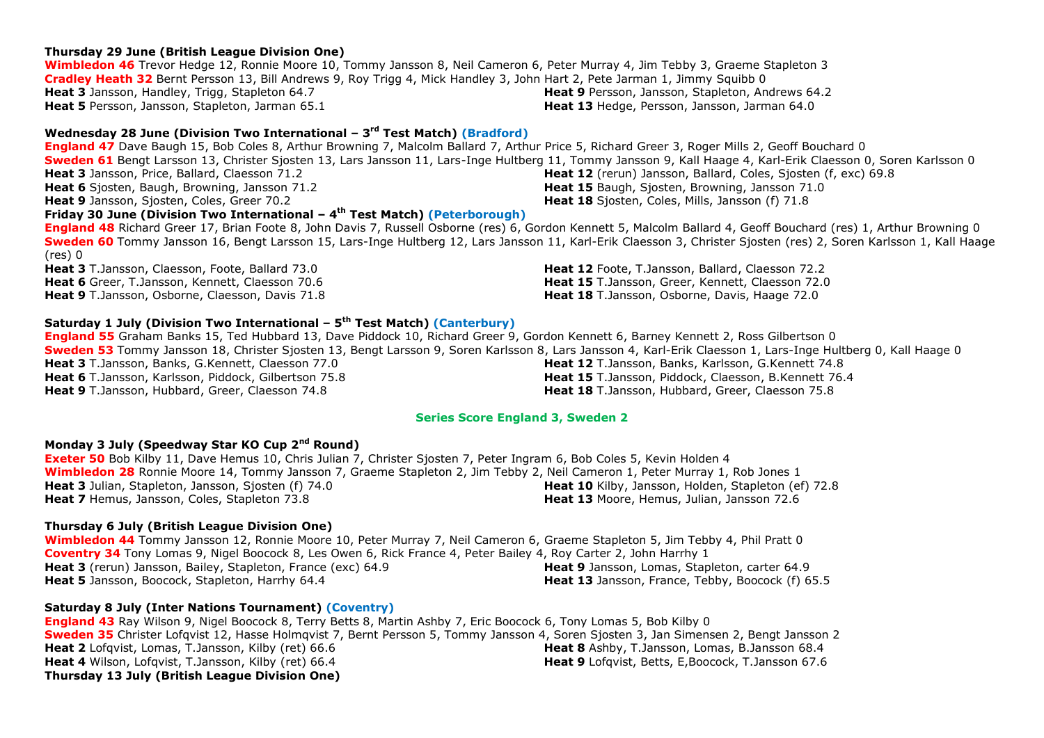**Thursday 29 June (British League Division One)**

**Wimbledon 46** Trevor Hedge 12, Ronnie Moore 10, Tommy Jansson 8, Neil Cameron 6, Peter Murray 4, Jim Tebby 3, Graeme Stapleton 3
**Cradley Heath 32** Bernt Persson 13, Bill Andrews 9, Roy Trigg 4, Mick Handley 3, John Hart 2, Pete Jarman 1, Jimmy Squibb 0
**Heat 3** Jansson, Handley, Trigg, Stapleton 64.7
**Heat 5** Persson, Jansson, Stapleton, Jarman 65.1
**Heat 9** Persson, Jansson, Stapleton, Andrews 64.2
**Heat 13** Hedge, Persson, Jansson, Jarman 64.0

**Wednesday 28 June (Division Two International – 3rd Test Match) (Bradford)**

**England 47** Dave Baugh 15, Bob Coles 8, Arthur Browning 7, Malcolm Ballard 7, Arthur Price 5, Richard Greer 3, Roger Mills 2, Geoff Bouchard 0
**Sweden 61** Bengt Larsson 13, Christer Sjosten 13, Lars Jansson 11, Lars-Inge Hultberg 11, Tommy Jansson 9, Kall Haage 4, Karl-Erik Claesson 0, Soren Karlsson 0
**Heat 3** Jansson, Price, Ballard, Claesson 71.2
**Heat 6** Sjosten, Baugh, Browning, Jansson 71.2
**Heat 9** Jansson, Sjosten, Coles, Greer 70.2
**Heat 12** (rerun) Jansson, Ballard, Coles, Sjosten (f, exc) 69.8
**Heat 15** Baugh, Sjosten, Browning, Jansson 71.0
**Heat 18** Sjosten, Coles, Mills, Jansson (f) 71.8

**Friday 30 June (Division Two International – 4th Test Match) (Peterborough)**

**England 48** Richard Greer 17, Brian Foote 8, John Davis 7, Russell Osborne (res) 6, Gordon Kennett 5, Malcolm Ballard 4, Geoff Bouchard (res) 1, Arthur Browning 0
**Sweden 60** Tommy Jansson 16, Bengt Larsson 15, Lars-Inge Hultberg 12, Lars Jansson 11, Karl-Erik Claesson 3, Christer Sjosten (res) 2, Soren Karlsson 1, Kall Haage (res) 0
**Heat 3** T.Jansson, Claesson, Foote, Ballard 73.0
**Heat 6** Greer, T.Jansson, Kennett, Claesson 70.6
**Heat 9** T.Jansson, Osborne, Claesson, Davis 71.8
**Heat 12** Foote, T.Jansson, Ballard, Claesson 72.2
**Heat 15** T.Jansson, Greer, Kennett, Claesson 72.0
**Heat 18** T.Jansson, Osborne, Davis, Haage 72.0

**Saturday 1 July (Division Two International – 5th Test Match) (Canterbury)**

**England 55** Graham Banks 15, Ted Hubbard 13, Dave Piddock 10, Richard Greer 9, Gordon Kennett 6, Barney Kennett 2, Ross Gilbertson 0
**Sweden 53** Tommy Jansson 18, Christer Sjosten 13, Bengt Larsson 9, Soren Karlsson 8, Lars Jansson 4, Karl-Erik Claesson 1, Lars-Inge Hultberg 0, Kall Haage 0
**Heat 3** T.Jansson, Banks, G.Kennett, Claesson 77.0
**Heat 6** T.Jansson, Karlsson, Piddock, Gilbertson 75.8
**Heat 9** T.Jansson, Hubbard, Greer, Claesson 74.8
**Heat 12** T.Jansson, Banks, Karlsson, G.Kennett 74.8
**Heat 15** T.Jansson, Piddock, Claesson, B.Kennett 76.4
**Heat 18** T.Jansson, Hubbard, Greer, Claesson 75.8

**Series Score England 3, Sweden 2**

**Monday 3 July (Speedway Star KO Cup 2nd Round)**

**Exeter 50** Bob Kilby 11, Dave Hemus 10, Chris Julian 7, Christer Sjosten 7, Peter Ingram 6, Bob Coles 5, Kevin Holden 4
**Wimbledon 28** Ronnie Moore 14, Tommy Jansson 7, Graeme Stapleton 2, Jim Tebby 2, Neil Cameron 1, Peter Murray 1, Rob Jones 1
**Heat 3** Julian, Stapleton, Jansson, Sjosten (f) 74.0
**Heat 7** Hemus, Jansson, Coles, Stapleton 73.8
**Heat 10** Kilby, Jansson, Holden, Stapleton (ef) 72.8
**Heat 13** Moore, Hemus, Julian, Jansson 72.6

**Thursday 6 July (British League Division One)**

**Wimbledon 44** Tommy Jansson 12, Ronnie Moore 10, Peter Murray 7, Neil Cameron 6, Graeme Stapleton 5, Jim Tebby 4, Phil Pratt 0
**Coventry 34** Tony Lomas 9, Nigel Boocock 8, Les Owen 6, Rick France 4, Peter Bailey 4, Roy Carter 2, John Harrhy 1
**Heat 3** (rerun) Jansson, Bailey, Stapleton, France (exc) 64.9
**Heat 5** Jansson, Boocock, Stapleton, Harrhy 64.4
**Heat 9** Jansson, Lomas, Stapleton, carter 64.9
**Heat 13** Jansson, France, Tebby, Boocock (f) 65.5

**Saturday 8 July (Inter Nations Tournament) (Coventry)**

**England 43** Ray Wilson 9, Nigel Boocock 8, Terry Betts 8, Martin Ashby 7, Eric Boocock 6, Tony Lomas 5, Bob Kilby 0
**Sweden 35** Christer Lofqvist 12, Hasse Holmqvist 7, Bernt Persson 5, Tommy Jansson 4, Soren Sjosten 3, Jan Simensen 2, Bengt Jansson 2
**Heat 2** Lofqvist, Lomas, T.Jansson, Kilby (ret) 66.6
**Heat 4** Wilson, Lofqvist, T.Jansson, Kilby (ret) 66.4
**Heat 8** Ashby, T.Jansson, Lomas, B.Jansson 68.4
**Heat 9** Lofqvist, Betts, E,Boocock, T.Jansson 67.6

**Thursday 13 July (British League Division One)**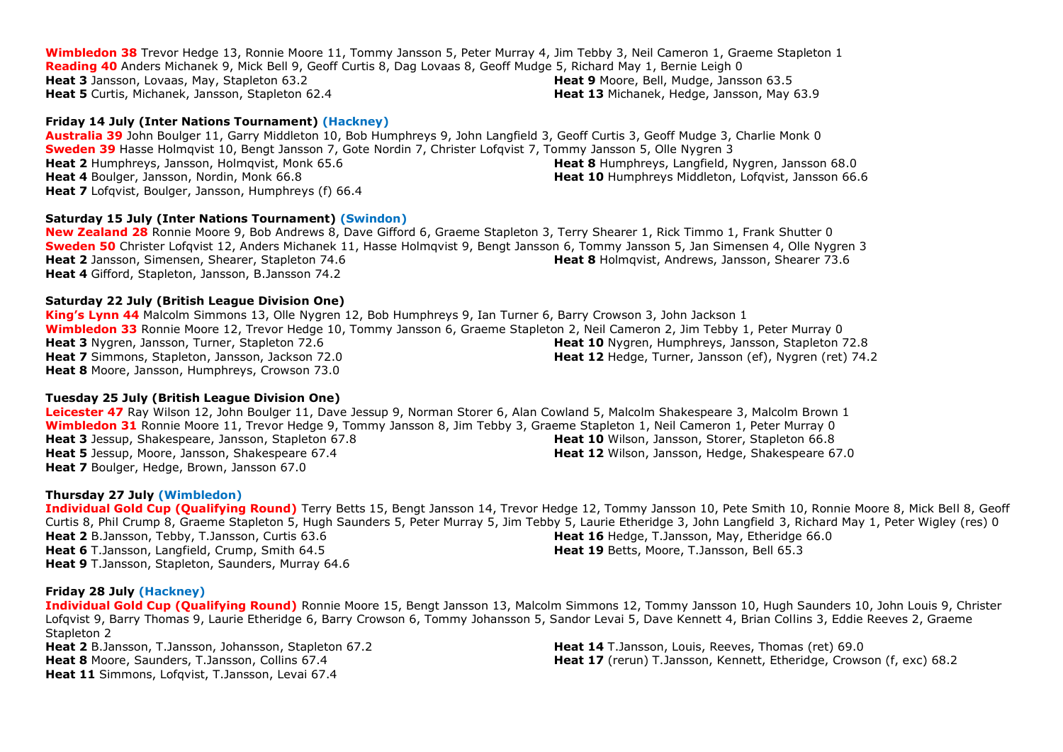**Wimbledon 38** Trevor Hedge 13, Ronnie Moore 11, Tommy Jansson 5, Peter Murray 4, Jim Tebby 3, Neil Cameron 1, Graeme Stapleton 1
**Reading 40** Anders Michanek 9, Mick Bell 9, Geoff Curtis 8, Dag Lovaas 8, Geoff Mudge 5, Richard May 1, Bernie Leigh 0
**Heat 3** Jansson, Lovaas, May, Stapleton 63.2
**Heat 5** Curtis, Michanek, Jansson, Stapleton 62.4
**Heat 9** Moore, Bell, Mudge, Jansson 63.5
**Heat 13** Michanek, Hedge, Jansson, May 63.9

**Friday 14 July (Inter Nations Tournament) (Hackney)**
**Australia 39** John Boulger 11, Garry Middleton 10, Bob Humphreys 9, John Langfield 3, Geoff Curtis 3, Geoff Mudge 3, Charlie Monk 0
**Sweden 39** Hasse Holmqvist 10, Bengt Jansson 7, Gote Nordin 7, Christer Lofqvist 7, Tommy Jansson 5, Olle Nygren 3
**Heat 2** Humphreys, Jansson, Holmqvist, Monk 65.6
**Heat 4** Boulger, Jansson, Nordin, Monk 66.8
**Heat 7** Lofqvist, Boulger, Jansson, Humphreys (f) 66.4
**Heat 8** Humphreys, Langfield, Nygren, Jansson 68.0
**Heat 10** Humphreys Middleton, Lofqvist, Jansson 66.6

**Saturday 15 July (Inter Nations Tournament) (Swindon)**
**New Zealand 28** Ronnie Moore 9, Bob Andrews 8, Dave Gifford 6, Graeme Stapleton 3, Terry Shearer 1, Rick Timmo 1, Frank Shutter 0
**Sweden 50** Christer Lofqvist 12, Anders Michanek 11, Hasse Holmqvist 9, Bengt Jansson 6, Tommy Jansson 5, Jan Simensen 4, Olle Nygren 3
**Heat 2** Jansson, Simensen, Shearer, Stapleton 74.6
**Heat 4** Gifford, Stapleton, Jansson, B.Jansson 74.2
**Heat 8** Holmqvist, Andrews, Jansson, Shearer 73.6

**Saturday 22 July (British League Division One)**
**King's Lynn 44** Malcolm Simmons 13, Olle Nygren 12, Bob Humphreys 9, Ian Turner 6, Barry Crowson 3, John Jackson 1
**Wimbledon 33** Ronnie Moore 12, Trevor Hedge 10, Tommy Jansson 6, Graeme Stapleton 2, Neil Cameron 2, Jim Tebby 1, Peter Murray 0
**Heat 3** Nygren, Jansson, Turner, Stapleton 72.6
**Heat 7** Simmons, Stapleton, Jansson, Jackson 72.0
**Heat 8** Moore, Jansson, Humphreys, Crowson 73.0
**Heat 10** Nygren, Humphreys, Jansson, Stapleton 72.8
**Heat 12** Hedge, Turner, Jansson (ef), Nygren (ret) 74.2

**Tuesday 25 July (British League Division One)**
**Leicester 47** Ray Wilson 12, John Boulger 11, Dave Jessup 9, Norman Storer 6, Alan Cowland 5, Malcolm Shakespeare 3, Malcolm Brown 1
**Wimbledon 31** Ronnie Moore 11, Trevor Hedge 9, Tommy Jansson 8, Jim Tebby 3, Graeme Stapleton 1, Neil Cameron 1, Peter Murray 0
**Heat 3** Jessup, Shakespeare, Jansson, Stapleton 67.8
**Heat 5** Jessup, Moore, Jansson, Shakespeare 67.4
**Heat 7** Boulger, Hedge, Brown, Jansson 67.0
**Heat 10** Wilson, Jansson, Storer, Stapleton 66.8
**Heat 12** Wilson, Jansson, Hedge, Shakespeare 67.0

**Thursday 27 July (Wimbledon)**
**Individual Gold Cup (Qualifying Round)** Terry Betts 15, Bengt Jansson 14, Trevor Hedge 12, Tommy Jansson 10, Pete Smith 10, Ronnie Moore 8, Mick Bell 8, Geoff Curtis 8, Phil Crump 8, Graeme Stapleton 5, Hugh Saunders 5, Peter Murray 5, Jim Tebby 5, Laurie Etheridge 3, John Langfield 3, Richard May 1, Peter Wigley (res) 0
**Heat 2** B.Jansson, Tebby, T.Jansson, Curtis 63.6
**Heat 6** T.Jansson, Langfield, Crump, Smith 64.5
**Heat 9** T.Jansson, Stapleton, Saunders, Murray 64.6
**Heat 16** Hedge, T.Jansson, May, Etheridge 66.0
**Heat 19** Betts, Moore, T.Jansson, Bell 65.3

**Friday 28 July (Hackney)**
**Individual Gold Cup (Qualifying Round)** Ronnie Moore 15, Bengt Jansson 13, Malcolm Simmons 12, Tommy Jansson 10, Hugh Saunders 10, John Louis 9, Christer Lofqvist 9, Barry Thomas 9, Laurie Etheridge 6, Barry Crowson 6, Tommy Johansson 5, Sandor Levai 5, Dave Kennett 4, Brian Collins 3, Eddie Reeves 2, Graeme Stapleton 2
**Heat 2** B.Jansson, T.Jansson, Johansson, Stapleton 67.2
**Heat 8** Moore, Saunders, T.Jansson, Collins 67.4
**Heat 11** Simmons, Lofqvist, T.Jansson, Levai 67.4
**Heat 14** T.Jansson, Louis, Reeves, Thomas (ret) 69.0
**Heat 17** (rerun) T.Jansson, Kennett, Etheridge, Crowson (f, exc) 68.2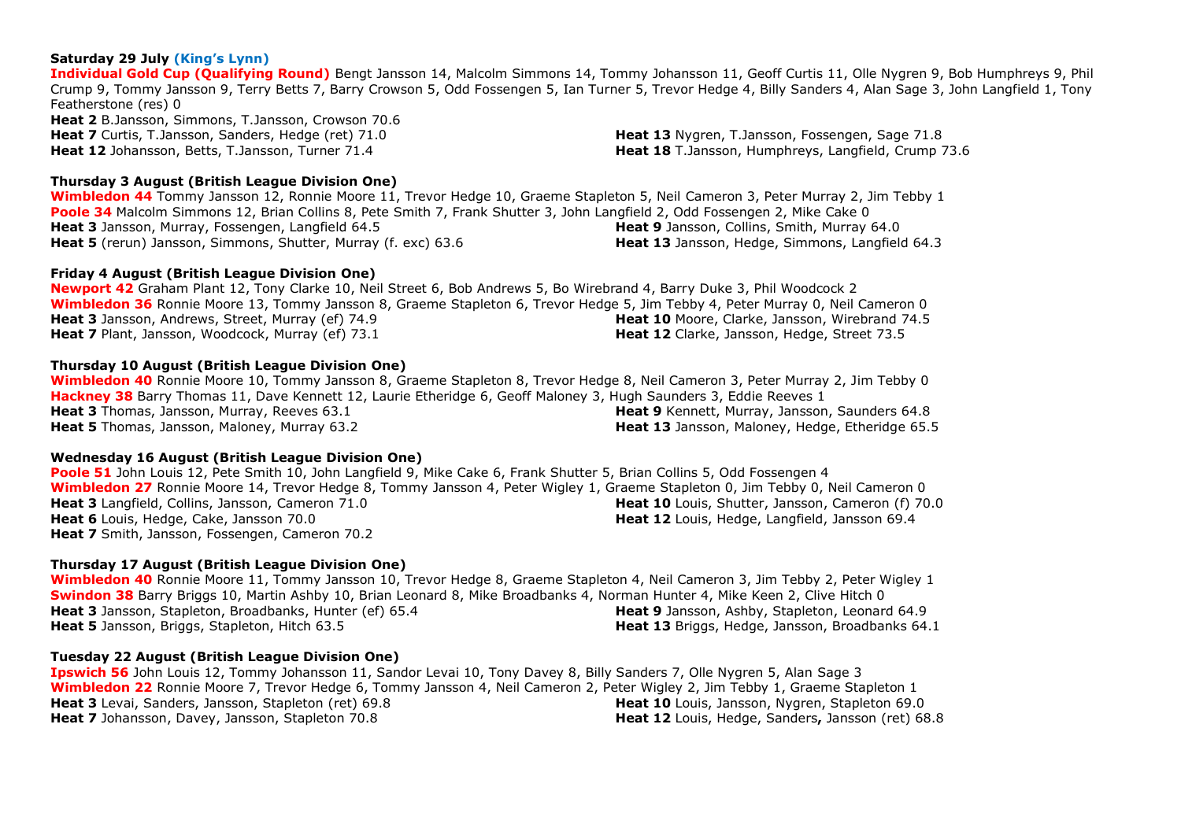**Saturday 29 July (King's Lynn)**

**Individual Gold Cup (Qualifying Round)** Bengt Jansson 14, Malcolm Simmons 14, Tommy Johansson 11, Geoff Curtis 11, Olle Nygren 9, Bob Humphreys 9, Phil Crump 9, Tommy Jansson 9, Terry Betts 7, Barry Crowson 5, Odd Fossengen 5, Ian Turner 5, Trevor Hedge 4, Billy Sanders 4, Alan Sage 3, John Langfield 1, Tony Featherstone (res) 0

**Heat 2** B.Jansson, Simmons, T.Jansson, Crowson 70.6
**Heat 7** Curtis, T.Jansson, Sanders, Hedge (ret) 71.0
**Heat 12** Johansson, Betts, T.Jansson, Turner 71.4
**Heat 13** Nygren, T.Jansson, Fossengen, Sage 71.8
**Heat 18** T.Jansson, Humphreys, Langfield, Crump 73.6

**Thursday 3 August (British League Division One)**

**Wimbledon 44** Tommy Jansson 12, Ronnie Moore 11, Trevor Hedge 10, Graeme Stapleton 5, Neil Cameron 3, Peter Murray 2, Jim Tebby 1
**Poole 34** Malcolm Simmons 12, Brian Collins 8, Pete Smith 7, Frank Shutter 3, John Langfield 2, Odd Fossengen 2, Mike Cake 0
**Heat 3** Jansson, Murray, Fossengen, Langfield 64.5
**Heat 5** (rerun) Jansson, Simmons, Shutter, Murray (f. exc) 63.6
**Heat 9** Jansson, Collins, Smith, Murray 64.0
**Heat 13** Jansson, Hedge, Simmons, Langfield 64.3

**Friday 4 August (British League Division One)**

**Newport 42** Graham Plant 12, Tony Clarke 10, Neil Street 6, Bob Andrews 5, Bo Wirebrand 4, Barry Duke 3, Phil Woodcock 2
**Wimbledon 36** Ronnie Moore 13, Tommy Jansson 8, Graeme Stapleton 6, Trevor Hedge 5, Jim Tebby 4, Peter Murray 0, Neil Cameron 0
**Heat 3** Jansson, Andrews, Street, Murray (ef) 74.9
**Heat 7** Plant, Jansson, Woodcock, Murray (ef) 73.1
**Heat 10** Moore, Clarke, Jansson, Wirebrand 74.5
**Heat 12** Clarke, Jansson, Hedge, Street 73.5

**Thursday 10 August (British League Division One)**

**Wimbledon 40** Ronnie Moore 10, Tommy Jansson 8, Graeme Stapleton 8, Trevor Hedge 8, Neil Cameron 3, Peter Murray 2, Jim Tebby 0
**Hackney 38** Barry Thomas 11, Dave Kennett 12, Laurie Etheridge 6, Geoff Maloney 3, Hugh Saunders 3, Eddie Reeves 1
**Heat 3** Thomas, Jansson, Murray, Reeves 63.1
**Heat 5** Thomas, Jansson, Maloney, Murray 63.2
**Heat 9** Kennett, Murray, Jansson, Saunders 64.8
**Heat 13** Jansson, Maloney, Hedge, Etheridge 65.5

**Wednesday 16 August (British League Division One)**

**Poole 51** John Louis 12, Pete Smith 10, John Langfield 9, Mike Cake 6, Frank Shutter 5, Brian Collins 5, Odd Fossengen 4
**Wimbledon 27** Ronnie Moore 14, Trevor Hedge 8, Tommy Jansson 4, Peter Wigley 1, Graeme Stapleton 0, Jim Tebby 0, Neil Cameron 0
**Heat 3** Langfield, Collins, Jansson, Cameron 71.0
**Heat 6** Louis, Hedge, Cake, Jansson 70.0
**Heat 7** Smith, Jansson, Fossengen, Cameron 70.2
**Heat 10** Louis, Shutter, Jansson, Cameron (f) 70.0
**Heat 12** Louis, Hedge, Langfield, Jansson 69.4

**Thursday 17 August (British League Division One)**

**Wimbledon 40** Ronnie Moore 11, Tommy Jansson 10, Trevor Hedge 8, Graeme Stapleton 4, Neil Cameron 3, Jim Tebby 2, Peter Wigley 1
**Swindon 38** Barry Briggs 10, Martin Ashby 10, Brian Leonard 8, Mike Broadbanks 4, Norman Hunter 4, Mike Keen 2, Clive Hitch 0
**Heat 3** Jansson, Stapleton, Broadbanks, Hunter (ef) 65.4
**Heat 5** Jansson, Briggs, Stapleton, Hitch 63.5
**Heat 9** Jansson, Ashby, Stapleton, Leonard 64.9
**Heat 13** Briggs, Hedge, Jansson, Broadbanks 64.1

**Tuesday 22 August (British League Division One)**

**Ipswich 56** John Louis 12, Tommy Johansson 11, Sandor Levai 10, Tony Davey 8, Billy Sanders 7, Olle Nygren 5, Alan Sage 3
**Wimbledon 22** Ronnie Moore 7, Trevor Hedge 6, Tommy Jansson 4, Neil Cameron 2, Peter Wigley 2, Jim Tebby 1, Graeme Stapleton 1
**Heat 3** Levai, Sanders, Jansson, Stapleton (ret) 69.8
**Heat 7** Johansson, Davey, Jansson, Stapleton 70.8
**Heat 10** Louis, Jansson, Nygren, Stapleton 69.0
**Heat 12** Louis, Hedge, Sanders, Jansson (ret) 68.8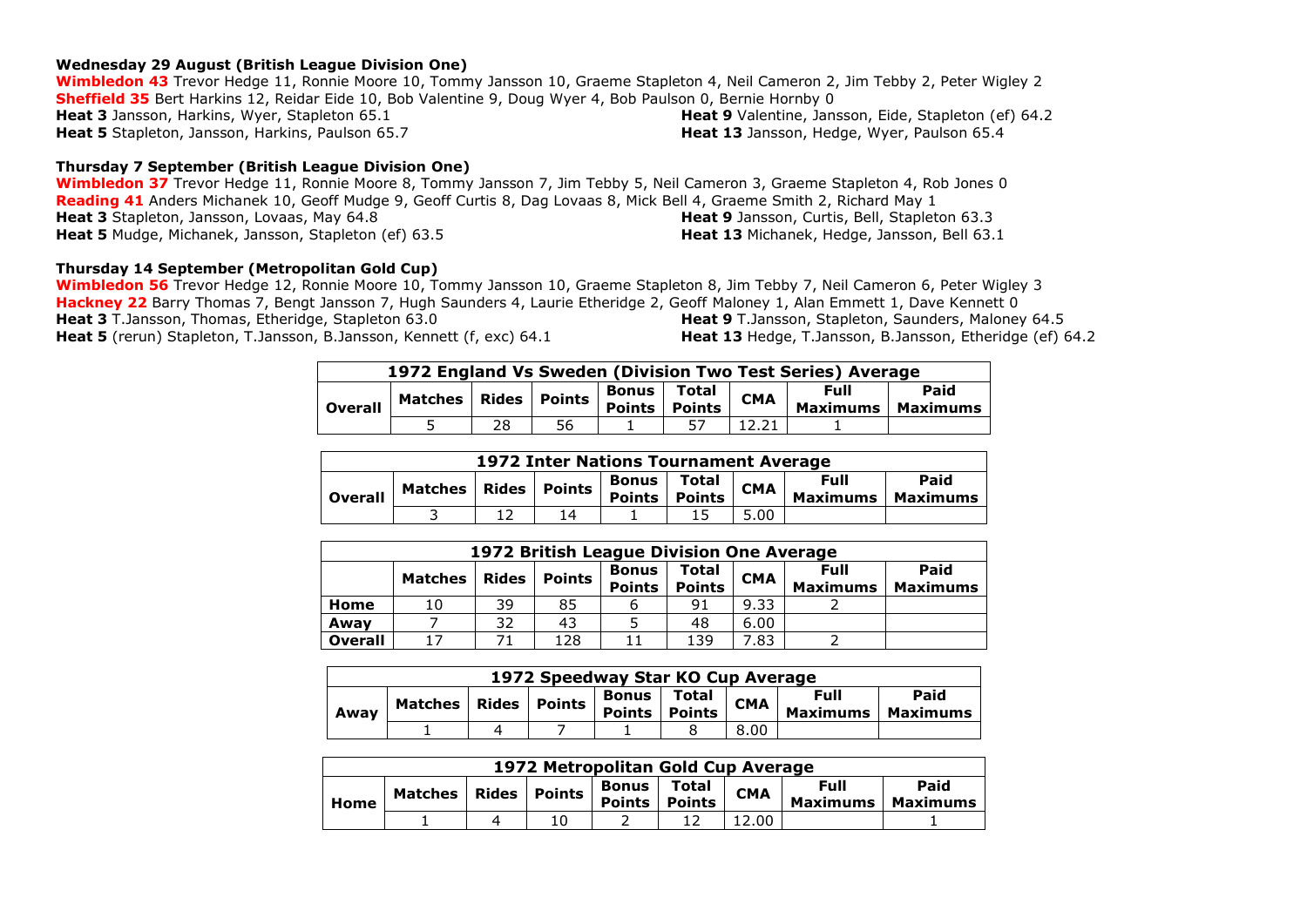**Wednesday 29 August (British League Division One)**

**Wimbledon 43** Trevor Hedge 11, Ronnie Moore 10, Tommy Jansson 10, Graeme Stapleton 4, Neil Cameron 2, Jim Tebby 2, Peter Wigley 2
**Sheffield 35** Bert Harkins 12, Reidar Eide 10, Bob Valentine 9, Doug Wyer 4, Bob Paulson 0, Bernie Hornby 0
**Heat 3** Jansson, Harkins, Wyer, Stapleton 65.1
**Heat 5** Stapleton, Jansson, Harkins, Paulson 65.7
**Heat 9** Valentine, Jansson, Eide, Stapleton (ef) 64.2
**Heat 13** Jansson, Hedge, Wyer, Paulson 65.4

**Thursday 7 September (British League Division One)**

**Wimbledon 37** Trevor Hedge 11, Ronnie Moore 8, Tommy Jansson 7, Jim Tebby 5, Neil Cameron 3, Graeme Stapleton 4, Rob Jones 0
**Reading 41** Anders Michanek 10, Geoff Mudge 9, Geoff Curtis 8, Dag Lovaas 8, Mick Bell 4, Graeme Smith 2, Richard May 1
**Heat 3** Stapleton, Jansson, Lovaas, May 64.8
**Heat 5** Mudge, Michanek, Jansson, Stapleton (ef) 63.5
**Heat 9** Jansson, Curtis, Bell, Stapleton 63.3
**Heat 13** Michanek, Hedge, Jansson, Bell 63.1

**Thursday 14 September (Metropolitan Gold Cup)**

**Wimbledon 56** Trevor Hedge 12, Ronnie Moore 10, Tommy Jansson 10, Graeme Stapleton 8, Jim Tebby 7, Neil Cameron 6, Peter Wigley 3
**Hackney 22** Barry Thomas 7, Bengt Jansson 7, Hugh Saunders 4, Laurie Etheridge 2, Geoff Maloney 1, Alan Emmett 1, Dave Kennett 0
**Heat 3** T.Jansson, Thomas, Etheridge, Stapleton 63.0
**Heat 5** (rerun) Stapleton, T.Jansson, B.Jansson, Kennett (f, exc) 64.1
**Heat 9** T.Jansson, Stapleton, Saunders, Maloney 64.5
**Heat 13** Hedge, T.Jansson, B.Jansson, Etheridge (ef) 64.2

| 1972 England Vs Sweden (Division Two Test Series) Average | | | | | | | | |
|---|---|---|---|---|---|---|---|---|
| Overall | Matches | Rides | Points | Bonus Points | Total Points | CMA | Full Maximums | Paid Maximums |
| | 5 | 28 | 56 | 1 | 57 | 12.21 | 1 | |

| 1972 Inter Nations Tournament Average | | | | | | | | |
|---|---|---|---|---|---|---|---|---|
| Overall | Matches | Rides | Points | Bonus Points | Total Points | CMA | Full Maximums | Paid Maximums |
| | 3 | 12 | 14 | 1 | 15 | 5.00 | | |

| 1972 British League Division One Average | | | | | | | | |
|---|---|---|---|---|---|---|---|---|
| | Matches | Rides | Points | Bonus Points | Total Points | CMA | Full Maximums | Paid Maximums |
| Home | 10 | 39 | 85 | 6 | 91 | 9.33 | 2 | |
| Away | 7 | 32 | 43 | 5 | 48 | 6.00 | | |
| Overall | 17 | 71 | 128 | 11 | 139 | 7.83 | 2 | |

| 1972 Speedway Star KO Cup Average | | | | | | | | |
|---|---|---|---|---|---|---|---|---|
| Away | Matches | Rides | Points | Bonus Points | Total Points | CMA | Full Maximums | Paid Maximums |
| | 1 | 4 | 7 | 1 | 8 | 8.00 | | |

| 1972 Metropolitan Gold Cup Average | | | | | | | | |
|---|---|---|---|---|---|---|---|---|
| Home | Matches | Rides | Points | Bonus Points | Total Points | CMA | Full Maximums | Paid Maximums |
| | 1 | 4 | 10 | 2 | 12 | 12.00 | | 1 |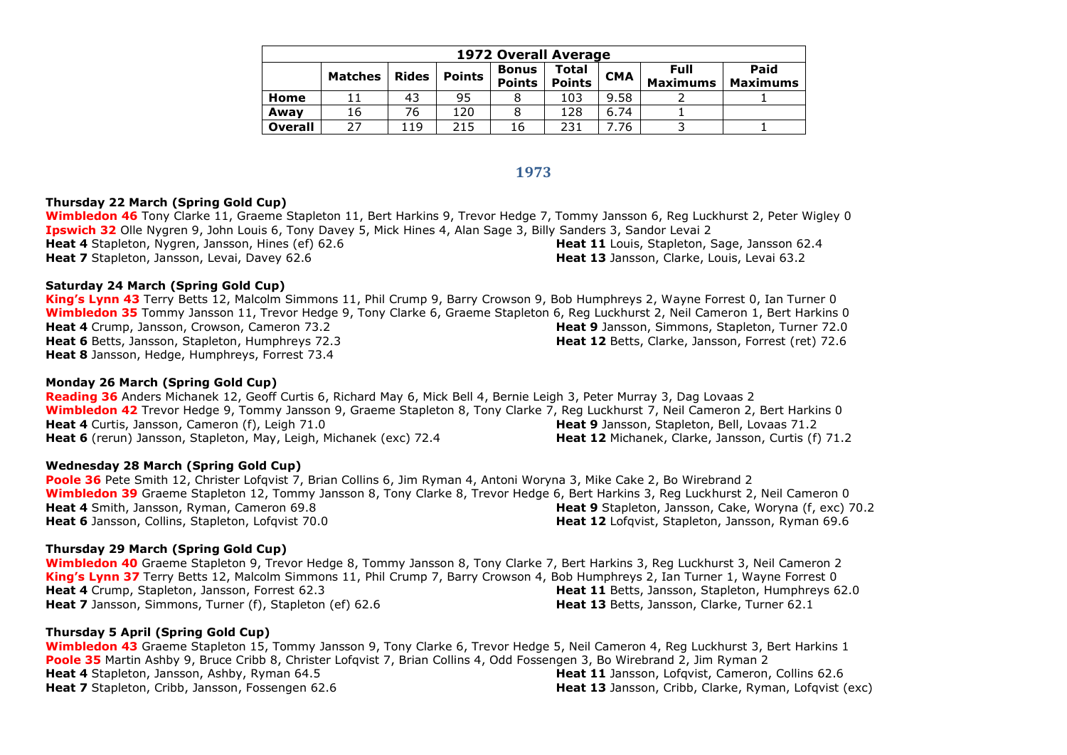| 1972 Overall Average | | | | | | | | |
|---|---|---|---|---|---|---|---|---|
| | Matches | Rides | Points | Bonus Points | Total Points | CMA | Full Maximums | Paid Maximums |
| **Home** | 11 | 43 | 95 | 8 | 103 | 9.58 | 2 | 1 |
| **Away** | 16 | 76 | 120 | 8 | 128 | 6.74 | 1 | |
| **Overall** | 27 | 119 | 215 | 16 | 231 | 7.76 | 3 | 1 |

## 1973

**Thursday 22 March (Spring Gold Cup)**
**Wimbledon 46** Tony Clarke 11, Graeme Stapleton 11, Bert Harkins 9, Trevor Hedge 7, Tommy Jansson 6, Reg Luckhurst 2, Peter Wigley 0
**Ipswich 32** Olle Nygren 9, John Louis 6, Tony Davey 5, Mick Hines 4, Alan Sage 3, Billy Sanders 3, Sandor Levai 2
**Heat 4** Stapleton, Nygren, Jansson, Hines (ef) 62.6
**Heat 7** Stapleton, Jansson, Levai, Davey 62.6
**Heat 11** Louis, Stapleton, Sage, Jansson 62.4
**Heat 13** Jansson, Clarke, Louis, Levai 63.2

**Saturday 24 March (Spring Gold Cup)**
**King's Lynn 43** Terry Betts 12, Malcolm Simmons 11, Phil Crump 9, Barry Crowson 9, Bob Humphreys 2, Wayne Forrest 0, Ian Turner 0
**Wimbledon 35** Tommy Jansson 11, Trevor Hedge 9, Tony Clarke 6, Graeme Stapleton 6, Reg Luckhurst 2, Neil Cameron 1, Bert Harkins 0
**Heat 4** Crump, Jansson, Crowson, Cameron 73.2
**Heat 6** Betts, Jansson, Stapleton, Humphreys 72.3
**Heat 8** Jansson, Hedge, Humphreys, Forrest 73.4
**Heat 9** Jansson, Simmons, Stapleton, Turner 72.0
**Heat 12** Betts, Clarke, Jansson, Forrest (ret) 72.6

**Monday 26 March (Spring Gold Cup)**
**Reading 36** Anders Michanek 12, Geoff Curtis 6, Richard May 6, Mick Bell 4, Bernie Leigh 3, Peter Murray 3, Dag Lovaas 2
**Wimbledon 42** Trevor Hedge 9, Tommy Jansson 9, Graeme Stapleton 8, Tony Clarke 7, Reg Luckhurst 7, Neil Cameron 2, Bert Harkins 0
**Heat 4** Curtis, Jansson, Cameron (f), Leigh 71.0
**Heat 6** (rerun) Jansson, Stapleton, May, Leigh, Michanek (exc) 72.4
**Heat 9** Jansson, Stapleton, Bell, Lovaas 71.2
**Heat 12** Michanek, Clarke, Jansson, Curtis (f) 71.2

**Wednesday 28 March (Spring Gold Cup)**
**Poole 36** Pete Smith 12, Christer Lofqvist 7, Brian Collins 6, Jim Ryman 4, Antoni Woryna 3, Mike Cake 2, Bo Wirebrand 2
**Wimbledon 39** Graeme Stapleton 12, Tommy Jansson 8, Tony Clarke 8, Trevor Hedge 6, Bert Harkins 3, Reg Luckhurst 2, Neil Cameron 0
**Heat 4** Smith, Jansson, Ryman, Cameron 69.8
**Heat 6** Jansson, Collins, Stapleton, Lofqvist 70.0
**Heat 9** Stapleton, Jansson, Cake, Woryna (f, exc) 70.2
**Heat 12** Lofqvist, Stapleton, Jansson, Ryman 69.6

**Thursday 29 March (Spring Gold Cup)**
**Wimbledon 40** Graeme Stapleton 9, Trevor Hedge 8, Tommy Jansson 8, Tony Clarke 7, Bert Harkins 3, Reg Luckhurst 3, Neil Cameron 2
**King's Lynn 37** Terry Betts 12, Malcolm Simmons 11, Phil Crump 7, Barry Crowson 4, Bob Humphreys 2, Ian Turner 1, Wayne Forrest 0
**Heat 4** Crump, Stapleton, Jansson, Forrest 62.3
**Heat 7** Jansson, Simmons, Turner (f), Stapleton (ef) 62.6
**Heat 11** Betts, Jansson, Stapleton, Humphreys 62.0
**Heat 13** Betts, Jansson, Clarke, Turner 62.1

**Thursday 5 April (Spring Gold Cup)**
**Wimbledon 43** Graeme Stapleton 15, Tommy Jansson 9, Tony Clarke 6, Trevor Hedge 5, Neil Cameron 4, Reg Luckhurst 3, Bert Harkins 1
**Poole 35** Martin Ashby 9, Bruce Cribb 8, Christer Lofqvist 7, Brian Collins 4, Odd Fossengen 3, Bo Wirebrand 2, Jim Ryman 2
**Heat 4** Stapleton, Jansson, Ashby, Ryman 64.5
**Heat 7** Stapleton, Cribb, Jansson, Fossengen 62.6
**Heat 11** Jansson, Lofqvist, Cameron, Collins 62.6
**Heat 13** Jansson, Cribb, Clarke, Ryman, Lofqvist (exc)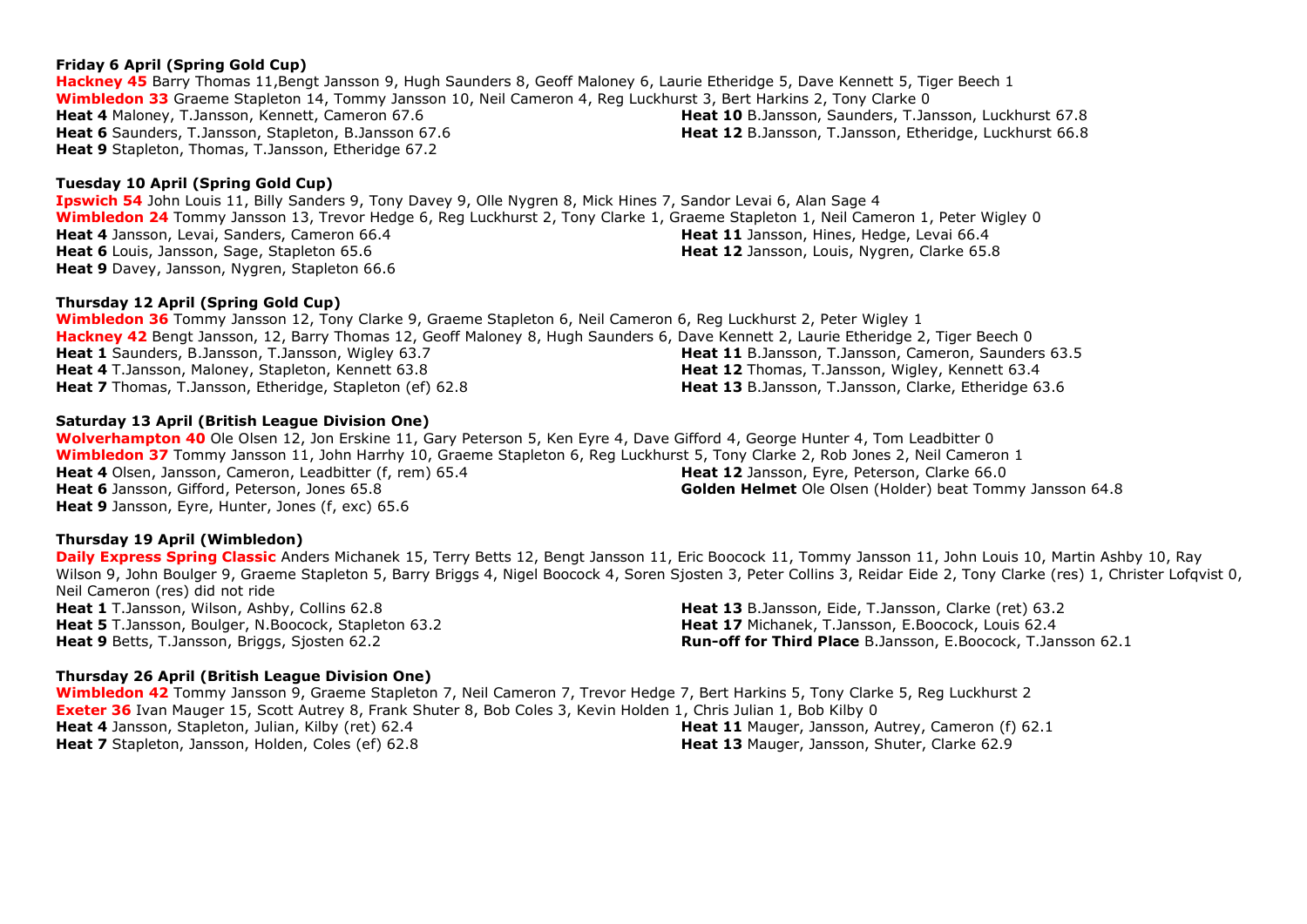**Friday 6 April (Spring Gold Cup)**

**Hackney 45** Barry Thomas 11,Bengt Jansson 9, Hugh Saunders 8, Geoff Maloney 6, Laurie Etheridge 5, Dave Kennett 5, Tiger Beech 1
**Wimbledon 33** Graeme Stapleton 14, Tommy Jansson 10, Neil Cameron 4, Reg Luckhurst 3, Bert Harkins 2, Tony Clarke 0
**Heat 4** Maloney, T.Jansson, Kennett, Cameron 67.6
**Heat 6** Saunders, T.Jansson, Stapleton, B.Jansson 67.6
**Heat 9** Stapleton, Thomas, T.Jansson, Etheridge 67.2
**Heat 10** B.Jansson, Saunders, T.Jansson, Luckhurst 67.8
**Heat 12** B.Jansson, T.Jansson, Etheridge, Luckhurst 66.8

**Tuesday 10 April (Spring Gold Cup)**

**Ipswich 54** John Louis 11, Billy Sanders 9, Tony Davey 9, Olle Nygren 8, Mick Hines 7, Sandor Levai 6, Alan Sage 4
**Wimbledon 24** Tommy Jansson 13, Trevor Hedge 6, Reg Luckhurst 2, Tony Clarke 1, Graeme Stapleton 1, Neil Cameron 1, Peter Wigley 0
**Heat 4** Jansson, Levai, Sanders, Cameron 66.4
**Heat 6** Louis, Jansson, Sage, Stapleton 65.6
**Heat 9** Davey, Jansson, Nygren, Stapleton 66.6
**Heat 11** Jansson, Hines, Hedge, Levai 66.4
**Heat 12** Jansson, Louis, Nygren, Clarke 65.8

**Thursday 12 April (Spring Gold Cup)**

**Wimbledon 36** Tommy Jansson 12, Tony Clarke 9, Graeme Stapleton 6, Neil Cameron 6, Reg Luckhurst 2, Peter Wigley 1
**Hackney 42** Bengt Jansson, 12, Barry Thomas 12, Geoff Maloney 8, Hugh Saunders 6, Dave Kennett 2, Laurie Etheridge 2, Tiger Beech 0
**Heat 1** Saunders, B.Jansson, T.Jansson, Wigley 63.7
**Heat 4** T.Jansson, Maloney, Stapleton, Kennett 63.8
**Heat 7** Thomas, T.Jansson, Etheridge, Stapleton (ef) 62.8
**Heat 11** B.Jansson, T.Jansson, Cameron, Saunders 63.5
**Heat 12** Thomas, T.Jansson, Wigley, Kennett 63.4
**Heat 13** B.Jansson, T.Jansson, Clarke, Etheridge 63.6

**Saturday 13 April (British League Division One)**

**Wolverhampton 40** Ole Olsen 12, Jon Erskine 11, Gary Peterson 5, Ken Eyre 4, Dave Gifford 4, George Hunter 4, Tom Leadbitter 0
**Wimbledon 37** Tommy Jansson 11, John Harrhy 10, Graeme Stapleton 6, Reg Luckhurst 5, Tony Clarke 2, Rob Jones 2, Neil Cameron 1
**Heat 4** Olsen, Jansson, Cameron, Leadbitter (f, rem) 65.4
**Heat 6** Jansson, Gifford, Peterson, Jones 65.8
**Heat 9** Jansson, Eyre, Hunter, Jones (f, exc) 65.6
**Heat 12** Jansson, Eyre, Peterson, Clarke 66.0
**Golden Helmet** Ole Olsen (Holder) beat Tommy Jansson 64.8

**Thursday 19 April (Wimbledon)**

**Daily Express Spring Classic** Anders Michanek 15, Terry Betts 12, Bengt Jansson 11, Eric Boocock 11, Tommy Jansson 11, John Louis 10, Martin Ashby 10, Ray Wilson 9, John Boulger 9, Graeme Stapleton 5, Barry Briggs 4, Nigel Boocock 4, Soren Sjosten 3, Peter Collins 3, Reidar Eide 2, Tony Clarke (res) 1, Christer Lofqvist 0, Neil Cameron (res) did not ride
**Heat 1** T.Jansson, Wilson, Ashby, Collins 62.8
**Heat 5** T.Jansson, Boulger, N.Boocock, Stapleton 63.2
**Heat 9** Betts, T.Jansson, Briggs, Sjosten 62.2
**Heat 13** B.Jansson, Eide, T.Jansson, Clarke (ret) 63.2
**Heat 17** Michanek, T.Jansson, E.Boocock, Louis 62.4
**Run-off for Third Place** B.Jansson, E.Boocock, T.Jansson 62.1

**Thursday 26 April (British League Division One)**

**Wimbledon 42** Tommy Jansson 9, Graeme Stapleton 7, Neil Cameron 7, Trevor Hedge 7, Bert Harkins 5, Tony Clarke 5, Reg Luckhurst 2
**Exeter 36** Ivan Mauger 15, Scott Autrey 8, Frank Shuter 8, Bob Coles 3, Kevin Holden 1, Chris Julian 1, Bob Kilby 0
**Heat 4** Jansson, Stapleton, Julian, Kilby (ret) 62.4
**Heat 7** Stapleton, Jansson, Holden, Coles (ef) 62.8
**Heat 11** Mauger, Jansson, Autrey, Cameron (f) 62.1
**Heat 13** Mauger, Jansson, Shuter, Clarke 62.9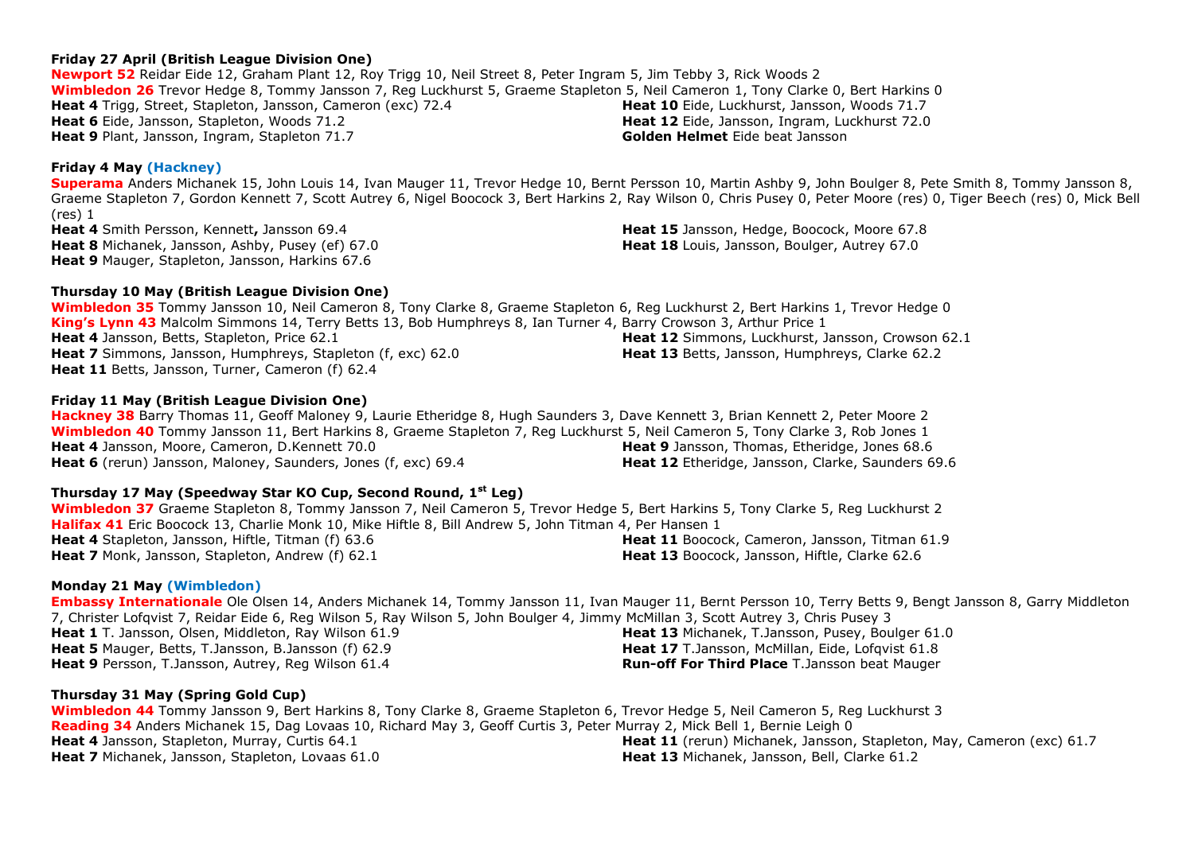**Friday 27 April (British League Division One)**

**Newport 52** Reidar Eide 12, Graham Plant 12, Roy Trigg 10, Neil Street 8, Peter Ingram 5, Jim Tebby 3, Rick Woods 2
**Wimbledon 26** Trevor Hedge 8, Tommy Jansson 7, Reg Luckhurst 5, Graeme Stapleton 5, Neil Cameron 1, Tony Clarke 0, Bert Harkins 0
**Heat 4** Trigg, Street, Stapleton, Jansson, Cameron (exc) 72.4
**Heat 6** Eide, Jansson, Stapleton, Woods 71.2
**Heat 9** Plant, Jansson, Ingram, Stapleton 71.7
**Heat 10** Eide, Luckhurst, Jansson, Woods 71.7
**Heat 12** Eide, Jansson, Ingram, Luckhurst 72.0
**Golden Helmet** Eide beat Jansson

**Friday 4 May (Hackney)**

**Superama** Anders Michanek 15, John Louis 14, Ivan Mauger 11, Trevor Hedge 10, Bernt Persson 10, Martin Ashby 9, John Boulger 8, Pete Smith 8, Tommy Jansson 8, Graeme Stapleton 7, Gordon Kennett 7, Scott Autrey 6, Nigel Boocock 3, Bert Harkins 2, Ray Wilson 0, Chris Pusey 0, Peter Moore (res) 0, Tiger Beech (res) 0, Mick Bell (res) 1
**Heat 4** Smith Persson, Kennett**,** Jansson 69.4
**Heat 8** Michanek, Jansson, Ashby, Pusey (ef) 67.0
**Heat 9** Mauger, Stapleton, Jansson, Harkins 67.6
**Heat 15** Jansson, Hedge, Boocock, Moore 67.8
**Heat 18** Louis, Jansson, Boulger, Autrey 67.0

**Thursday 10 May (British League Division One)**

**Wimbledon 35** Tommy Jansson 10, Neil Cameron 8, Tony Clarke 8, Graeme Stapleton 6, Reg Luckhurst 2, Bert Harkins 1, Trevor Hedge 0
**King's Lynn 43** Malcolm Simmons 14, Terry Betts 13, Bob Humphreys 8, Ian Turner 4, Barry Crowson 3, Arthur Price 1
**Heat 4** Jansson, Betts, Stapleton, Price 62.1
**Heat 7** Simmons, Jansson, Humphreys, Stapleton (f, exc) 62.0
**Heat 11** Betts, Jansson, Turner, Cameron (f) 62.4
**Heat 12** Simmons, Luckhurst, Jansson, Crowson 62.1
**Heat 13** Betts, Jansson, Humphreys, Clarke 62.2

**Friday 11 May (British League Division One)**

**Hackney 38** Barry Thomas 11, Geoff Maloney 9, Laurie Etheridge 8, Hugh Saunders 3, Dave Kennett 3, Brian Kennett 2, Peter Moore 2
**Wimbledon 40** Tommy Jansson 11, Bert Harkins 8, Graeme Stapleton 7, Reg Luckhurst 5, Neil Cameron 5, Tony Clarke 3, Rob Jones 1
**Heat 4** Jansson, Moore, Cameron, D.Kennett 70.0
**Heat 6** (rerun) Jansson, Maloney, Saunders, Jones (f, exc) 69.4
**Heat 9** Jansson, Thomas, Etheridge, Jones 68.6
**Heat 12** Etheridge, Jansson, Clarke, Saunders 69.6

**Thursday 17 May (Speedway Star KO Cup, Second Round, 1st Leg)**

**Wimbledon 37** Graeme Stapleton 8, Tommy Jansson 7, Neil Cameron 5, Trevor Hedge 5, Bert Harkins 5, Tony Clarke 5, Reg Luckhurst 2
**Halifax 41** Eric Boocock 13, Charlie Monk 10, Mike Hiftle 8, Bill Andrew 5, John Titman 4, Per Hansen 1
**Heat 4** Stapleton, Jansson, Hiftle, Titman (f) 63.6
**Heat 7** Monk, Jansson, Stapleton, Andrew (f) 62.1
**Heat 11** Boocock, Cameron, Jansson, Titman 61.9
**Heat 13** Boocock, Jansson, Hiftle, Clarke 62.6

**Monday 21 May (Wimbledon)**

**Embassy Internationale** Ole Olsen 14, Anders Michanek 14, Tommy Jansson 11, Ivan Mauger 11, Bernt Persson 10, Terry Betts 9, Bengt Jansson 8, Garry Middleton 7, Christer Lofqvist 7, Reidar Eide 6, Reg Wilson 5, Ray Wilson 5, John Boulger 4, Jimmy McMillan 3, Scott Autrey 3, Chris Pusey 3
**Heat 1** T. Jansson, Olsen, Middleton, Ray Wilson 61.9
**Heat 5** Mauger, Betts, T.Jansson, B.Jansson (f) 62.9
**Heat 9** Persson, T.Jansson, Autrey, Reg Wilson 61.4
**Heat 13** Michanek, T.Jansson, Pusey, Boulger 61.0
**Heat 17** T.Jansson, McMillan, Eide, Lofqvist 61.8
**Run-off For Third Place** T.Jansson beat Mauger

**Thursday 31 May (Spring Gold Cup)**

**Wimbledon 44** Tommy Jansson 9, Bert Harkins 8, Tony Clarke 8, Graeme Stapleton 6, Trevor Hedge 5, Neil Cameron 5, Reg Luckhurst 3
**Reading 34** Anders Michanek 15, Dag Lovaas 10, Richard May 3, Geoff Curtis 3, Peter Murray 2, Mick Bell 1, Bernie Leigh 0
**Heat 4** Jansson, Stapleton, Murray, Curtis 64.1
**Heat 7** Michanek, Jansson, Stapleton, Lovaas 61.0
**Heat 11** (rerun) Michanek, Jansson, Stapleton, May, Cameron (exc) 61.7
**Heat 13** Michanek, Jansson, Bell, Clarke 61.2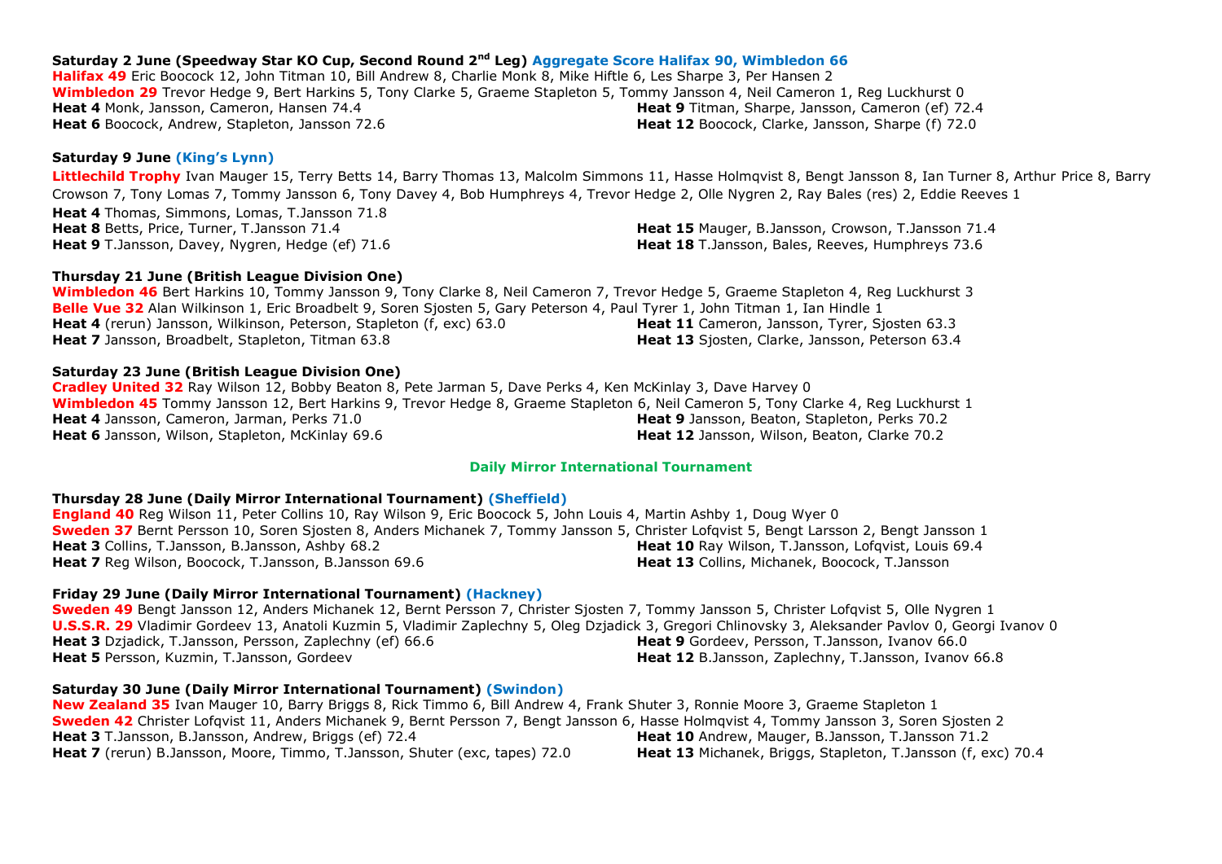**Saturday 2 June (Speedway Star KO Cup, Second Round 2nd Leg) Aggregate Score Halifax 90, Wimbledon 66**

**Halifax 49** Eric Boocock 12, John Titman 10, Bill Andrew 8, Charlie Monk 8, Mike Hiftle 6, Les Sharpe 3, Per Hansen 2
**Wimbledon 29** Trevor Hedge 9, Bert Harkins 5, Tony Clarke 5, Graeme Stapleton 5, Tommy Jansson 4, Neil Cameron 1, Reg Luckhurst 0
**Heat 4** Monk, Jansson, Cameron, Hansen 74.4
**Heat 6** Boocock, Andrew, Stapleton, Jansson 72.6
**Heat 9** Titman, Sharpe, Jansson, Cameron (ef) 72.4
**Heat 12** Boocock, Clarke, Jansson, Sharpe (f) 72.0

**Saturday 9 June (King's Lynn)**

**Littlechild Trophy** Ivan Mauger 15, Terry Betts 14, Barry Thomas 13, Malcolm Simmons 11, Hasse Holmqvist 8, Bengt Jansson 8, Ian Turner 8, Arthur Price 8, Barry Crowson 7, Tony Lomas 7, Tommy Jansson 6, Tony Davey 4, Bob Humphreys 4, Trevor Hedge 2, Olle Nygren 2, Ray Bales (res) 2, Eddie Reeves 1
**Heat 4** Thomas, Simmons, Lomas, T.Jansson 71.8
**Heat 8** Betts, Price, Turner, T.Jansson 71.4
**Heat 9** T.Jansson, Davey, Nygren, Hedge (ef) 71.6
**Heat 15** Mauger, B.Jansson, Crowson, T.Jansson 71.4
**Heat 18** T.Jansson, Bales, Reeves, Humphreys 73.6

**Thursday 21 June (British League Division One)**

**Wimbledon 46** Bert Harkins 10, Tommy Jansson 9, Tony Clarke 8, Neil Cameron 7, Trevor Hedge 5, Graeme Stapleton 4, Reg Luckhurst 3
**Belle Vue 32** Alan Wilkinson 1, Eric Broadbelt 9, Soren Sjosten 5, Gary Peterson 4, Paul Tyrer 1, John Titman 1, Ian Hindle 1
**Heat 4** (rerun) Jansson, Wilkinson, Peterson, Stapleton (f, exc) 63.0
**Heat 7** Jansson, Broadbelt, Stapleton, Titman 63.8
**Heat 11** Cameron, Jansson, Tyrer, Sjosten 63.3
**Heat 13** Sjosten, Clarke, Jansson, Peterson 63.4

**Saturday 23 June (British League Division One)**

**Cradley United 32** Ray Wilson 12, Bobby Beaton 8, Pete Jarman 5, Dave Perks 4, Ken McKinlay 3, Dave Harvey 0
**Wimbledon 45** Tommy Jansson 12, Bert Harkins 9, Trevor Hedge 8, Graeme Stapleton 6, Neil Cameron 5, Tony Clarke 4, Reg Luckhurst 1
**Heat 4** Jansson, Cameron, Jarman, Perks 71.0
**Heat 6** Jansson, Wilson, Stapleton, McKinlay 69.6
**Heat 9** Jansson, Beaton, Stapleton, Perks 70.2
**Heat 12** Jansson, Wilson, Beaton, Clarke 70.2

## Daily Mirror International Tournament

**Thursday 28 June (Daily Mirror International Tournament) (Sheffield)**

**England 40** Reg Wilson 11, Peter Collins 10, Ray Wilson 9, Eric Boocock 5, John Louis 4, Martin Ashby 1, Doug Wyer 0
**Sweden 37** Bernt Persson 10, Soren Sjosten 8, Anders Michanek 7, Tommy Jansson 5, Christer Lofqvist 5, Bengt Larsson 2, Bengt Jansson 1
**Heat 3** Collins, T.Jansson, B.Jansson, Ashby 68.2
**Heat 7** Reg Wilson, Boocock, T.Jansson, B.Jansson 69.6
**Heat 10** Ray Wilson, T.Jansson, Lofqvist, Louis 69.4
**Heat 13** Collins, Michanek, Boocock, T.Jansson

**Friday 29 June (Daily Mirror International Tournament) (Hackney)**

**Sweden 49** Bengt Jansson 12, Anders Michanek 12, Bernt Persson 7, Christer Sjosten 7, Tommy Jansson 5, Christer Lofqvist 5, Olle Nygren 1
**U.S.S.R. 29** Vladimir Gordeev 13, Anatoli Kuzmin 5, Vladimir Zaplechny 5, Oleg Dzjadick 3, Gregori Chlinovsky 3, Aleksander Pavlov 0, Georgi Ivanov 0
**Heat 3** Dzjadick, T.Jansson, Persson, Zaplechny (ef) 66.6
**Heat 5** Persson, Kuzmin, T.Jansson, Gordeev
**Heat 9** Gordeev, Persson, T.Jansson, Ivanov 66.0
**Heat 12** B.Jansson, Zaplechny, T.Jansson, Ivanov 66.8

**Saturday 30 June (Daily Mirror International Tournament) (Swindon)**

**New Zealand 35** Ivan Mauger 10, Barry Briggs 8, Rick Timmo 6, Bill Andrew 4, Frank Shuter 3, Ronnie Moore 3, Graeme Stapleton 1
**Sweden 42** Christer Lofqvist 11, Anders Michanek 9, Bernt Persson 7, Bengt Jansson 6, Hasse Holmqvist 4, Tommy Jansson 3, Soren Sjosten 2
**Heat 3** T.Jansson, B.Jansson, Andrew, Briggs (ef) 72.4
**Heat 7** (rerun) B.Jansson, Moore, Timmo, T.Jansson, Shuter (exc, tapes) 72.0
**Heat 10** Andrew, Mauger, B.Jansson, T.Jansson 71.2
**Heat 13** Michanek, Briggs, Stapleton, T.Jansson (f, exc) 70.4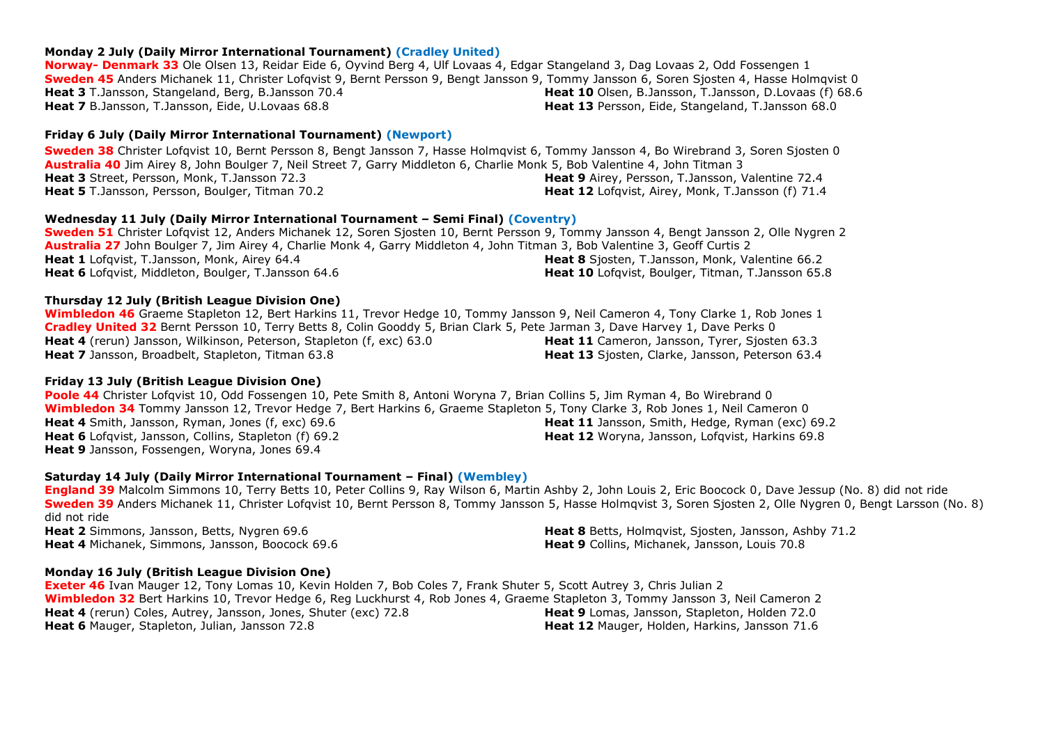**Monday 2 July (Daily Mirror International Tournament) (Cradley United)**

**Norway- Denmark 33** Ole Olsen 13, Reidar Eide 6, Oyvind Berg 4, Ulf Lovaas 4, Edgar Stangeland 3, Dag Lovaas 2, Odd Fossengen 1
**Sweden 45** Anders Michanek 11, Christer Lofqvist 9, Bernt Persson 9, Bengt Jansson 9, Tommy Jansson 6, Soren Sjosten 4, Hasse Holmqvist 0
**Heat 3** T.Jansson, Stangeland, Berg, B.Jansson 70.4
**Heat 7** B.Jansson, T.Jansson, Eide, U.Lovaas 68.8
**Heat 10** Olsen, B.Jansson, T.Jansson, D.Lovaas (f) 68.6
**Heat 13** Persson, Eide, Stangeland, T.Jansson 68.0

**Friday 6 July (Daily Mirror International Tournament) (Newport)**

**Sweden 38** Christer Lofqvist 10, Bernt Persson 8, Bengt Jansson 7, Hasse Holmqvist 6, Tommy Jansson 4, Bo Wirebrand 3, Soren Sjosten 0
**Australia 40** Jim Airey 8, John Boulger 7, Neil Street 7, Garry Middleton 6, Charlie Monk 5, Bob Valentine 4, John Titman 3
**Heat 3** Street, Persson, Monk, T.Jansson 72.3
**Heat 5** T.Jansson, Persson, Boulger, Titman 70.2
**Heat 9** Airey, Persson, T.Jansson, Valentine 72.4
**Heat 12** Lofqvist, Airey, Monk, T.Jansson (f) 71.4

**Wednesday 11 July (Daily Mirror International Tournament – Semi Final) (Coventry)**

**Sweden 51** Christer Lofqvist 12, Anders Michanek 12, Soren Sjosten 10, Bernt Persson 9, Tommy Jansson 4, Bengt Jansson 2, Olle Nygren 2
**Australia 27** John Boulger 7, Jim Airey 4, Charlie Monk 4, Garry Middleton 4, John Titman 3, Bob Valentine 3, Geoff Curtis 2
**Heat 1** Lofqvist, T.Jansson, Monk, Airey 64.4
**Heat 6** Lofqvist, Middleton, Boulger, T.Jansson 64.6
**Heat 8** Sjosten, T.Jansson, Monk, Valentine 66.2
**Heat 10** Lofqvist, Boulger, Titman, T.Jansson 65.8

**Thursday 12 July (British League Division One)**

**Wimbledon 46** Graeme Stapleton 12, Bert Harkins 11, Trevor Hedge 10, Tommy Jansson 9, Neil Cameron 4, Tony Clarke 1, Rob Jones 1
**Cradley United 32** Bernt Persson 10, Terry Betts 8, Colin Gooddy 5, Brian Clark 5, Pete Jarman 3, Dave Harvey 1, Dave Perks 0
**Heat 4** (rerun) Jansson, Wilkinson, Peterson, Stapleton (f, exc) 63.0
**Heat 7** Jansson, Broadbelt, Stapleton, Titman 63.8
**Heat 11** Cameron, Jansson, Tyrer, Sjosten 63.3
**Heat 13** Sjosten, Clarke, Jansson, Peterson 63.4

**Friday 13 July (British League Division One)**

**Poole 44** Christer Lofqvist 10, Odd Fossengen 10, Pete Smith 8, Antoni Woryna 7, Brian Collins 5, Jim Ryman 4, Bo Wirebrand 0
**Wimbledon 34** Tommy Jansson 12, Trevor Hedge 7, Bert Harkins 6, Graeme Stapleton 5, Tony Clarke 3, Rob Jones 1, Neil Cameron 0
**Heat 4** Smith, Jansson, Ryman, Jones (f, exc) 69.6
**Heat 6** Lofqvist, Jansson, Collins, Stapleton (f) 69.2
**Heat 9** Jansson, Fossengen, Woryna, Jones 69.4
**Heat 11** Jansson, Smith, Hedge, Ryman (exc) 69.2
**Heat 12** Woryna, Jansson, Lofqvist, Harkins 69.8

**Saturday 14 July (Daily Mirror International Tournament – Final) (Wembley)**

**England 39** Malcolm Simmons 10, Terry Betts 10, Peter Collins 9, Ray Wilson 6, Martin Ashby 2, John Louis 2, Eric Boocock 0, Dave Jessup (No. 8) did not ride
**Sweden 39** Anders Michanek 11, Christer Lofqvist 10, Bernt Persson 8, Tommy Jansson 5, Hasse Holmqvist 3, Soren Sjosten 2, Olle Nygren 0, Bengt Larsson (No. 8) did not ride
**Heat 2** Simmons, Jansson, Betts, Nygren 69.6
**Heat 4** Michanek, Simmons, Jansson, Boocock 69.6
**Heat 8** Betts, Holmqvist, Sjosten, Jansson, Ashby 71.2
**Heat 9** Collins, Michanek, Jansson, Louis 70.8

**Monday 16 July (British League Division One)**

**Exeter 46** Ivan Mauger 12, Tony Lomas 10, Kevin Holden 7, Bob Coles 7, Frank Shuter 5, Scott Autrey 3, Chris Julian 2
**Wimbledon 32** Bert Harkins 10, Trevor Hedge 6, Reg Luckhurst 4, Rob Jones 4, Graeme Stapleton 3, Tommy Jansson 3, Neil Cameron 2
**Heat 4** (rerun) Coles, Autrey, Jansson, Jones, Shuter (exc) 72.8
**Heat 6** Mauger, Stapleton, Julian, Jansson 72.8
**Heat 9** Lomas, Jansson, Stapleton, Holden 72.0
**Heat 12** Mauger, Holden, Harkins, Jansson 71.6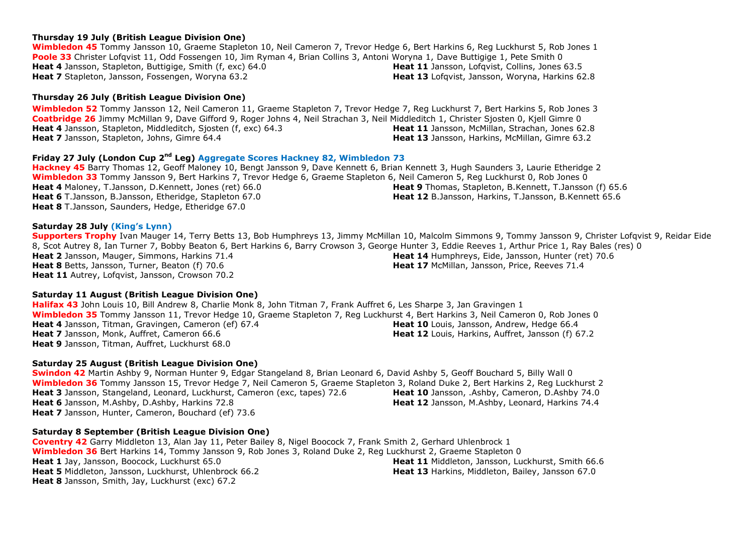**Thursday 19 July (British League Division One)**

**Wimbledon 45** Tommy Jansson 10, Graeme Stapleton 10, Neil Cameron 7, Trevor Hedge 6, Bert Harkins 6, Reg Luckhurst 5, Rob Jones 1
**Poole 33** Christer Lofqvist 11, Odd Fossengen 10, Jim Ryman 4, Brian Collins 3, Antoni Woryna 1, Dave Buttigige 1, Pete Smith 0
**Heat 4** Jansson, Stapleton, Buttigige, Smith (f, exc) 64.0
**Heat 7** Stapleton, Jansson, Fossengen, Woryna 63.2
**Heat 11** Jansson, Lofqvist, Collins, Jones 63.5
**Heat 13** Lofqvist, Jansson, Woryna, Harkins 62.8

**Thursday 26 July (British League Division One)**

**Wimbledon 52** Tommy Jansson 12, Neil Cameron 11, Graeme Stapleton 7, Trevor Hedge 7, Reg Luckhurst 7, Bert Harkins 5, Rob Jones 3
**Coatbridge 26** Jimmy McMillan 9, Dave Gifford 9, Roger Johns 4, Neil Strachan 3, Neil Middleditch 1, Christer Sjosten 0, Kjell Gimre 0
**Heat 4** Jansson, Stapleton, Middleditch, Sjosten (f, exc) 64.3
**Heat 7** Jansson, Stapleton, Johns, Gimre 64.4
**Heat 11** Jansson, McMillan, Strachan, Jones 62.8
**Heat 13** Jansson, Harkins, McMillan, Gimre 63.2

**Friday 27 July (London Cup 2nd Leg) Aggregate Scores Hackney 82, Wimbledon 73**

**Hackney 45** Barry Thomas 12, Geoff Maloney 10, Bengt Jansson 9, Dave Kennett 6, Brian Kennett 3, Hugh Saunders 3, Laurie Etheridge 2
**Wimbledon 33** Tommy Jansson 9, Bert Harkins 7, Trevor Hedge 6, Graeme Stapleton 6, Neil Cameron 5, Reg Luckhurst 0, Rob Jones 0
**Heat 4** Maloney, T.Jansson, D.Kennett, Jones (ret) 66.0
**Heat 6** T.Jansson, B.Jansson, Etheridge, Stapleton 67.0
**Heat 8** T.Jansson, Saunders, Hedge, Etheridge 67.0
**Heat 9** Thomas, Stapleton, B.Kennett, T.Jansson (f) 65.6
**Heat 12** B.Jansson, Harkins, T.Jansson, B.Kennett 65.6

**Saturday 28 July (King's Lynn)**

**Supporters Trophy** Ivan Mauger 14, Terry Betts 13, Bob Humphreys 13, Jimmy McMillan 10, Malcolm Simmons 9, Tommy Jansson 9, Christer Lofqvist 9, Reidar Eide 8, Scot Autrey 8, Ian Turner 7, Bobby Beaton 6, Bert Harkins 6, Barry Crowson 3, George Hunter 3, Eddie Reeves 1, Arthur Price 1, Ray Bales (res) 0
**Heat 2** Jansson, Mauger, Simmons, Harkins 71.4
**Heat 8** Betts, Jansson, Turner, Beaton (f) 70.6
**Heat 11** Autrey, Lofqvist, Jansson, Crowson 70.2
**Heat 14** Humphreys, Eide, Jansson, Hunter (ret) 70.6
**Heat 17** McMillan, Jansson, Price, Reeves 71.4

**Saturday 11 August (British League Division One)**

**Halifax 43** John Louis 10, Bill Andrew 8, Charlie Monk 8, John Titman 7, Frank Auffret 6, Les Sharpe 3, Jan Gravingen 1
**Wimbledon 35** Tommy Jansson 11, Trevor Hedge 10, Graeme Stapleton 7, Reg Luckhurst 4, Bert Harkins 3, Neil Cameron 0, Rob Jones 0
**Heat 4** Jansson, Titman, Gravingen, Cameron (ef) 67.4
**Heat 7** Jansson, Monk, Auffret, Cameron 66.6
**Heat 9** Jansson, Titman, Auffret, Luckhurst 68.0
**Heat 10** Louis, Jansson, Andrew, Hedge 66.4
**Heat 12** Louis, Harkins, Auffret, Jansson (f) 67.2

**Saturday 25 August (British League Division One)**

**Swindon 42** Martin Ashby 9, Norman Hunter 9, Edgar Stangeland 8, Brian Leonard 6, David Ashby 5, Geoff Bouchard 5, Billy Wall 0
**Wimbledon 36** Tommy Jansson 15, Trevor Hedge 7, Neil Cameron 5, Graeme Stapleton 3, Roland Duke 2, Bert Harkins 2, Reg Luckhurst 2
**Heat 3** Jansson, Stangeland, Leonard, Luckhurst, Cameron (exc, tapes) 72.6
**Heat 6** Jansson, M.Ashby, D.Ashby, Harkins 72.8
**Heat 7** Jansson, Hunter, Cameron, Bouchard (ef) 73.6
**Heat 10** Jansson, .Ashby, Cameron, D.Ashby 74.0
**Heat 12** Jansson, M.Ashby, Leonard, Harkins 74.4

**Saturday 8 September (British League Division One)**

**Coventry 42** Garry Middleton 13, Alan Jay 11, Peter Bailey 8, Nigel Boocock 7, Frank Smith 2, Gerhard Uhlenbrock 1
**Wimbledon 36** Bert Harkins 14, Tommy Jansson 9, Rob Jones 3, Roland Duke 2, Reg Luckhurst 2, Graeme Stapleton 0
**Heat 1** Jay, Jansson, Boocock, Luckhurst 65.0
**Heat 5** Middleton, Jansson, Luckhurst, Uhlenbrock 66.2
**Heat 8** Jansson, Smith, Jay, Luckhurst (exc) 67.2
**Heat 11** Middleton, Jansson, Luckhurst, Smith 66.6
**Heat 13** Harkins, Middleton, Bailey, Jansson 67.0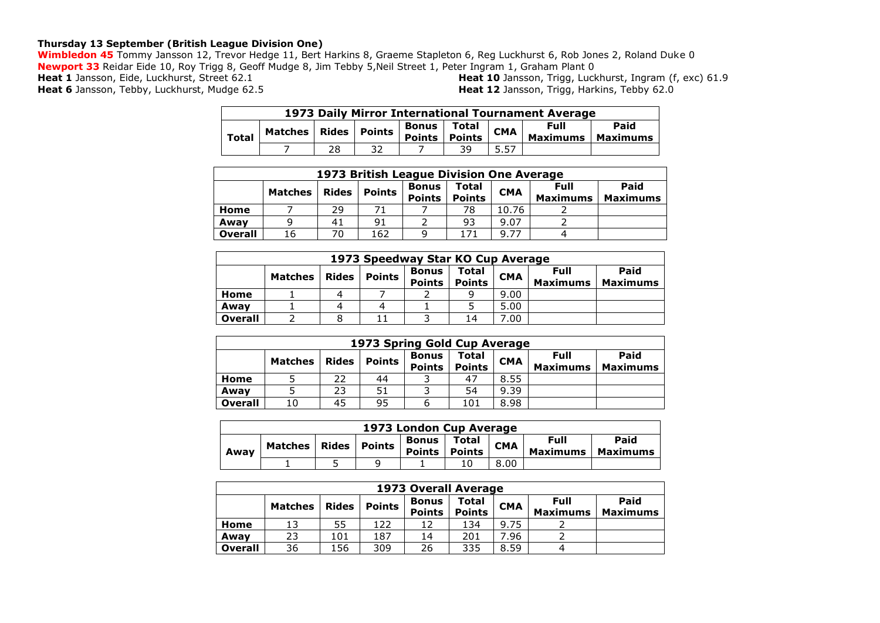**Thursday 13 September (British League Division One)**

**Wimbledon 45** Tommy Jansson 12, Trevor Hedge 11, Bert Harkins 8, Graeme Stapleton 6, Reg Luckhurst 6, Rob Jones 2, Roland Duke 0
**Newport 33** Reidar Eide 10, Roy Trigg 8, Geoff Mudge 8, Jim Tebby 5,Neil Street 1, Peter Ingram 1, Graham Plant 0
**Heat 1** Jansson, Eide, Luckhurst, Street 62.1
**Heat 6** Jansson, Tebby, Luckhurst, Mudge 62.5
**Heat 10** Jansson, Trigg, Luckhurst, Ingram (f, exc) 61.9
**Heat 12** Jansson, Trigg, Harkins, Tebby 62.0

| 1973 Daily Mirror International Tournament Average | | | | | | | | |
|---|---|---|---|---|---|---|---|---|
| Total | Matches | Rides | Points | Bonus Points | Total Points | CMA | Full Maximums | Paid Maximums |
| | 7 | 28 | 32 | 7 | 39 | 5.57 | | |

| 1973 British League Division One Average | | | | | | | | |
|---|---|---|---|---|---|---|---|---|
| | Matches | Rides | Points | Bonus Points | Total Points | CMA | Full Maximums | Paid Maximums |
| **Home** | 7 | 29 | 71 | 7 | 78 | 10.76 | 2 | |
| **Away** | 9 | 41 | 91 | 2 | 93 | 9.07 | 2 | |
| **Overall** | 16 | 70 | 162 | 9 | 171 | 9.77 | 4 | |

| 1973 Speedway Star KO Cup Average | | | | | | | | |
|---|---|---|---|---|---|---|---|---|
| | Matches | Rides | Points | Bonus Points | Total Points | CMA | Full Maximums | Paid Maximums |
| **Home** | 1 | 4 | 7 | 2 | 9 | 9.00 | | |
| **Away** | 1 | 4 | 4 | 1 | 5 | 5.00 | | |
| **Overall** | 2 | 8 | 11 | 3 | 14 | 7.00 | | |

| 1973 Spring Gold Cup Average | | | | | | | | |
|---|---|---|---|---|---|---|---|---|
| | Matches | Rides | Points | Bonus Points | Total Points | CMA | Full Maximums | Paid Maximums |
| **Home** | 5 | 22 | 44 | 3 | 47 | 8.55 | | |
| **Away** | 5 | 23 | 51 | 3 | 54 | 9.39 | | |
| **Overall** | 10 | 45 | 95 | 6 | 101 | 8.98 | | |

| 1973 London Cup Average | | | | | | | | |
|---|---|---|---|---|---|---|---|---|
| Away | Matches | Rides | Points | Bonus Points | Total Points | CMA | Full Maximums | Paid Maximums |
| | 1 | 5 | 9 | 1 | 10 | 8.00 | | |

| 1973 Overall Average | | | | | | | | |
|---|---|---|---|---|---|---|---|---|
| | Matches | Rides | Points | Bonus Points | Total Points | CMA | Full Maximums | Paid Maximums |
| **Home** | 13 | 55 | 122 | 12 | 134 | 9.75 | 2 | |
| **Away** | 23 | 101 | 187 | 14 | 201 | 7.96 | 2 | |
| **Overall** | 36 | 156 | 309 | 26 | 335 | 8.59 | 4 | |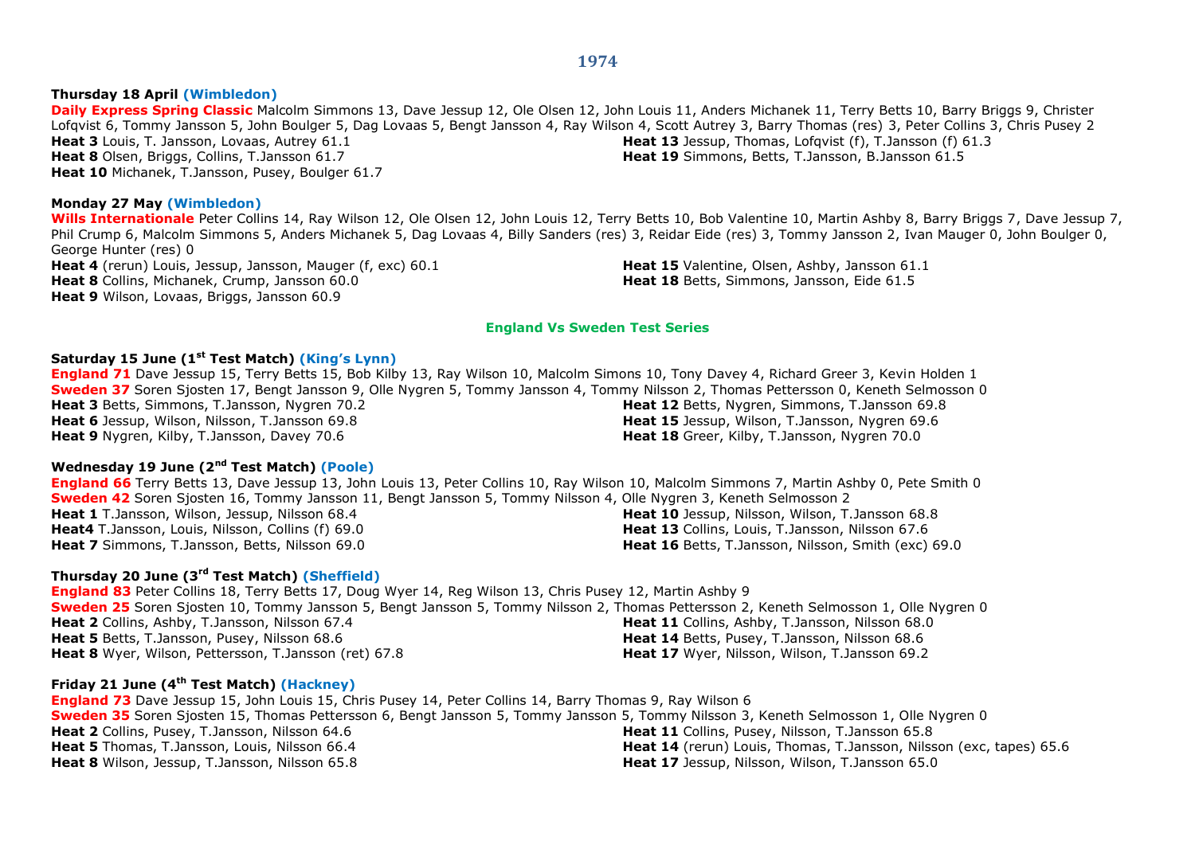# 1974

**Thursday 18 April (Wimbledon)**

**Daily Express Spring Classic** Malcolm Simmons 13, Dave Jessup 12, Ole Olsen 12, John Louis 11, Anders Michanek 11, Terry Betts 10, Barry Briggs 9, Christer Lofqvist 6, Tommy Jansson 5, John Boulger 5, Dag Lovaas 5, Bengt Jansson 4, Ray Wilson 4, Scott Autrey 3, Barry Thomas (res) 3, Peter Collins 3, Chris Pusey 2

**Heat 3** Louis, T. Jansson, Lovaas, Autrey 61.1
**Heat 8** Olsen, Briggs, Collins, T.Jansson 61.7
**Heat 10** Michanek, T.Jansson, Pusey, Boulger 61.7
**Heat 13** Jessup, Thomas, Lofqvist (f), T.Jansson (f) 61.3
**Heat 19** Simmons, Betts, T.Jansson, B.Jansson 61.5

**Monday 27 May (Wimbledon)**

**Wills Internationale** Peter Collins 14, Ray Wilson 12, Ole Olsen 12, John Louis 12, Terry Betts 10, Bob Valentine 10, Martin Ashby 8, Barry Briggs 7, Dave Jessup 7, Phil Crump 6, Malcolm Simmons 5, Anders Michanek 5, Dag Lovaas 4, Billy Sanders (res) 3, Reidar Eide (res) 3, Tommy Jansson 2, Ivan Mauger 0, John Boulger 0, George Hunter (res) 0

**Heat 4** (rerun) Louis, Jessup, Jansson, Mauger (f, exc) 60.1
**Heat 8** Collins, Michanek, Crump, Jansson 60.0
**Heat 9** Wilson, Lovaas, Briggs, Jansson 60.9
**Heat 15** Valentine, Olsen, Ashby, Jansson 61.1
**Heat 18** Betts, Simmons, Jansson, Eide 61.5

## England Vs Sweden Test Series

**Saturday 15 June (1st Test Match) (King's Lynn)**

**England 71** Dave Jessup 15, Terry Betts 15, Bob Kilby 13, Ray Wilson 10, Malcolm Simons 10, Tony Davey 4, Richard Greer 3, Kevin Holden 1
**Sweden 37** Soren Sjosten 17, Bengt Jansson 9, Olle Nygren 5, Tommy Jansson 4, Tommy Nilsson 2, Thomas Pettersson 0, Keneth Selmosson 0

**Heat 3** Betts, Simmons, T.Jansson, Nygren 70.2
**Heat 6** Jessup, Wilson, Nilsson, T.Jansson 69.8
**Heat 9** Nygren, Kilby, T.Jansson, Davey 70.6
**Heat 12** Betts, Nygren, Simmons, T.Jansson 69.8
**Heat 15** Jessup, Wilson, T.Jansson, Nygren 69.6
**Heat 18** Greer, Kilby, T.Jansson, Nygren 70.0

**Wednesday 19 June (2nd Test Match) (Poole)**

**England 66** Terry Betts 13, Dave Jessup 13, John Louis 13, Peter Collins 10, Ray Wilson 10, Malcolm Simmons 7, Martin Ashby 0, Pete Smith 0
**Sweden 42** Soren Sjosten 16, Tommy Jansson 11, Bengt Jansson 5, Tommy Nilsson 4, Olle Nygren 3, Keneth Selmosson 2

**Heat 1** T.Jansson, Wilson, Jessup, Nilsson 68.4
**Heat4** T.Jansson, Louis, Nilsson, Collins (f) 69.0
**Heat 7** Simmons, T.Jansson, Betts, Nilsson 69.0
**Heat 10** Jessup, Nilsson, Wilson, T.Jansson 68.8
**Heat 13** Collins, Louis, T.Jansson, Nilsson 67.6
**Heat 16** Betts, T.Jansson, Nilsson, Smith (exc) 69.0

**Thursday 20 June (3rd Test Match) (Sheffield)**

**England 83** Peter Collins 18, Terry Betts 17, Doug Wyer 14, Reg Wilson 13, Chris Pusey 12, Martin Ashby 9
**Sweden 25** Soren Sjosten 10, Tommy Jansson 5, Bengt Jansson 5, Tommy Nilsson 2, Thomas Pettersson 2, Keneth Selmosson 1, Olle Nygren 0

**Heat 2** Collins, Ashby, T.Jansson, Nilsson 67.4
**Heat 5** Betts, T.Jansson, Pusey, Nilsson 68.6
**Heat 8** Wyer, Wilson, Pettersson, T.Jansson (ret) 67.8
**Heat 11** Collins, Ashby, T.Jansson, Nilsson 68.0
**Heat 14** Betts, Pusey, T.Jansson, Nilsson 68.6
**Heat 17** Wyer, Nilsson, Wilson, T.Jansson 69.2

**Friday 21 June (4th Test Match) (Hackney)**

**England 73** Dave Jessup 15, John Louis 15, Chris Pusey 14, Peter Collins 14, Barry Thomas 9, Ray Wilson 6
**Sweden 35** Soren Sjosten 15, Thomas Pettersson 6, Bengt Jansson 5, Tommy Jansson 5, Tommy Nilsson 3, Keneth Selmosson 1, Olle Nygren 0

**Heat 2** Collins, Pusey, T.Jansson, Nilsson 64.6
**Heat 5** Thomas, T.Jansson, Louis, Nilsson 66.4
**Heat 8** Wilson, Jessup, T.Jansson, Nilsson 65.8
**Heat 11** Collins, Pusey, Nilsson, T.Jansson 65.8
**Heat 14** (rerun) Louis, Thomas, T.Jansson, Nilsson (exc, tapes) 65.6
**Heat 17** Jessup, Nilsson, Wilson, T.Jansson 65.0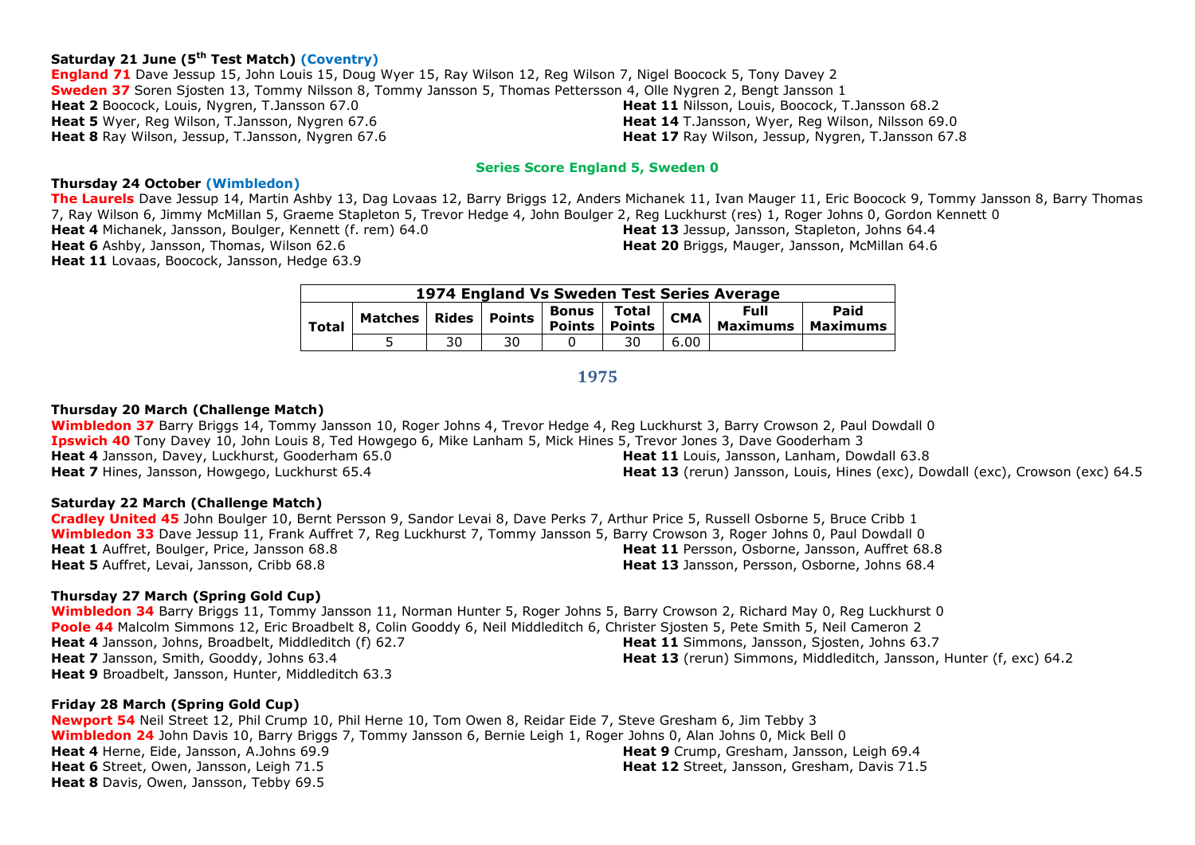**Saturday 21 June (5th Test Match) (Coventry)**

**England 71** Dave Jessup 15, John Louis 15, Doug Wyer 15, Ray Wilson 12, Reg Wilson 7, Nigel Boocock 5, Tony Davey 2
**Sweden 37** Soren Sjosten 13, Tommy Nilsson 8, Tommy Jansson 5, Thomas Pettersson 4, Olle Nygren 2, Bengt Jansson 1
**Heat 2** Boocock, Louis, Nygren, T.Jansson 67.0
**Heat 5** Wyer, Reg Wilson, T.Jansson, Nygren 67.6
**Heat 8** Ray Wilson, Jessup, T.Jansson, Nygren 67.6
**Heat 11** Nilsson, Louis, Boocock, T.Jansson 68.2
**Heat 14** T.Jansson, Wyer, Reg Wilson, Nilsson 69.0
**Heat 17** Ray Wilson, Jessup, Nygren, T.Jansson 67.8

**Series Score England 5, Sweden 0**

**Thursday 24 October (Wimbledon)**

**The Laurels** Dave Jessup 14, Martin Ashby 13, Dag Lovaas 12, Barry Briggs 12, Anders Michanek 11, Ivan Mauger 11, Eric Boocock 9, Tommy Jansson 8, Barry Thomas 7, Ray Wilson 6, Jimmy McMillan 5, Graeme Stapleton 5, Trevor Hedge 4, John Boulger 2, Reg Luckhurst (res) 1, Roger Johns 0, Gordon Kennett 0
**Heat 4** Michanek, Jansson, Boulger, Kennett (f. rem) 64.0
**Heat 6** Ashby, Jansson, Thomas, Wilson 62.6
**Heat 11** Lovaas, Boocock, Jansson, Hedge 63.9
**Heat 13** Jessup, Jansson, Stapleton, Johns 64.4
**Heat 20** Briggs, Mauger, Jansson, McMillan 64.6

| 1974 England Vs Sweden Test Series Average | | | | | | | | |
|---|---|---|---|---|---|---|---|---|
| Total | Matches | Rides | Points | Bonus Points | Total Points | CMA | Full Maximums | Paid Maximums |
| | 5 | 30 | 30 | 0 | 30 | 6.00 | | |

## 1975

**Thursday 20 March (Challenge Match)**

**Wimbledon 37** Barry Briggs 14, Tommy Jansson 10, Roger Johns 4, Trevor Hedge 4, Reg Luckhurst 3, Barry Crowson 2, Paul Dowdall 0
**Ipswich 40** Tony Davey 10, John Louis 8, Ted Howgego 6, Mike Lanham 5, Mick Hines 5, Trevor Jones 3, Dave Gooderham 3
**Heat 4** Jansson, Davey, Luckhurst, Gooderham 65.0
**Heat 7** Hines, Jansson, Howgego, Luckhurst 65.4
**Heat 11** Louis, Jansson, Lanham, Dowdall 63.8
**Heat 13** (rerun) Jansson, Louis, Hines (exc), Dowdall (exc), Crowson (exc) 64.5

**Saturday 22 March (Challenge Match)**

**Cradley United 45** John Boulger 10, Bernt Persson 9, Sandor Levai 8, Dave Perks 7, Arthur Price 5, Russell Osborne 5, Bruce Cribb 1
**Wimbledon 33** Dave Jessup 11, Frank Auffret 7, Reg Luckhurst 7, Tommy Jansson 5, Barry Crowson 3, Roger Johns 0, Paul Dowdall 0
**Heat 1** Auffret, Boulger, Price, Jansson 68.8
**Heat 5** Auffret, Levai, Jansson, Cribb 68.8
**Heat 11** Persson, Osborne, Jansson, Auffret 68.8
**Heat 13** Jansson, Persson, Osborne, Johns 68.4

**Thursday 27 March (Spring Gold Cup)**

**Wimbledon 34** Barry Briggs 11, Tommy Jansson 11, Norman Hunter 5, Roger Johns 5, Barry Crowson 2, Richard May 0, Reg Luckhurst 0
**Poole 44** Malcolm Simmons 12, Eric Broadbelt 8, Colin Gooddy 6, Neil Middleditch 6, Christer Sjosten 5, Pete Smith 5, Neil Cameron 2
**Heat 4** Jansson, Johns, Broadbelt, Middleditch (f) 62.7
**Heat 7** Jansson, Smith, Gooddy, Johns 63.4
**Heat 9** Broadbelt, Jansson, Hunter, Middleditch 63.3
**Heat 11** Simmons, Jansson, Sjosten, Johns 63.7
**Heat 13** (rerun) Simmons, Middleditch, Jansson, Hunter (f, exc) 64.2

**Friday 28 March (Spring Gold Cup)**

**Newport 54** Neil Street 12, Phil Crump 10, Phil Herne 10, Tom Owen 8, Reidar Eide 7, Steve Gresham 6, Jim Tebby 3
**Wimbledon 24** John Davis 10, Barry Briggs 7, Tommy Jansson 6, Bernie Leigh 1, Roger Johns 0, Alan Johns 0, Mick Bell 0
**Heat 4** Herne, Eide, Jansson, A.Johns 69.9
**Heat 6** Street, Owen, Jansson, Leigh 71.5
**Heat 8** Davis, Owen, Jansson, Tebby 69.5
**Heat 9** Crump, Gresham, Jansson, Leigh 69.4
**Heat 12** Street, Jansson, Gresham, Davis 71.5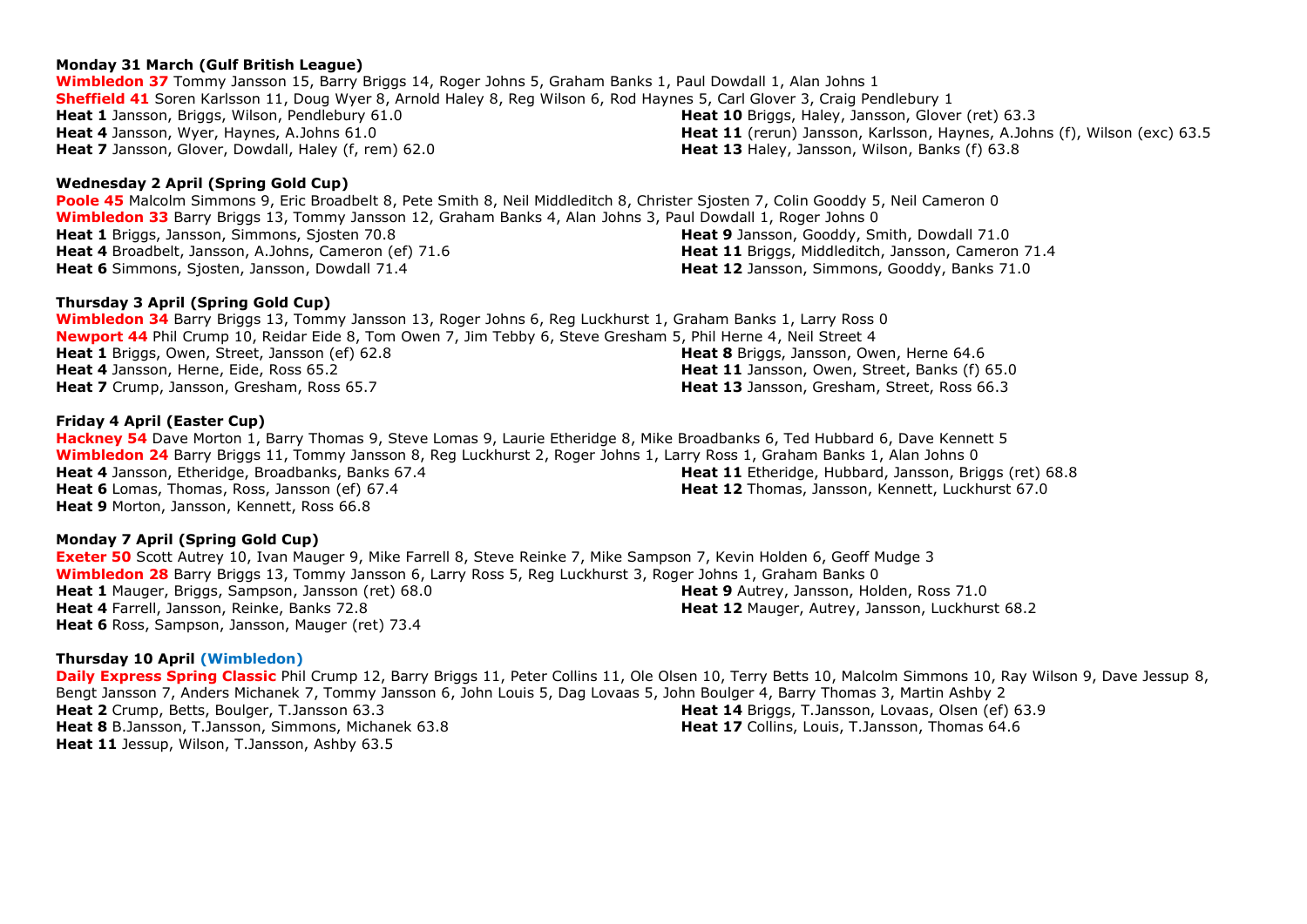**Monday 31 March (Gulf British League)**

**Wimbledon 37** Tommy Jansson 15, Barry Briggs 14, Roger Johns 5, Graham Banks 1, Paul Dowdall 1, Alan Johns 1
**Sheffield 41** Soren Karlsson 11, Doug Wyer 8, Arnold Haley 8, Reg Wilson 6, Rod Haynes 5, Carl Glover 3, Craig Pendlebury 1
**Heat 1** Jansson, Briggs, Wilson, Pendlebury 61.0
**Heat 4** Jansson, Wyer, Haynes, A.Johns 61.0
**Heat 7** Jansson, Glover, Dowdall, Haley (f, rem) 62.0
**Heat 10** Briggs, Haley, Jansson, Glover (ret) 63.3
**Heat 11** (rerun) Jansson, Karlsson, Haynes, A.Johns (f), Wilson (exc) 63.5
**Heat 13** Haley, Jansson, Wilson, Banks (f) 63.8

**Wednesday 2 April (Spring Gold Cup)**

**Poole 45** Malcolm Simmons 9, Eric Broadbelt 8, Pete Smith 8, Neil Middleditch 8, Christer Sjosten 7, Colin Gooddy 5, Neil Cameron 0
**Wimbledon 33** Barry Briggs 13, Tommy Jansson 12, Graham Banks 4, Alan Johns 3, Paul Dowdall 1, Roger Johns 0
**Heat 1** Briggs, Jansson, Simmons, Sjosten 70.8
**Heat 4** Broadbelt, Jansson, A.Johns, Cameron (ef) 71.6
**Heat 6** Simmons, Sjosten, Jansson, Dowdall 71.4
**Heat 9** Jansson, Gooddy, Smith, Dowdall 71.0
**Heat 11** Briggs, Middleditch, Jansson, Cameron 71.4
**Heat 12** Jansson, Simmons, Gooddy, Banks 71.0

**Thursday 3 April (Spring Gold Cup)**

**Wimbledon 34** Barry Briggs 13, Tommy Jansson 13, Roger Johns 6, Reg Luckhurst 1, Graham Banks 1, Larry Ross 0
**Newport 44** Phil Crump 10, Reidar Eide 8, Tom Owen 7, Jim Tebby 6, Steve Gresham 5, Phil Herne 4, Neil Street 4
**Heat 1** Briggs, Owen, Street, Jansson (ef) 62.8
**Heat 4** Jansson, Herne, Eide, Ross 65.2
**Heat 7** Crump, Jansson, Gresham, Ross 65.7
**Heat 8** Briggs, Jansson, Owen, Herne 64.6
**Heat 11** Jansson, Owen, Street, Banks (f) 65.0
**Heat 13** Jansson, Gresham, Street, Ross 66.3

**Friday 4 April (Easter Cup)**

**Hackney 54** Dave Morton 1, Barry Thomas 9, Steve Lomas 9, Laurie Etheridge 8, Mike Broadbanks 6, Ted Hubbard 6, Dave Kennett 5
**Wimbledon 24** Barry Briggs 11, Tommy Jansson 8, Reg Luckhurst 2, Roger Johns 1, Larry Ross 1, Graham Banks 1, Alan Johns 0
**Heat 4** Jansson, Etheridge, Broadbanks, Banks 67.4
**Heat 6** Lomas, Thomas, Ross, Jansson (ef) 67.4
**Heat 9** Morton, Jansson, Kennett, Ross 66.8
**Heat 11** Etheridge, Hubbard, Jansson, Briggs (ret) 68.8
**Heat 12** Thomas, Jansson, Kennett, Luckhurst 67.0

**Monday 7 April (Spring Gold Cup)**

**Exeter 50** Scott Autrey 10, Ivan Mauger 9, Mike Farrell 8, Steve Reinke 7, Mike Sampson 7, Kevin Holden 6, Geoff Mudge 3
**Wimbledon 28** Barry Briggs 13, Tommy Jansson 6, Larry Ross 5, Reg Luckhurst 3, Roger Johns 1, Graham Banks 0
**Heat 1** Mauger, Briggs, Sampson, Jansson (ret) 68.0
**Heat 4** Farrell, Jansson, Reinke, Banks 72.8
**Heat 6** Ross, Sampson, Jansson, Mauger (ret) 73.4
**Heat 9** Autrey, Jansson, Holden, Ross 71.0
**Heat 12** Mauger, Autrey, Jansson, Luckhurst 68.2

**Thursday 10 April (Wimbledon)**

**Daily Express Spring Classic** Phil Crump 12, Barry Briggs 11, Peter Collins 11, Ole Olsen 10, Terry Betts 10, Malcolm Simmons 10, Ray Wilson 9, Dave Jessup 8, Bengt Jansson 7, Anders Michanek 7, Tommy Jansson 6, John Louis 5, Dag Lovaas 5, John Boulger 4, Barry Thomas 3, Martin Ashby 2
**Heat 2** Crump, Betts, Boulger, T.Jansson 63.3
**Heat 8** B.Jansson, T.Jansson, Simmons, Michanek 63.8
**Heat 11** Jessup, Wilson, T.Jansson, Ashby 63.5
**Heat 14** Briggs, T.Jansson, Lovaas, Olsen (ef) 63.9
**Heat 17** Collins, Louis, T.Jansson, Thomas 64.6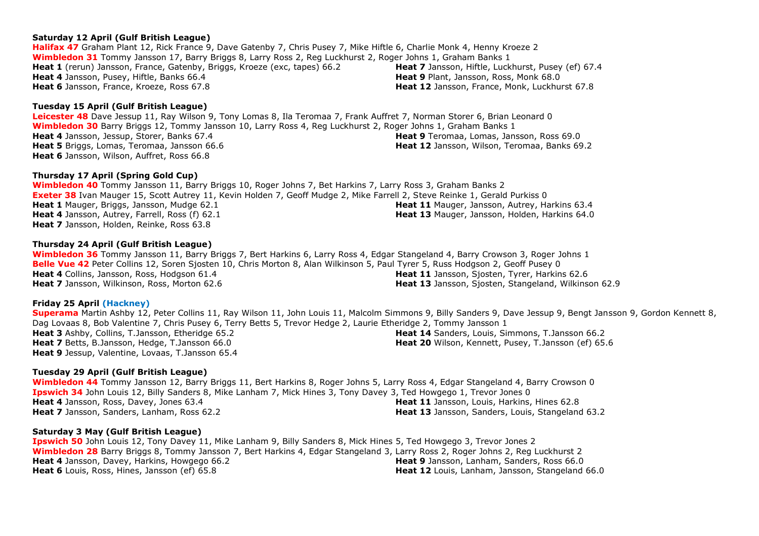**Saturday 12 April (Gulf British League)**

**Halifax 47** Graham Plant 12, Rick France 9, Dave Gatenby 7, Chris Pusey 7, Mike Hiftle 6, Charlie Monk 4, Henny Kroeze 2
**Wimbledon 31** Tommy Jansson 17, Barry Briggs 8, Larry Ross 2, Reg Luckhurst 2, Roger Johns 1, Graham Banks 1
**Heat 1** (rerun) Jansson, France, Gatenby, Briggs, Kroeze (exc, tapes) 66.2
**Heat 4** Jansson, Pusey, Hiftle, Banks 66.4
**Heat 6** Jansson, France, Kroeze, Ross 67.8
**Heat 7** Jansson, Hiftle, Luckhurst, Pusey (ef) 67.4
**Heat 9** Plant, Jansson, Ross, Monk 68.0
**Heat 12** Jansson, France, Monk, Luckhurst 67.8

**Tuesday 15 April (Gulf British League)**

**Leicester 48** Dave Jessup 11, Ray Wilson 9, Tony Lomas 8, Ila Teromaa 7, Frank Auffret 7, Norman Storer 6, Brian Leonard 0
**Wimbledon 30** Barry Briggs 12, Tommy Jansson 10, Larry Ross 4, Reg Luckhurst 2, Roger Johns 1, Graham Banks 1
**Heat 4** Jansson, Jessup, Storer, Banks 67.4
**Heat 5** Briggs, Lomas, Teromaa, Jansson 66.6
**Heat 6** Jansson, Wilson, Auffret, Ross 66.8
**Heat 9** Teromaa, Lomas, Jansson, Ross 69.0
**Heat 12** Jansson, Wilson, Teromaa, Banks 69.2

**Thursday 17 April (Spring Gold Cup)**

**Wimbledon 40** Tommy Jansson 11, Barry Briggs 10, Roger Johns 7, Bet Harkins 7, Larry Ross 3, Graham Banks 2
**Exeter 38** Ivan Mauger 15, Scott Autrey 11, Kevin Holden 7, Geoff Mudge 2, Mike Farrell 2, Steve Reinke 1, Gerald Purkiss 0
**Heat 1** Mauger, Briggs, Jansson, Mudge 62.1
**Heat 4** Jansson, Autrey, Farrell, Ross (f) 62.1
**Heat 7** Jansson, Holden, Reinke, Ross 63.8
**Heat 11** Mauger, Jansson, Autrey, Harkins 63.4
**Heat 13** Mauger, Jansson, Holden, Harkins 64.0

**Thursday 24 April (Gulf British League)**

**Wimbledon 36** Tommy Jansson 11, Barry Briggs 7, Bert Harkins 6, Larry Ross 4, Edgar Stangeland 4, Barry Crowson 3, Roger Johns 1
**Belle Vue 42** Peter Collins 12, Soren Sjosten 10, Chris Morton 8, Alan Wilkinson 5, Paul Tyrer 5, Russ Hodgson 2, Geoff Pusey 0
**Heat 4** Collins, Jansson, Ross, Hodgson 61.4
**Heat 7** Jansson, Wilkinson, Ross, Morton 62.6
**Heat 11** Jansson, Sjosten, Tyrer, Harkins 62.6
**Heat 13** Jansson, Sjosten, Stangeland, Wilkinson 62.9

**Friday 25 April (Hackney)**

**Superama** Martin Ashby 12, Peter Collins 11, Ray Wilson 11, John Louis 11, Malcolm Simmons 9, Billy Sanders 9, Dave Jessup 9, Bengt Jansson 9, Gordon Kennett 8, Dag Lovaas 8, Bob Valentine 7, Chris Pusey 6, Terry Betts 5, Trevor Hedge 2, Laurie Etheridge 2, Tommy Jansson 1
**Heat 3** Ashby, Collins, T.Jansson, Etheridge 65.2
**Heat 7** Betts, B.Jansson, Hedge, T.Jansson 66.0
**Heat 9** Jessup, Valentine, Lovaas, T.Jansson 65.4
**Heat 14** Sanders, Louis, Simmons, T.Jansson 66.2
**Heat 20** Wilson, Kennett, Pusey, T.Jansson (ef) 65.6

**Tuesday 29 April (Gulf British League)**

**Wimbledon 44** Tommy Jansson 12, Barry Briggs 11, Bert Harkins 8, Roger Johns 5, Larry Ross 4, Edgar Stangeland 4, Barry Crowson 0
**Ipswich 34** John Louis 12, Billy Sanders 8, Mike Lanham 7, Mick Hines 3, Tony Davey 3, Ted Howgego 1, Trevor Jones 0
**Heat 4** Jansson, Ross, Davey, Jones 63.4
**Heat 7** Jansson, Sanders, Lanham, Ross 62.2
**Heat 11** Jansson, Louis, Harkins, Hines 62.8
**Heat 13** Jansson, Sanders, Louis, Stangeland 63.2

**Saturday 3 May (Gulf British League)**

**Ipswich 50** John Louis 12, Tony Davey 11, Mike Lanham 9, Billy Sanders 8, Mick Hines 5, Ted Howgego 3, Trevor Jones 2
**Wimbledon 28** Barry Briggs 8, Tommy Jansson 7, Bert Harkins 4, Edgar Stangeland 3, Larry Ross 2, Roger Johns 2, Reg Luckhurst 2
**Heat 4** Jansson, Davey, Harkins, Howgego 66.2
**Heat 6** Louis, Ross, Hines, Jansson (ef) 65.8
**Heat 9** Jansson, Lanham, Sanders, Ross 66.0
**Heat 12** Louis, Lanham, Jansson, Stangeland 66.0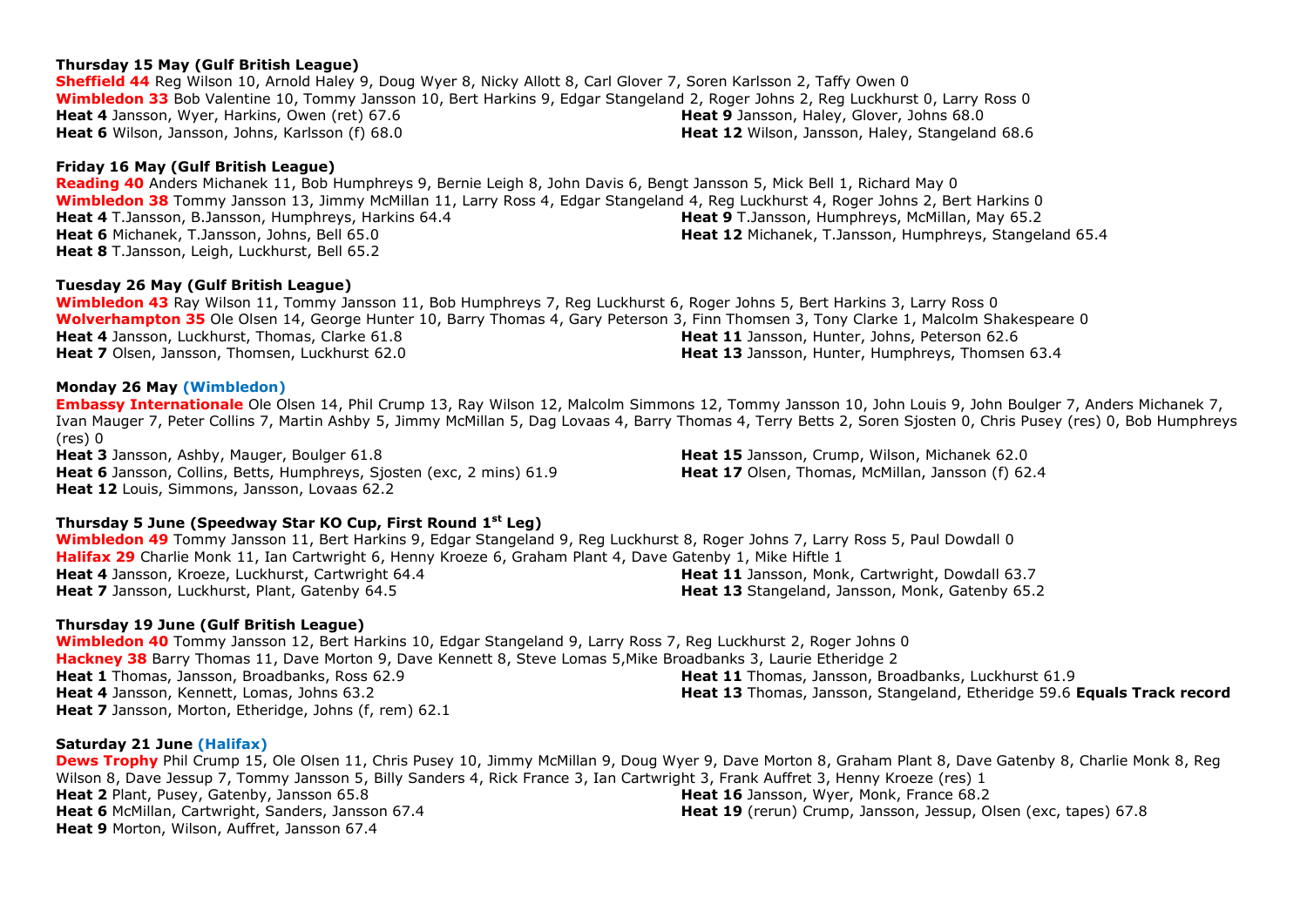**Thursday 15 May (Gulf British League)**

**Sheffield 44** Reg Wilson 10, Arnold Haley 9, Doug Wyer 8, Nicky Allott 8, Carl Glover 7, Soren Karlsson 2, Taffy Owen 0
**Wimbledon 33** Bob Valentine 10, Tommy Jansson 10, Bert Harkins 9, Edgar Stangeland 2, Roger Johns 2, Reg Luckhurst 0, Larry Ross 0
**Heat 4** Jansson, Wyer, Harkins, Owen (ret) 67.6
**Heat 6** Wilson, Jansson, Johns, Karlsson (f) 68.0
**Heat 9** Jansson, Haley, Glover, Johns 68.0
**Heat 12** Wilson, Jansson, Haley, Stangeland 68.6

**Friday 16 May (Gulf British League)**

**Reading 40** Anders Michanek 11, Bob Humphreys 9, Bernie Leigh 8, John Davis 6, Bengt Jansson 5, Mick Bell 1, Richard May 0
**Wimbledon 38** Tommy Jansson 13, Jimmy McMillan 11, Larry Ross 4, Edgar Stangeland 4, Reg Luckhurst 4, Roger Johns 2, Bert Harkins 0
**Heat 4** T.Jansson, B.Jansson, Humphreys, Harkins 64.4
**Heat 6** Michanek, T.Jansson, Johns, Bell 65.0
**Heat 8** T.Jansson, Leigh, Luckhurst, Bell 65.2
**Heat 9** T.Jansson, Humphreys, McMillan, May 65.2
**Heat 12** Michanek, T.Jansson, Humphreys, Stangeland 65.4

**Tuesday 26 May (Gulf British League)**

**Wimbledon 43** Ray Wilson 11, Tommy Jansson 11, Bob Humphreys 7, Reg Luckhurst 6, Roger Johns 5, Bert Harkins 3, Larry Ross 0
**Wolverhampton 35** Ole Olsen 14, George Hunter 10, Barry Thomas 4, Gary Peterson 3, Finn Thomsen 3, Tony Clarke 1, Malcolm Shakespeare 0
**Heat 4** Jansson, Luckhurst, Thomas, Clarke 61.8
**Heat 7** Olsen, Jansson, Thomsen, Luckhurst 62.0
**Heat 11** Jansson, Hunter, Johns, Peterson 62.6
**Heat 13** Jansson, Hunter, Humphreys, Thomsen 63.4

**Monday 26 May (Wimbledon)**

**Embassy Internationale** Ole Olsen 14, Phil Crump 13, Ray Wilson 12, Malcolm Simmons 12, Tommy Jansson 10, John Louis 9, John Boulger 7, Anders Michanek 7, Ivan Mauger 7, Peter Collins 7, Martin Ashby 5, Jimmy McMillan 5, Dag Lovaas 4, Barry Thomas 4, Terry Betts 2, Soren Sjosten 0, Chris Pusey (res) 0, Bob Humphreys (res) 0
**Heat 3** Jansson, Ashby, Mauger, Boulger 61.8
**Heat 6** Jansson, Collins, Betts, Humphreys, Sjosten (exc, 2 mins) 61.9
**Heat 12** Louis, Simmons, Jansson, Lovaas 62.2
**Heat 15** Jansson, Crump, Wilson, Michanek 62.0
**Heat 17** Olsen, Thomas, McMillan, Jansson (f) 62.4

**Thursday 5 June (Speedway Star KO Cup, First Round 1st Leg)**

**Wimbledon 49** Tommy Jansson 11, Bert Harkins 9, Edgar Stangeland 9, Reg Luckhurst 8, Roger Johns 7, Larry Ross 5, Paul Dowdall 0
**Halifax 29** Charlie Monk 11, Ian Cartwright 6, Henny Kroeze 6, Graham Plant 4, Dave Gatenby 1, Mike Hiftle 1
**Heat 4** Jansson, Kroeze, Luckhurst, Cartwright 64.4
**Heat 7** Jansson, Luckhurst, Plant, Gatenby 64.5
**Heat 11** Jansson, Monk, Cartwright, Dowdall 63.7
**Heat 13** Stangeland, Jansson, Monk, Gatenby 65.2

**Thursday 19 June (Gulf British League)**

**Wimbledon 40** Tommy Jansson 12, Bert Harkins 10, Edgar Stangeland 9, Larry Ross 7, Reg Luckhurst 2, Roger Johns 0
**Hackney 38** Barry Thomas 11, Dave Morton 9, Dave Kennett 8, Steve Lomas 5,Mike Broadbanks 3, Laurie Etheridge 2
**Heat 1** Thomas, Jansson, Broadbanks, Ross 62.9
**Heat 4** Jansson, Kennett, Lomas, Johns 63.2
**Heat 7** Jansson, Morton, Etheridge, Johns (f, rem) 62.1
**Heat 11** Thomas, Jansson, Broadbanks, Luckhurst 61.9
**Heat 13** Thomas, Jansson, Stangeland, Etheridge 59.6 **Equals Track record**

**Saturday 21 June (Halifax)**

**Dews Trophy** Phil Crump 15, Ole Olsen 11, Chris Pusey 10, Jimmy McMillan 9, Doug Wyer 9, Dave Morton 8, Graham Plant 8, Dave Gatenby 8, Charlie Monk 8, Reg Wilson 8, Dave Jessup 7, Tommy Jansson 5, Billy Sanders 4, Rick France 3, Ian Cartwright 3, Frank Auffret 3, Henny Kroeze (res) 1
**Heat 2** Plant, Pusey, Gatenby, Jansson 65.8
**Heat 6** McMillan, Cartwright, Sanders, Jansson 67.4
**Heat 9** Morton, Wilson, Auffret, Jansson 67.4
**Heat 16** Jansson, Wyer, Monk, France 68.2
**Heat 19** (rerun) Crump, Jansson, Jessup, Olsen (exc, tapes) 67.8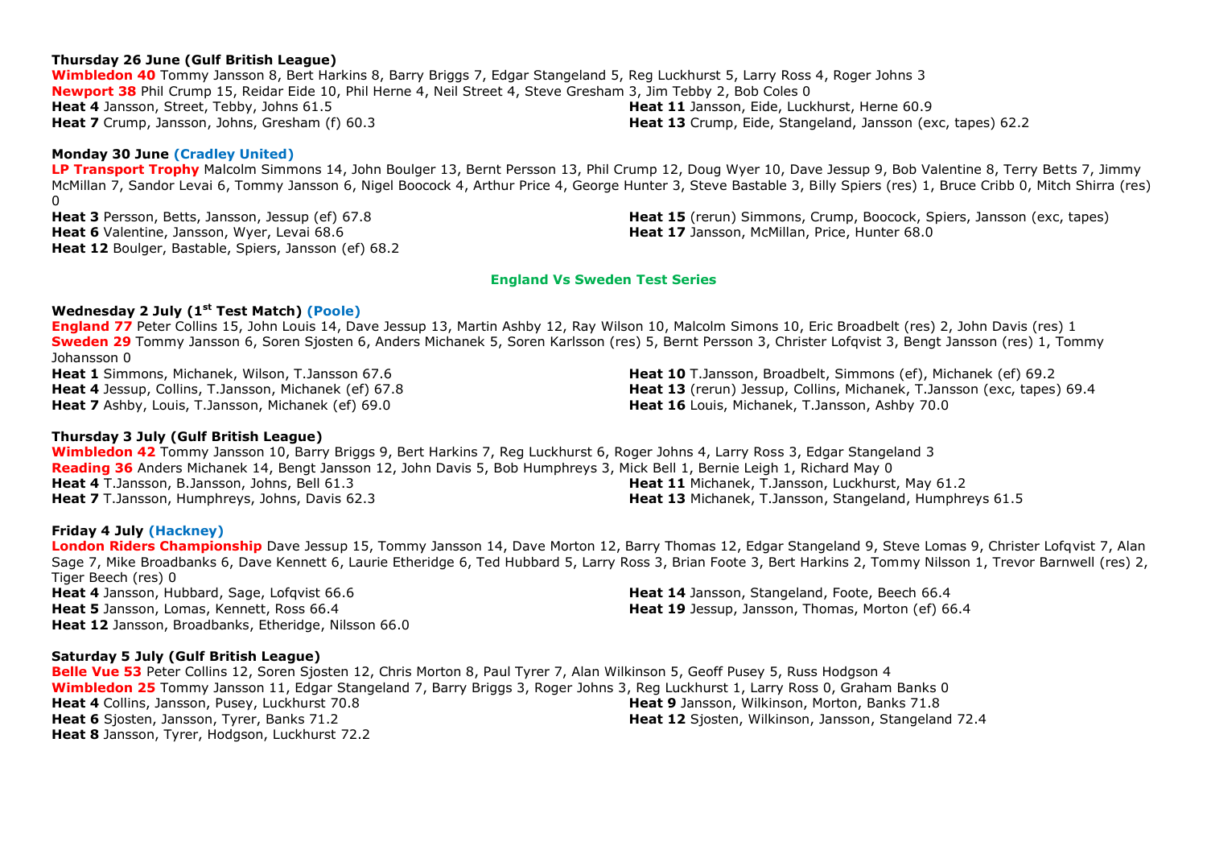**Thursday 26 June (Gulf British League)**

**Wimbledon 40** Tommy Jansson 8, Bert Harkins 8, Barry Briggs 7, Edgar Stangeland 5, Reg Luckhurst 5, Larry Ross 4, Roger Johns 3
**Newport 38** Phil Crump 15, Reidar Eide 10, Phil Herne 4, Neil Street 4, Steve Gresham 3, Jim Tebby 2, Bob Coles 0

**Heat 4** Jansson, Street, Tebby, Johns 61.5
**Heat 7** Crump, Jansson, Johns, Gresham (f) 60.3
**Heat 11** Jansson, Eide, Luckhurst, Herne 60.9
**Heat 13** Crump, Eide, Stangeland, Jansson (exc, tapes) 62.2

**Monday 30 June (Cradley United)**

**LP Transport Trophy** Malcolm Simmons 14, John Boulger 13, Bernt Persson 13, Phil Crump 12, Doug Wyer 10, Dave Jessup 9, Bob Valentine 8, Terry Betts 7, Jimmy McMillan 7, Sandor Levai 6, Tommy Jansson 6, Nigel Boocock 4, Arthur Price 4, George Hunter 3, Steve Bastable 3, Billy Spiers (res) 1, Bruce Cribb 0, Mitch Shirra (res) 0

**Heat 3** Persson, Betts, Jansson, Jessup (ef) 67.8
**Heat 6** Valentine, Jansson, Wyer, Levai 68.6
**Heat 12** Boulger, Bastable, Spiers, Jansson (ef) 68.2
**Heat 15** (rerun) Simmons, Crump, Boocock, Spiers, Jansson (exc, tapes)
**Heat 17** Jansson, McMillan, Price, Hunter 68.0

## England Vs Sweden Test Series

**Wednesday 2 July (1st Test Match) (Poole)**

**England 77** Peter Collins 15, John Louis 14, Dave Jessup 13, Martin Ashby 12, Ray Wilson 10, Malcolm Simons 10, Eric Broadbelt (res) 2, John Davis (res) 1
**Sweden 29** Tommy Jansson 6, Soren Sjosten 6, Anders Michanek 5, Soren Karlsson (res) 5, Bernt Persson 3, Christer Lofqvist 3, Bengt Jansson (res) 1, Tommy Johansson 0

**Heat 1** Simmons, Michanek, Wilson, T.Jansson 67.6
**Heat 4** Jessup, Collins, T.Jansson, Michanek (ef) 67.8
**Heat 7** Ashby, Louis, T.Jansson, Michanek (ef) 69.0
**Heat 10** T.Jansson, Broadbelt, Simmons (ef), Michanek (ef) 69.2
**Heat 13** (rerun) Jessup, Collins, Michanek, T.Jansson (exc, tapes) 69.4
**Heat 16** Louis, Michanek, T.Jansson, Ashby 70.0

**Thursday 3 July (Gulf British League)**

**Wimbledon 42** Tommy Jansson 10, Barry Briggs 9, Bert Harkins 7, Reg Luckhurst 6, Roger Johns 4, Larry Ross 3, Edgar Stangeland 3
**Reading 36** Anders Michanek 14, Bengt Jansson 12, John Davis 5, Bob Humphreys 3, Mick Bell 1, Bernie Leigh 1, Richard May 0

**Heat 4** T.Jansson, B.Jansson, Johns, Bell 61.3
**Heat 7** T.Jansson, Humphreys, Johns, Davis 62.3
**Heat 11** Michanek, T.Jansson, Luckhurst, May 61.2
**Heat 13** Michanek, T.Jansson, Stangeland, Humphreys 61.5

**Friday 4 July (Hackney)**

**London Riders Championship** Dave Jessup 15, Tommy Jansson 14, Dave Morton 12, Barry Thomas 12, Edgar Stangeland 9, Steve Lomas 9, Christer Lofqvist 7, Alan Sage 7, Mike Broadbanks 6, Dave Kennett 6, Laurie Etheridge 6, Ted Hubbard 5, Larry Ross 3, Brian Foote 3, Bert Harkins 2, Tommy Nilsson 1, Trevor Barnwell (res) 2, Tiger Beech (res) 0

**Heat 4** Jansson, Hubbard, Sage, Lofqvist 66.6
**Heat 5** Jansson, Lomas, Kennett, Ross 66.4
**Heat 12** Jansson, Broadbanks, Etheridge, Nilsson 66.0
**Heat 14** Jansson, Stangeland, Foote, Beech 66.4
**Heat 19** Jessup, Jansson, Thomas, Morton (ef) 66.4

**Saturday 5 July (Gulf British League)**

**Belle Vue 53** Peter Collins 12, Soren Sjosten 12, Chris Morton 8, Paul Tyrer 7, Alan Wilkinson 5, Geoff Pusey 5, Russ Hodgson 4
**Wimbledon 25** Tommy Jansson 11, Edgar Stangeland 7, Barry Briggs 3, Roger Johns 3, Reg Luckhurst 1, Larry Ross 0, Graham Banks 0

**Heat 4** Collins, Jansson, Pusey, Luckhurst 70.8
**Heat 6** Sjosten, Jansson, Tyrer, Banks 71.2
**Heat 8** Jansson, Tyrer, Hodgson, Luckhurst 72.2
**Heat 9** Jansson, Wilkinson, Morton, Banks 71.8
**Heat 12** Sjosten, Wilkinson, Jansson, Stangeland 72.4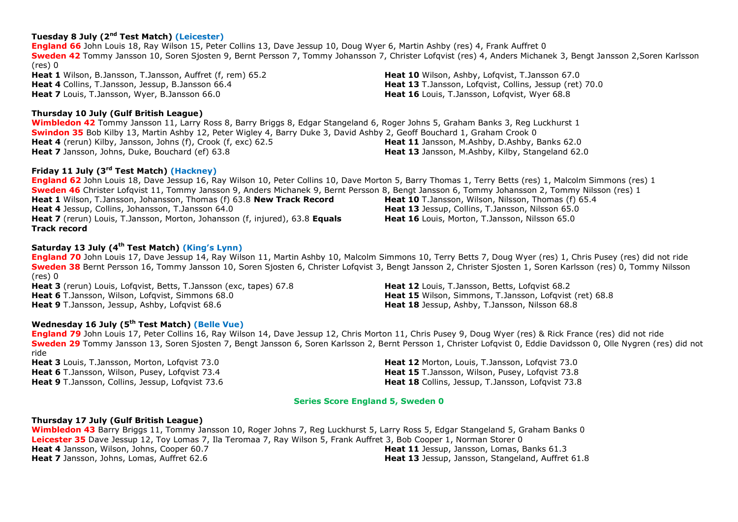**Tuesday 8 July (2nd Test Match) (Leicester)**

**England 66** John Louis 18, Ray Wilson 15, Peter Collins 13, Dave Jessup 10, Doug Wyer 6, Martin Ashby (res) 4, Frank Auffret 0
**Sweden 42** Tommy Jansson 10, Soren Sjosten 9, Bernt Persson 7, Tommy Johansson 7, Christer Lofqvist (res) 4, Anders Michanek 3, Bengt Jansson 2,Soren Karlsson (res) 0

**Heat 1** Wilson, B.Jansson, T.Jansson, Auffret (f, rem) 65.2
**Heat 4** Collins, T.Jansson, Jessup, B.Jansson 66.4
**Heat 7** Louis, T.Jansson, Wyer, B.Jansson 66.0
**Heat 10** Wilson, Ashby, Lofqvist, T.Jansson 67.0
**Heat 13** T.Jansson, Lofqvist, Collins, Jessup (ret) 70.0
**Heat 16** Louis, T.Jansson, Lofqvist, Wyer 68.8

**Thursday 10 July (Gulf British League)**

**Wimbledon 42** Tommy Jansson 11, Larry Ross 8, Barry Briggs 8, Edgar Stangeland 6, Roger Johns 5, Graham Banks 3, Reg Luckhurst 1
**Swindon 35** Bob Kilby 13, Martin Ashby 12, Peter Wigley 4, Barry Duke 3, David Ashby 2, Geoff Bouchard 1, Graham Crook 0

**Heat 4** (rerun) Kilby, Jansson, Johns (f), Crook (f, exc) 62.5
**Heat 7** Jansson, Johns, Duke, Bouchard (ef) 63.8
**Heat 11** Jansson, M.Ashby, D.Ashby, Banks 62.0
**Heat 13** Jansson, M.Ashby, Kilby, Stangeland 62.0

**Friday 11 July (3rd Test Match) (Hackney)**

**England 62** John Louis 18, Dave Jessup 16, Ray Wilson 10, Peter Collins 10, Dave Morton 5, Barry Thomas 1, Terry Betts (res) 1, Malcolm Simmons (res) 1
**Sweden 46** Christer Lofqvist 11, Tommy Jansson 9, Anders Michanek 9, Bernt Persson 8, Bengt Jansson 6, Tommy Johansson 2, Tommy Nilsson (res) 1

**Heat 1** Wilson, T.Jansson, Johansson, Thomas (f) 63.8 **New Track Record**
**Heat 4** Jessup, Collins, Johansson, T.Jansson 64.0
**Heat 7** (rerun) Louis, T.Jansson, Morton, Johansson (f, injured), 63.8 **Equals Track record**
**Heat 10** T.Jansson, Wilson, Nilsson, Thomas (f) 65.4
**Heat 13** Jessup, Collins, T.Jansson, Nilsson 65.0
**Heat 16** Louis, Morton, T.Jansson, Nilsson 65.0

**Saturday 13 July (4th Test Match) (King's Lynn)**

**England 70** John Louis 17, Dave Jessup 14, Ray Wilson 11, Martin Ashby 10, Malcolm Simmons 10, Terry Betts 7, Doug Wyer (res) 1, Chris Pusey (res) did not ride
**Sweden 38** Bernt Persson 16, Tommy Jansson 10, Soren Sjosten 6, Christer Lofqvist 3, Bengt Jansson 2, Christer Sjosten 1, Soren Karlsson (res) 0, Tommy Nilsson (res) 0

**Heat 3** (rerun) Louis, Lofqvist, Betts, T.Jansson (exc, tapes) 67.8
**Heat 6** T.Jansson, Wilson, Lofqvist, Simmons 68.0
**Heat 9** T.Jansson, Jessup, Ashby, Lofqvist 68.6
**Heat 12** Louis, T.Jansson, Betts, Lofqvist 68.2
**Heat 15** Wilson, Simmons, T.Jansson, Lofqvist (ret) 68.8
**Heat 18** Jessup, Ashby, T.Jansson, Nilsson 68.8

**Wednesday 16 July (5th Test Match) (Belle Vue)**

**England 79** John Louis 17, Peter Collins 16, Ray Wilson 14, Dave Jessup 12, Chris Morton 11, Chris Pusey 9, Doug Wyer (res) & Rick France (res) did not ride
**Sweden 29** Tommy Jansson 13, Soren Sjosten 7, Bengt Jansson 6, Soren Karlsson 2, Bernt Persson 1, Christer Lofqvist 0, Eddie Davidsson 0, Olle Nygren (res) did not ride

**Heat 3** Louis, T.Jansson, Morton, Lofqvist 73.0
**Heat 6** T.Jansson, Wilson, Pusey, Lofqvist 73.4
**Heat 9** T.Jansson, Collins, Jessup, Lofqvist 73.6
**Heat 12** Morton, Louis, T.Jansson, Lofqvist 73.0
**Heat 15** T.Jansson, Wilson, Pusey, Lofqvist 73.8
**Heat 18** Collins, Jessup, T.Jansson, Lofqvist 73.8

**Series Score England 5, Sweden 0**

**Thursday 17 July (Gulf British League)**

**Wimbledon 43** Barry Briggs 11, Tommy Jansson 10, Roger Johns 7, Reg Luckhurst 5, Larry Ross 5, Edgar Stangeland 5, Graham Banks 0
**Leicester 35** Dave Jessup 12, Toy Lomas 7, Ila Teromaa 7, Ray Wilson 5, Frank Auffret 3, Bob Cooper 1, Norman Storer 0

**Heat 4** Jansson, Wilson, Johns, Cooper 60.7
**Heat 7** Jansson, Johns, Lomas, Auffret 62.6
**Heat 11** Jessup, Jansson, Lomas, Banks 61.3
**Heat 13** Jessup, Jansson, Stangeland, Auffret 61.8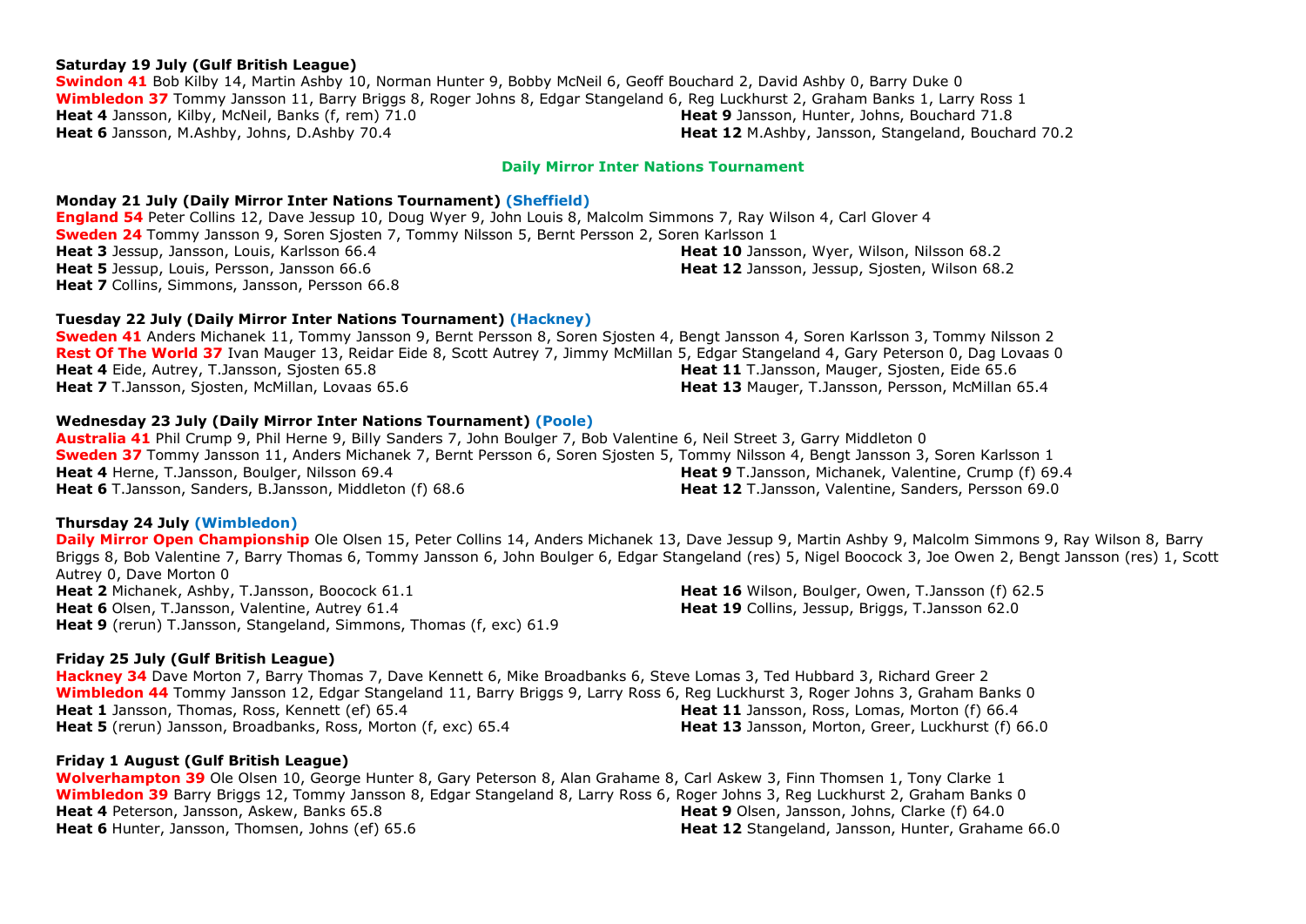**Saturday 19 July (Gulf British League)**

**Swindon 41** Bob Kilby 14, Martin Ashby 10, Norman Hunter 9, Bobby McNeil 6, Geoff Bouchard 2, David Ashby 0, Barry Duke 0
**Wimbledon 37** Tommy Jansson 11, Barry Briggs 8, Roger Johns 8, Edgar Stangeland 6, Reg Luckhurst 2, Graham Banks 1, Larry Ross 1
**Heat 4** Jansson, Kilby, McNeil, Banks (f, rem) 71.0
**Heat 6** Jansson, M.Ashby, Johns, D.Ashby 70.4
**Heat 9** Jansson, Hunter, Johns, Bouchard 71.8
**Heat 12** M.Ashby, Jansson, Stangeland, Bouchard 70.2

## Daily Mirror Inter Nations Tournament

**Monday 21 July (Daily Mirror Inter Nations Tournament) (Sheffield)**

**England 54** Peter Collins 12, Dave Jessup 10, Doug Wyer 9, John Louis 8, Malcolm Simmons 7, Ray Wilson 4, Carl Glover 4
**Sweden 24** Tommy Jansson 9, Soren Sjosten 7, Tommy Nilsson 5, Bernt Persson 2, Soren Karlsson 1
**Heat 3** Jessup, Jansson, Louis, Karlsson 66.4
**Heat 5** Jessup, Louis, Persson, Jansson 66.6
**Heat 7** Collins, Simmons, Jansson, Persson 66.8
**Heat 10** Jansson, Wyer, Wilson, Nilsson 68.2
**Heat 12** Jansson, Jessup, Sjosten, Wilson 68.2

**Tuesday 22 July (Daily Mirror Inter Nations Tournament) (Hackney)**

**Sweden 41** Anders Michanek 11, Tommy Jansson 9, Bernt Persson 8, Soren Sjosten 4, Bengt Jansson 4, Soren Karlsson 3, Tommy Nilsson 2
**Rest Of The World 37** Ivan Mauger 13, Reidar Eide 8, Scott Autrey 7, Jimmy McMillan 5, Edgar Stangeland 4, Gary Peterson 0, Dag Lovaas 0
**Heat 4** Eide, Autrey, T.Jansson, Sjosten 65.8
**Heat 7** T.Jansson, Sjosten, McMillan, Lovaas 65.6
**Heat 11** T.Jansson, Mauger, Sjosten, Eide 65.6
**Heat 13** Mauger, T.Jansson, Persson, McMillan 65.4

**Wednesday 23 July (Daily Mirror Inter Nations Tournament) (Poole)**

**Australia 41** Phil Crump 9, Phil Herne 9, Billy Sanders 7, John Boulger 7, Bob Valentine 6, Neil Street 3, Garry Middleton 0
**Sweden 37** Tommy Jansson 11, Anders Michanek 7, Bernt Persson 6, Soren Sjosten 5, Tommy Nilsson 4, Bengt Jansson 3, Soren Karlsson 1
**Heat 4** Herne, T.Jansson, Boulger, Nilsson 69.4
**Heat 6** T.Jansson, Sanders, B.Jansson, Middleton (f) 68.6
**Heat 9** T.Jansson, Michanek, Valentine, Crump (f) 69.4
**Heat 12** T.Jansson, Valentine, Sanders, Persson 69.0

**Thursday 24 July (Wimbledon)**

**Daily Mirror Open Championship** Ole Olsen 15, Peter Collins 14, Anders Michanek 13, Dave Jessup 9, Martin Ashby 9, Malcolm Simmons 9, Ray Wilson 8, Barry Briggs 8, Bob Valentine 7, Barry Thomas 6, Tommy Jansson 6, John Boulger 6, Edgar Stangeland (res) 5, Nigel Boocock 3, Joe Owen 2, Bengt Jansson (res) 1, Scott Autrey 0, Dave Morton 0
**Heat 2** Michanek, Ashby, T.Jansson, Boocock 61.1
**Heat 6** Olsen, T.Jansson, Valentine, Autrey 61.4
**Heat 9** (rerun) T.Jansson, Stangeland, Simmons, Thomas (f, exc) 61.9
**Heat 16** Wilson, Boulger, Owen, T.Jansson (f) 62.5
**Heat 19** Collins, Jessup, Briggs, T.Jansson 62.0

**Friday 25 July (Gulf British League)**

**Hackney 34** Dave Morton 7, Barry Thomas 7, Dave Kennett 6, Mike Broadbanks 6, Steve Lomas 3, Ted Hubbard 3, Richard Greer 2
**Wimbledon 44** Tommy Jansson 12, Edgar Stangeland 11, Barry Briggs 9, Larry Ross 6, Reg Luckhurst 3, Roger Johns 3, Graham Banks 0
**Heat 1** Jansson, Thomas, Ross, Kennett (ef) 65.4
**Heat 5** (rerun) Jansson, Broadbanks, Ross, Morton (f, exc) 65.4
**Heat 11** Jansson, Ross, Lomas, Morton (f) 66.4
**Heat 13** Jansson, Morton, Greer, Luckhurst (f) 66.0

**Friday 1 August (Gulf British League)**

**Wolverhampton 39** Ole Olsen 10, George Hunter 8, Gary Peterson 8, Alan Grahame 8, Carl Askew 3, Finn Thomsen 1, Tony Clarke 1
**Wimbledon 39** Barry Briggs 12, Tommy Jansson 8, Edgar Stangeland 8, Larry Ross 6, Roger Johns 3, Reg Luckhurst 2, Graham Banks 0
**Heat 4** Peterson, Jansson, Askew, Banks 65.8
**Heat 6** Hunter, Jansson, Thomsen, Johns (ef) 65.6
**Heat 9** Olsen, Jansson, Johns, Clarke (f) 64.0
**Heat 12** Stangeland, Jansson, Hunter, Grahame 66.0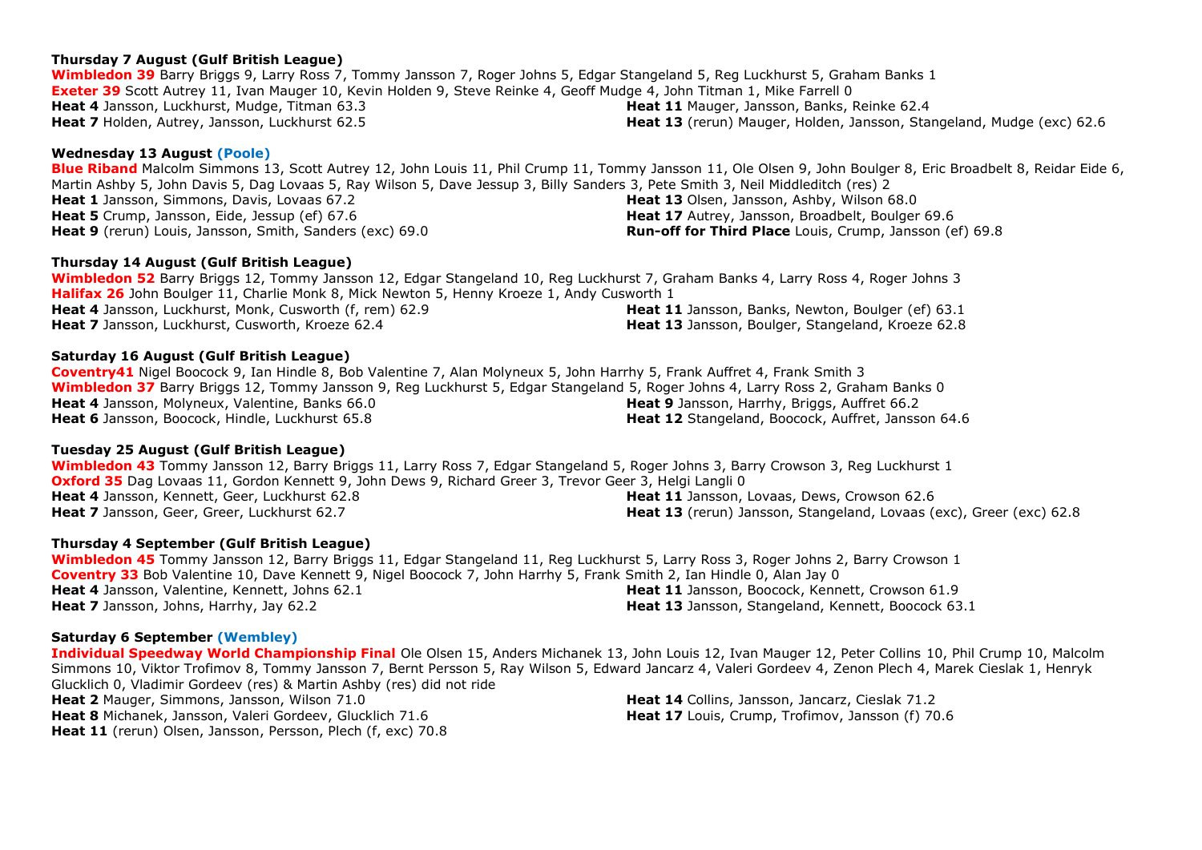**Thursday 7 August (Gulf British League)**

**Wimbledon 39** Barry Briggs 9, Larry Ross 7, Tommy Jansson 7, Roger Johns 5, Edgar Stangeland 5, Reg Luckhurst 5, Graham Banks 1
**Exeter 39** Scott Autrey 11, Ivan Mauger 10, Kevin Holden 9, Steve Reinke 4, Geoff Mudge 4, John Titman 1, Mike Farrell 0
**Heat 4** Jansson, Luckhurst, Mudge, Titman 63.3
**Heat 7** Holden, Autrey, Jansson, Luckhurst 62.5
**Heat 11** Mauger, Jansson, Banks, Reinke 62.4
**Heat 13** (rerun) Mauger, Holden, Jansson, Stangeland, Mudge (exc) 62.6

**Wednesday 13 August (Poole)**

**Blue Riband** Malcolm Simmons 13, Scott Autrey 12, John Louis 11, Phil Crump 11, Tommy Jansson 11, Ole Olsen 9, John Boulger 8, Eric Broadbelt 8, Reidar Eide 6, Martin Ashby 5, John Davis 5, Dag Lovaas 5, Ray Wilson 5, Dave Jessup 3, Billy Sanders 3, Pete Smith 3, Neil Middleditch (res) 2
**Heat 1** Jansson, Simmons, Davis, Lovaas 67.2
**Heat 5** Crump, Jansson, Eide, Jessup (ef) 67.6
**Heat 9** (rerun) Louis, Jansson, Smith, Sanders (exc) 69.0
**Heat 13** Olsen, Jansson, Ashby, Wilson 68.0
**Heat 17** Autrey, Jansson, Broadbelt, Boulger 69.6
**Run-off for Third Place** Louis, Crump, Jansson (ef) 69.8

**Thursday 14 August (Gulf British League)**

**Wimbledon 52** Barry Briggs 12, Tommy Jansson 12, Edgar Stangeland 10, Reg Luckhurst 7, Graham Banks 4, Larry Ross 4, Roger Johns 3
**Halifax 26** John Boulger 11, Charlie Monk 8, Mick Newton 5, Henny Kroeze 1, Andy Cusworth 1
**Heat 4** Jansson, Luckhurst, Monk, Cusworth (f, rem) 62.9
**Heat 7** Jansson, Luckhurst, Cusworth, Kroeze 62.4
**Heat 11** Jansson, Banks, Newton, Boulger (ef) 63.1
**Heat 13** Jansson, Boulger, Stangeland, Kroeze 62.8

**Saturday 16 August (Gulf British League)**

**Coventry41** Nigel Boocock 9, Ian Hindle 8, Bob Valentine 7, Alan Molyneux 5, John Harrhy 5, Frank Auffret 4, Frank Smith 3
**Wimbledon 37** Barry Briggs 12, Tommy Jansson 9, Reg Luckhurst 5, Edgar Stangeland 5, Roger Johns 4, Larry Ross 2, Graham Banks 0
**Heat 4** Jansson, Molyneux, Valentine, Banks 66.0
**Heat 6** Jansson, Boocock, Hindle, Luckhurst 65.8
**Heat 9** Jansson, Harrhy, Briggs, Auffret 66.2
**Heat 12** Stangeland, Boocock, Auffret, Jansson 64.6

**Tuesday 25 August (Gulf British League)**

**Wimbledon 43** Tommy Jansson 12, Barry Briggs 11, Larry Ross 7, Edgar Stangeland 5, Roger Johns 3, Barry Crowson 3, Reg Luckhurst 1
**Oxford 35** Dag Lovaas 11, Gordon Kennett 9, John Dews 9, Richard Greer 3, Trevor Geer 3, Helgi Langli 0
**Heat 4** Jansson, Kennett, Geer, Luckhurst 62.8
**Heat 7** Jansson, Geer, Greer, Luckhurst 62.7
**Heat 11** Jansson, Lovaas, Dews, Crowson 62.6
**Heat 13** (rerun) Jansson, Stangeland, Lovaas (exc), Greer (exc) 62.8

**Thursday 4 September (Gulf British League)**

**Wimbledon 45** Tommy Jansson 12, Barry Briggs 11, Edgar Stangeland 11, Reg Luckhurst 5, Larry Ross 3, Roger Johns 2, Barry Crowson 1
**Coventry 33** Bob Valentine 10, Dave Kennett 9, Nigel Boocock 7, John Harrhy 5, Frank Smith 2, Ian Hindle 0, Alan Jay 0
**Heat 4** Jansson, Valentine, Kennett, Johns 62.1
**Heat 7** Jansson, Johns, Harrhy, Jay 62.2
**Heat 11** Jansson, Boocock, Kennett, Crowson 61.9
**Heat 13** Jansson, Stangeland, Kennett, Boocock 63.1

**Saturday 6 September (Wembley)**

**Individual Speedway World Championship Final** Ole Olsen 15, Anders Michanek 13, John Louis 12, Ivan Mauger 12, Peter Collins 10, Phil Crump 10, Malcolm Simmons 10, Viktor Trofimov 8, Tommy Jansson 7, Bernt Persson 5, Ray Wilson 5, Edward Jancarz 4, Valeri Gordeev 4, Zenon Plech 4, Marek Cieslak 1, Henryk Glucklich 0, Vladimir Gordeev (res) & Martin Ashby (res) did not ride
**Heat 2** Mauger, Simmons, Jansson, Wilson 71.0
**Heat 8** Michanek, Jansson, Valeri Gordeev, Glucklich 71.6
**Heat 11** (rerun) Olsen, Jansson, Persson, Plech (f, exc) 70.8
**Heat 14** Collins, Jansson, Jancarz, Cieslak 71.2
**Heat 17** Louis, Crump, Trofimov, Jansson (f) 70.6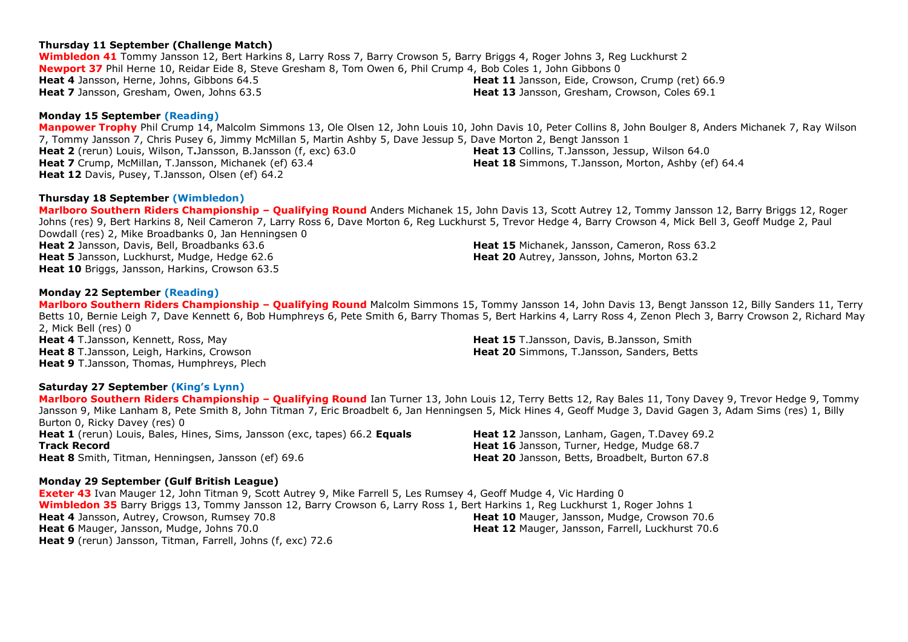**Thursday 11 September (Challenge Match)**

**Wimbledon 41** Tommy Jansson 12, Bert Harkins 8, Larry Ross 7, Barry Crowson 5, Barry Briggs 4, Roger Johns 3, Reg Luckhurst 2
**Newport 37** Phil Herne 10, Reidar Eide 8, Steve Gresham 8, Tom Owen 6, Phil Crump 4, Bob Coles 1, John Gibbons 0
**Heat 4** Jansson, Herne, Johns, Gibbons 64.5
**Heat 7** Jansson, Gresham, Owen, Johns 63.5
**Heat 11** Jansson, Eide, Crowson, Crump (ret) 66.9
**Heat 13** Jansson, Gresham, Crowson, Coles 69.1

**Monday 15 September (Reading)**

**Manpower Trophy** Phil Crump 14, Malcolm Simmons 13, Ole Olsen 12, John Louis 10, John Davis 10, Peter Collins 8, John Boulger 8, Anders Michanek 7, Ray Wilson 7, Tommy Jansson 7, Chris Pusey 6, Jimmy McMillan 5, Martin Ashby 5, Dave Jessup 5, Dave Morton 2, Bengt Jansson 1
**Heat 2** (rerun) Louis, Wilson, T.Jansson, B.Jansson (f, exc) 63.0
**Heat 7** Crump, McMillan, T.Jansson, Michanek (ef) 63.4
**Heat 12** Davis, Pusey, T.Jansson, Olsen (ef) 64.2
**Heat 13** Collins, T.Jansson, Jessup, Wilson 64.0
**Heat 18** Simmons, T.Jansson, Morton, Ashby (ef) 64.4

**Thursday 18 September (Wimbledon)**

**Marlboro Southern Riders Championship – Qualifying Round** Anders Michanek 15, John Davis 13, Scott Autrey 12, Tommy Jansson 12, Barry Briggs 12, Roger Johns (res) 9, Bert Harkins 8, Neil Cameron 7, Larry Ross 6, Dave Morton 6, Reg Luckhurst 5, Trevor Hedge 4, Barry Crowson 4, Mick Bell 3, Geoff Mudge 2, Paul Dowdall (res) 2, Mike Broadbanks 0, Jan Henningsen 0
**Heat 2** Jansson, Davis, Bell, Broadbanks 63.6
**Heat 5** Jansson, Luckhurst, Mudge, Hedge 62.6
**Heat 10** Briggs, Jansson, Harkins, Crowson 63.5
**Heat 15** Michanek, Jansson, Cameron, Ross 63.2
**Heat 20** Autrey, Jansson, Johns, Morton 63.2

**Monday 22 September (Reading)**

**Marlboro Southern Riders Championship – Qualifying Round** Malcolm Simmons 15, Tommy Jansson 14, John Davis 13, Bengt Jansson 12, Billy Sanders 11, Terry Betts 10, Bernie Leigh 7, Dave Kennett 6, Bob Humphreys 6, Pete Smith 6, Barry Thomas 5, Bert Harkins 4, Larry Ross 4, Zenon Plech 3, Barry Crowson 2, Richard May 2, Mick Bell (res) 0
**Heat 4** T.Jansson, Kennett, Ross, May
**Heat 8** T.Jansson, Leigh, Harkins, Crowson
**Heat 9** T.Jansson, Thomas, Humphreys, Plech
**Heat 15** T.Jansson, Davis, B.Jansson, Smith
**Heat 20** Simmons, T.Jansson, Sanders, Betts

**Saturday 27 September (King's Lynn)**

**Marlboro Southern Riders Championship – Qualifying Round** Ian Turner 13, John Louis 12, Terry Betts 12, Ray Bales 11, Tony Davey 9, Trevor Hedge 9, Tommy Jansson 9, Mike Lanham 8, Pete Smith 8, John Titman 7, Eric Broadbelt 6, Jan Henningsen 5, Mick Hines 4, Geoff Mudge 3, David Gagen 3, Adam Sims (res) 1, Billy Burton 0, Ricky Davey (res) 0
**Heat 1** (rerun) Louis, Bales, Hines, Sims, Jansson (exc, tapes) 66.2 **Equals Track Record**
**Heat 8** Smith, Titman, Henningsen, Jansson (ef) 69.6
**Heat 12** Jansson, Lanham, Gagen, T.Davey 69.2
**Heat 16** Jansson, Turner, Hedge, Mudge 68.7
**Heat 20** Jansson, Betts, Broadbelt, Burton 67.8

**Monday 29 September (Gulf British League)**

**Exeter 43** Ivan Mauger 12, John Titman 9, Scott Autrey 9, Mike Farrell 5, Les Rumsey 4, Geoff Mudge 4, Vic Harding 0
**Wimbledon 35** Barry Briggs 13, Tommy Jansson 12, Barry Crowson 6, Larry Ross 1, Bert Harkins 1, Reg Luckhurst 1, Roger Johns 1
**Heat 4** Jansson, Autrey, Crowson, Rumsey 70.8
**Heat 6** Mauger, Jansson, Mudge, Johns 70.0
**Heat 9** (rerun) Jansson, Titman, Farrell, Johns (f, exc) 72.6
**Heat 10** Mauger, Jansson, Mudge, Crowson 70.6
**Heat 12** Mauger, Jansson, Farrell, Luckhurst 70.6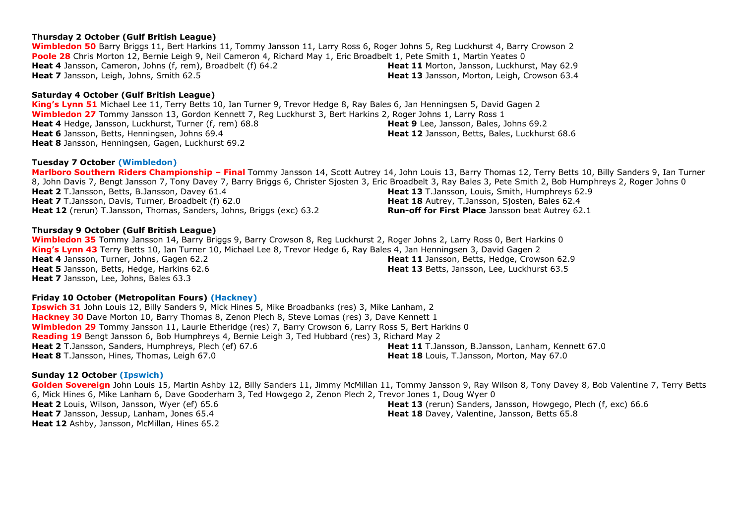**Thursday 2 October (Gulf British League)**

**Wimbledon 50** Barry Briggs 11, Bert Harkins 11, Tommy Jansson 11, Larry Ross 6, Roger Johns 5, Reg Luckhurst 4, Barry Crowson 2
**Poole 28** Chris Morton 12, Bernie Leigh 9, Neil Cameron 4, Richard May 1, Eric Broadbelt 1, Pete Smith 1, Martin Yeates 0
**Heat 4** Jansson, Cameron, Johns (f, rem), Broadbelt (f) 64.2
**Heat 7** Jansson, Leigh, Johns, Smith 62.5
**Heat 11** Morton, Jansson, Luckhurst, May 62.9
**Heat 13** Jansson, Morton, Leigh, Crowson 63.4

**Saturday 4 October (Gulf British League)**

**King's Lynn 51** Michael Lee 11, Terry Betts 10, Ian Turner 9, Trevor Hedge 8, Ray Bales 6, Jan Henningsen 5, David Gagen 2
**Wimbledon 27** Tommy Jansson 13, Gordon Kennett 7, Reg Luckhurst 3, Bert Harkins 2, Roger Johns 1, Larry Ross 1
**Heat 4** Hedge, Jansson, Luckhurst, Turner (f, rem) 68.8
**Heat 6** Jansson, Betts, Henningsen, Johns 69.4
**Heat 8** Jansson, Henningsen, Gagen, Luckhurst 69.2
**Heat 9** Lee, Jansson, Bales, Johns 69.2
**Heat 12** Jansson, Betts, Bales, Luckhurst 68.6

**Tuesday 7 October (Wimbledon)**

**Marlboro Southern Riders Championship – Final** Tommy Jansson 14, Scott Autrey 14, John Louis 13, Barry Thomas 12, Terry Betts 10, Billy Sanders 9, Ian Turner 8, John Davis 7, Bengt Jansson 7, Tony Davey 7, Barry Briggs 6, Christer Sjosten 3, Eric Broadbelt 3, Ray Bales 3, Pete Smith 2, Bob Humphreys 2, Roger Johns 0
**Heat 2** T.Jansson, Betts, B.Jansson, Davey 61.4
**Heat 7** T.Jansson, Davis, Turner, Broadbelt (f) 62.0
**Heat 12** (rerun) T.Jansson, Thomas, Sanders, Johns, Briggs (exc) 63.2
**Heat 13** T.Jansson, Louis, Smith, Humphreys 62.9
**Heat 18** Autrey, T.Jansson, Sjosten, Bales 62.4
**Run-off for First Place** Jansson beat Autrey 62.1

**Thursday 9 October (Gulf British League)**

**Wimbledon 35** Tommy Jansson 14, Barry Briggs 9, Barry Crowson 8, Reg Luckhurst 2, Roger Johns 2, Larry Ross 0, Bert Harkins 0
**King's Lynn 43** Terry Betts 10, Ian Turner 10, Michael Lee 8, Trevor Hedge 6, Ray Bales 4, Jan Henningsen 3, David Gagen 2
**Heat 4** Jansson, Turner, Johns, Gagen 62.2
**Heat 5** Jansson, Betts, Hedge, Harkins 62.6
**Heat 7** Jansson, Lee, Johns, Bales 63.3
**Heat 11** Jansson, Betts, Hedge, Crowson 62.9
**Heat 13** Betts, Jansson, Lee, Luckhurst 63.5

**Friday 10 October (Metropolitan Fours) (Hackney)**

**Ipswich 31** John Louis 12, Billy Sanders 9, Mick Hines 5, Mike Broadbanks (res) 3, Mike Lanham, 2
**Hackney 30** Dave Morton 10, Barry Thomas 8, Zenon Plech 8, Steve Lomas (res) 3, Dave Kennett 1
**Wimbledon 29** Tommy Jansson 11, Laurie Etheridge (res) 7, Barry Crowson 6, Larry Ross 5, Bert Harkins 0
**Reading 19** Bengt Jansson 6, Bob Humphreys 4, Bernie Leigh 3, Ted Hubbard (res) 3, Richard May 2
**Heat 2** T.Jansson, Sanders, Humphreys, Plech (ef) 67.6
**Heat 8** T.Jansson, Hines, Thomas, Leigh 67.0
**Heat 11** T.Jansson, B.Jansson, Lanham, Kennett 67.0
**Heat 18** Louis, T.Jansson, Morton, May 67.0

**Sunday 12 October (Ipswich)**

**Golden Sovereign** John Louis 15, Martin Ashby 12, Billy Sanders 11, Jimmy McMillan 11, Tommy Jansson 9, Ray Wilson 8, Tony Davey 8, Bob Valentine 7, Terry Betts 6, Mick Hines 6, Mike Lanham 6, Dave Gooderham 3, Ted Howgego 2, Zenon Plech 2, Trevor Jones 1, Doug Wyer 0
**Heat 2** Louis, Wilson, Jansson, Wyer (ef) 65.6
**Heat 7** Jansson, Jessup, Lanham, Jones 65.4
**Heat 12** Ashby, Jansson, McMillan, Hines 65.2
**Heat 13** (rerun) Sanders, Jansson, Howgego, Plech (f, exc) 66.6
**Heat 18** Davey, Valentine, Jansson, Betts 65.8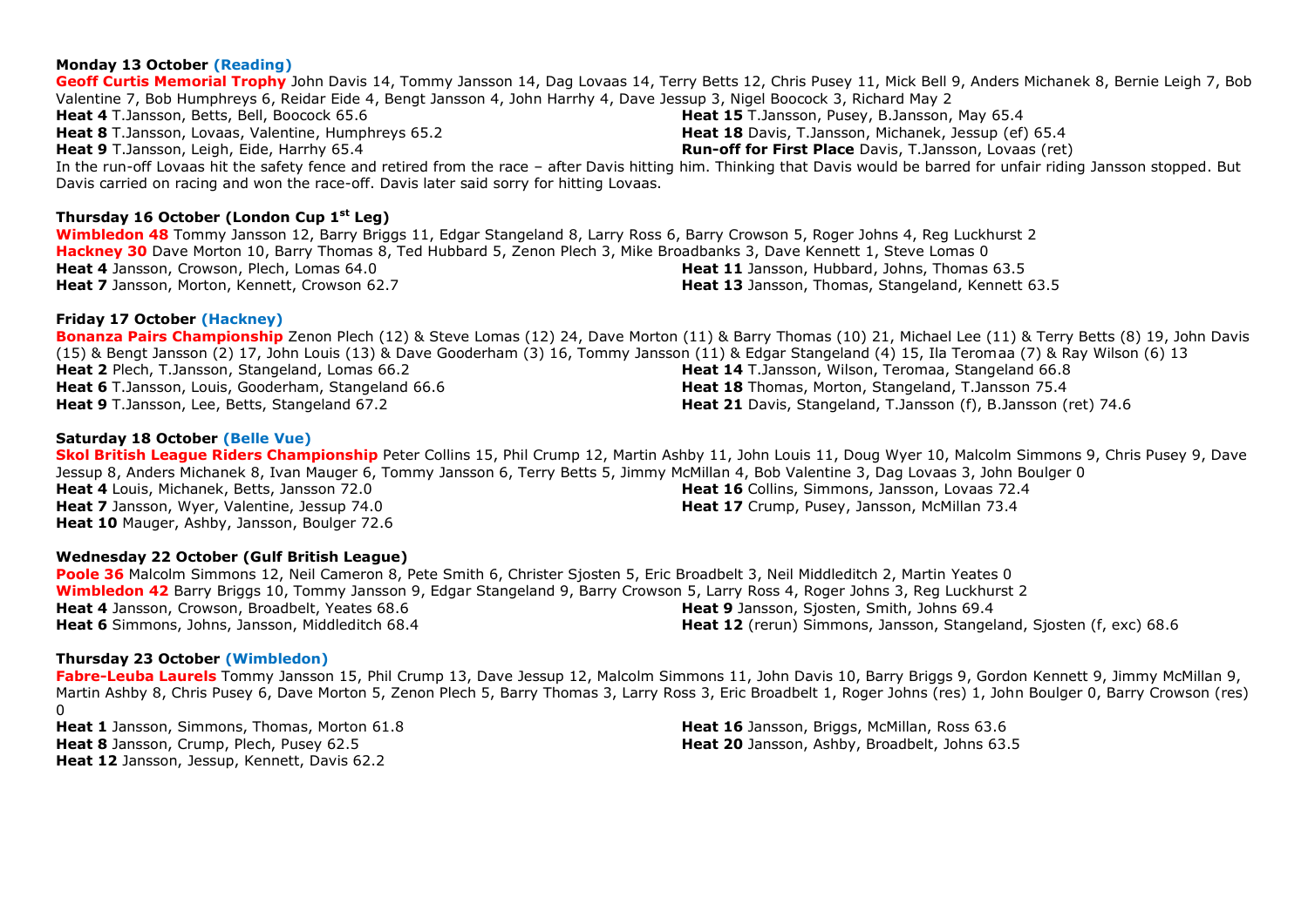**Monday 13 October (Reading)**

**Geoff Curtis Memorial Trophy** John Davis 14, Tommy Jansson 14, Dag Lovaas 14, Terry Betts 12, Chris Pusey 11, Mick Bell 9, Anders Michanek 8, Bernie Leigh 7, Bob Valentine 7, Bob Humphreys 6, Reidar Eide 4, Bengt Jansson 4, John Harrhy 4, Dave Jessup 3, Nigel Boocock 3, Richard May 2

**Heat 4** T.Jansson, Betts, Bell, Boocock 65.6
**Heat 8** T.Jansson, Lovaas, Valentine, Humphreys 65.2
**Heat 9** T.Jansson, Leigh, Eide, Harrhy 65.4
**Heat 15** T.Jansson, Pusey, B.Jansson, May 65.4
**Heat 18** Davis, T.Jansson, Michanek, Jessup (ef) 65.4
**Run-off for First Place** Davis, T.Jansson, Lovaas (ret)

In the run-off Lovaas hit the safety fence and retired from the race – after Davis hitting him. Thinking that Davis would be barred for unfair riding Jansson stopped. But Davis carried on racing and won the race-off. Davis later said sorry for hitting Lovaas.

**Thursday 16 October (London Cup 1st Leg)**

**Wimbledon 48** Tommy Jansson 12, Barry Briggs 11, Edgar Stangeland 8, Larry Ross 6, Barry Crowson 5, Roger Johns 4, Reg Luckhurst 2
**Hackney 30** Dave Morton 10, Barry Thomas 8, Ted Hubbard 5, Zenon Plech 3, Mike Broadbanks 3, Dave Kennett 1, Steve Lomas 0

**Heat 4** Jansson, Crowson, Plech, Lomas 64.0
**Heat 7** Jansson, Morton, Kennett, Crowson 62.7
**Heat 11** Jansson, Hubbard, Johns, Thomas 63.5
**Heat 13** Jansson, Thomas, Stangeland, Kennett 63.5

**Friday 17 October (Hackney)**

**Bonanza Pairs Championship** Zenon Plech (12) & Steve Lomas (12) 24, Dave Morton (11) & Barry Thomas (10) 21, Michael Lee (11) & Terry Betts (8) 19, John Davis (15) & Bengt Jansson (2) 17, John Louis (13) & Dave Gooderham (3) 16, Tommy Jansson (11) & Edgar Stangeland (4) 15, Ila Teromaa (7) & Ray Wilson (6) 13

**Heat 2** Plech, T.Jansson, Stangeland, Lomas 66.2
**Heat 6** T.Jansson, Louis, Gooderham, Stangeland 66.6
**Heat 9** T.Jansson, Lee, Betts, Stangeland 67.2
**Heat 14** T.Jansson, Wilson, Teromaa, Stangeland 66.8
**Heat 18** Thomas, Morton, Stangeland, T.Jansson 75.4
**Heat 21** Davis, Stangeland, T.Jansson (f), B.Jansson (ret) 74.6

**Saturday 18 October (Belle Vue)**

**Skol British League Riders Championship** Peter Collins 15, Phil Crump 12, Martin Ashby 11, John Louis 11, Doug Wyer 10, Malcolm Simmons 9, Chris Pusey 9, Dave Jessup 8, Anders Michanek 8, Ivan Mauger 6, Tommy Jansson 6, Terry Betts 5, Jimmy McMillan 4, Bob Valentine 3, Dag Lovaas 3, John Boulger 0

**Heat 4** Louis, Michanek, Betts, Jansson 72.0
**Heat 7** Jansson, Wyer, Valentine, Jessup 74.0
**Heat 10** Mauger, Ashby, Jansson, Boulger 72.6
**Heat 16** Collins, Simmons, Jansson, Lovaas 72.4
**Heat 17** Crump, Pusey, Jansson, McMillan 73.4

**Wednesday 22 October (Gulf British League)**

**Poole 36** Malcolm Simmons 12, Neil Cameron 8, Pete Smith 6, Christer Sjosten 5, Eric Broadbelt 3, Neil Middleditch 2, Martin Yeates 0
**Wimbledon 42** Barry Briggs 10, Tommy Jansson 9, Edgar Stangeland 9, Barry Crowson 5, Larry Ross 4, Roger Johns 3, Reg Luckhurst 2

**Heat 4** Jansson, Crowson, Broadbelt, Yeates 68.6
**Heat 6** Simmons, Johns, Jansson, Middleditch 68.4
**Heat 9** Jansson, Sjosten, Smith, Johns 69.4
**Heat 12** (rerun) Simmons, Jansson, Stangeland, Sjosten (f, exc) 68.6

**Thursday 23 October (Wimbledon)**

**Fabre-Leuba Laurels** Tommy Jansson 15, Phil Crump 13, Dave Jessup 12, Malcolm Simmons 11, John Davis 10, Barry Briggs 9, Gordon Kennett 9, Jimmy McMillan 9, Martin Ashby 8, Chris Pusey 6, Dave Morton 5, Zenon Plech 5, Barry Thomas 3, Larry Ross 3, Eric Broadbelt 1, Roger Johns (res) 1, John Boulger 0, Barry Crowson (res) 0

**Heat 1** Jansson, Simmons, Thomas, Morton 61.8
**Heat 8** Jansson, Crump, Plech, Pusey 62.5
**Heat 12** Jansson, Jessup, Kennett, Davis 62.2
**Heat 16** Jansson, Briggs, McMillan, Ross 63.6
**Heat 20** Jansson, Ashby, Broadbelt, Johns 63.5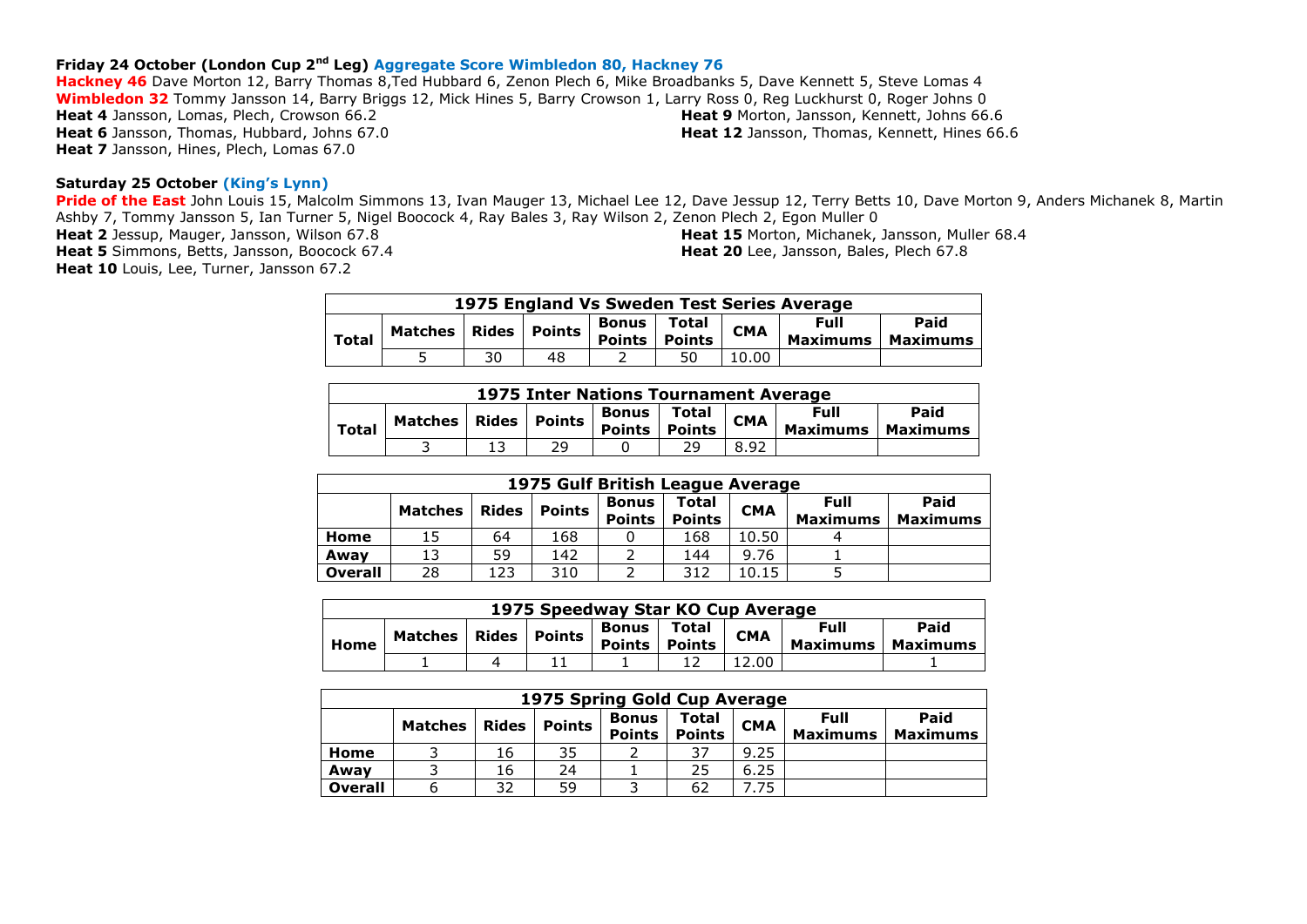**Friday 24 October (London Cup 2nd Leg) Aggregate Score Wimbledon 80, Hackney 76**

**Hackney 46** Dave Morton 12, Barry Thomas 8,Ted Hubbard 6, Zenon Plech 6, Mike Broadbanks 5, Dave Kennett 5, Steve Lomas 4
**Wimbledon 32** Tommy Jansson 14, Barry Briggs 12, Mick Hines 5, Barry Crowson 1, Larry Ross 0, Reg Luckhurst 0, Roger Johns 0
**Heat 4** Jansson, Lomas, Plech, Crowson 66.2
**Heat 6** Jansson, Thomas, Hubbard, Johns 67.0
**Heat 7** Jansson, Hines, Plech, Lomas 67.0
**Heat 9** Morton, Jansson, Kennett, Johns 66.6
**Heat 12** Jansson, Thomas, Kennett, Hines 66.6

**Saturday 25 October (King's Lynn)**

**Pride of the East** John Louis 15, Malcolm Simmons 13, Ivan Mauger 13, Michael Lee 12, Dave Jessup 12, Terry Betts 10, Dave Morton 9, Anders Michanek 8, Martin Ashby 7, Tommy Jansson 5, Ian Turner 5, Nigel Boocock 4, Ray Bales 3, Ray Wilson 2, Zenon Plech 2, Egon Muller 0
**Heat 2** Jessup, Mauger, Jansson, Wilson 67.8
**Heat 5** Simmons, Betts, Jansson, Boocock 67.4
**Heat 10** Louis, Lee, Turner, Jansson 67.2
**Heat 15** Morton, Michanek, Jansson, Muller 68.4
**Heat 20** Lee, Jansson, Bales, Plech 67.8

| 1975 England Vs Sweden Test Series Average | | | | | | | | |
|---|---|---|---|---|---|---|---|---|
| Total | Matches | Rides | Points | Bonus Points | Total Points | CMA | Full Maximums | Paid Maximums |
| | 5 | 30 | 48 | 2 | 50 | 10.00 | | |

| 1975 Inter Nations Tournament Average | | | | | | | | |
|---|---|---|---|---|---|---|---|---|
| Total | Matches | Rides | Points | Bonus Points | Total Points | CMA | Full Maximums | Paid Maximums |
| | 3 | 13 | 29 | 0 | 29 | 8.92 | | |

| 1975 Gulf British League Average | | | | | | | | |
|---|---|---|---|---|---|---|---|---|
| | Matches | Rides | Points | Bonus Points | Total Points | CMA | Full Maximums | Paid Maximums |
| Home | 15 | 64 | 168 | 0 | 168 | 10.50 | 4 | |
| Away | 13 | 59 | 142 | 2 | 144 | 9.76 | 1 | |
| Overall | 28 | 123 | 310 | 2 | 312 | 10.15 | 5 | |

| 1975 Speedway Star KO Cup Average | | | | | | | | |
|---|---|---|---|---|---|---|---|---|
| Home | Matches | Rides | Points | Bonus Points | Total Points | CMA | Full Maximums | Paid Maximums |
| | 1 | 4 | 11 | 1 | 12 | 12.00 | | 1 |

| 1975 Spring Gold Cup Average | | | | | | | | |
|---|---|---|---|---|---|---|---|---|
| | Matches | Rides | Points | Bonus Points | Total Points | CMA | Full Maximums | Paid Maximums |
| Home | 3 | 16 | 35 | 2 | 37 | 9.25 | | |
| Away | 3 | 16 | 24 | 1 | 25 | 6.25 | | |
| Overall | 6 | 32 | 59 | 3 | 62 | 7.75 | | |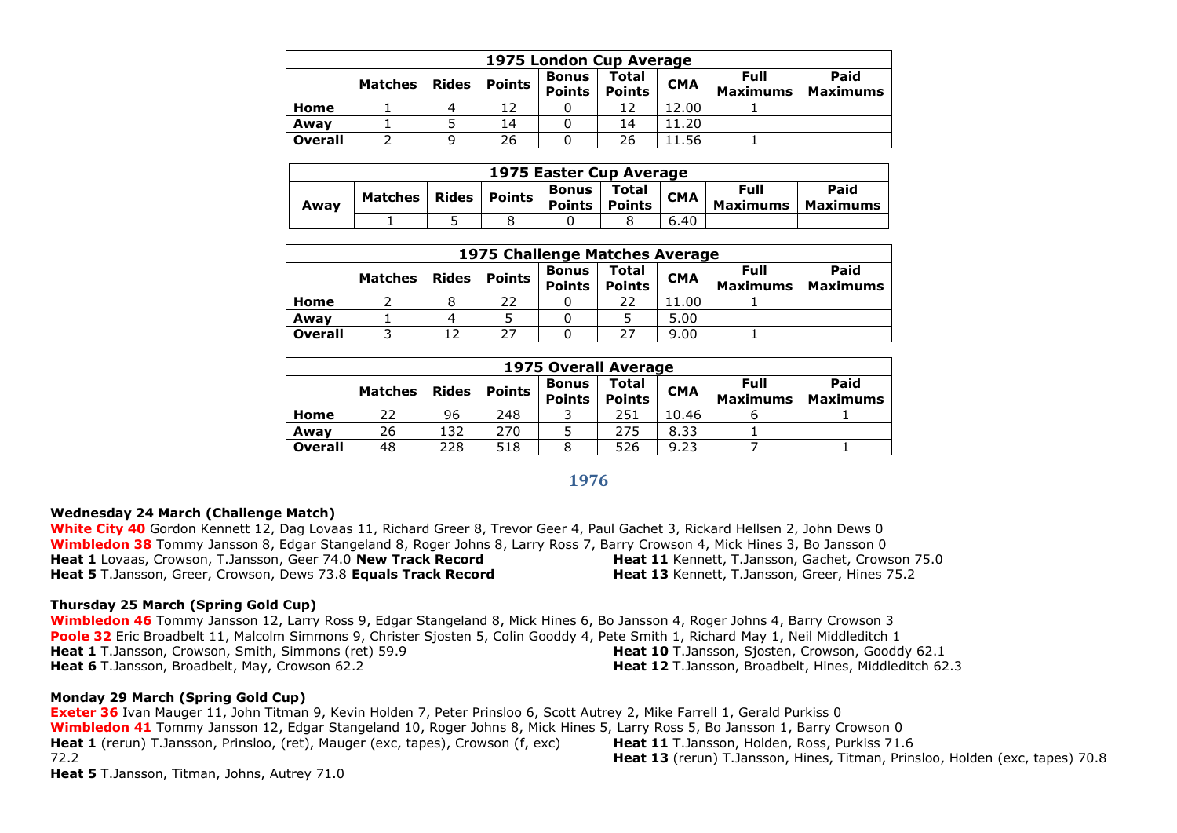| 1975 London Cup Average | | | | | | | | |
|---|---|---|---|---|---|---|---|---|
| | **Matches** | **Rides** | **Points** | **Bonus Points** | **Total Points** | **CMA** | **Full Maximums** | **Paid Maximums** |
| **Home** | 1 | 4 | 12 | 0 | 12 | 12.00 | 1 | |
| **Away** | 1 | 5 | 14 | 0 | 14 | 11.20 | | |
| **Overall** | 2 | 9 | 26 | 0 | 26 | 11.56 | 1 | |

| 1975 Easter Cup Average | | | | | | | | |
|---|---|---|---|---|---|---|---|---|
| **Away** | **Matches** | **Rides** | **Points** | **Bonus Points** | **Total Points** | **CMA** | **Full Maximums** | **Paid Maximums** |
| | 1 | 5 | 8 | 0 | 8 | 6.40 | | |

| 1975 Challenge Matches Average | | | | | | | | |
|---|---|---|---|---|---|---|---|---|
| | **Matches** | **Rides** | **Points** | **Bonus Points** | **Total Points** | **CMA** | **Full Maximums** | **Paid Maximums** |
| **Home** | 2 | 8 | 22 | 0 | 22 | 11.00 | 1 | |
| **Away** | 1 | 4 | 5 | 0 | 5 | 5.00 | | |
| **Overall** | 3 | 12 | 27 | 0 | 27 | 9.00 | 1 | |

| 1975 Overall Average | | | | | | | | |
|---|---|---|---|---|---|---|---|---|
| | **Matches** | **Rides** | **Points** | **Bonus Points** | **Total Points** | **CMA** | **Full Maximums** | **Paid Maximums** |
| **Home** | 22 | 96 | 248 | 3 | 251 | 10.46 | 6 | 1 |
| **Away** | 26 | 132 | 270 | 5 | 275 | 8.33 | 1 | |
| **Overall** | 48 | 228 | 518 | 8 | 526 | 9.23 | 7 | 1 |

## 1976

**Wednesday 24 March (Challenge Match)**

**White City 40** Gordon Kennett 12, Dag Lovaas 11, Richard Greer 8, Trevor Geer 4, Paul Gachet 3, Rickard Hellsen 2, John Dews 0
**Wimbledon 38** Tommy Jansson 8, Edgar Stangeland 8, Roger Johns 8, Larry Ross 7, Barry Crowson 4, Mick Hines 3, Bo Jansson 0
**Heat 1** Lovaas, Crowson, T.Jansson, Geer 74.0 **New Track Record**
**Heat 5** T.Jansson, Greer, Crowson, Dews 73.8 **Equals Track Record**
**Heat 11** Kennett, T.Jansson, Gachet, Crowson 75.0
**Heat 13** Kennett, T.Jansson, Greer, Hines 75.2

**Thursday 25 March (Spring Gold Cup)**

**Wimbledon 46** Tommy Jansson 12, Larry Ross 9, Edgar Stangeland 8, Mick Hines 6, Bo Jansson 4, Roger Johns 4, Barry Crowson 3
**Poole 32** Eric Broadbelt 11, Malcolm Simmons 9, Christer Sjosten 5, Colin Gooddy 4, Pete Smith 1, Richard May 1, Neil Middleditch 1
**Heat 1** T.Jansson, Crowson, Smith, Simmons (ret) 59.9
**Heat 6** T.Jansson, Broadbelt, May, Crowson 62.2
**Heat 10** T.Jansson, Sjosten, Crowson, Gooddy 62.1
**Heat 12** T.Jansson, Broadbelt, Hines, Middleditch 62.3

**Monday 29 March (Spring Gold Cup)**

**Exeter 36** Ivan Mauger 11, John Titman 9, Kevin Holden 7, Peter Prinsloo 6, Scott Autrey 2, Mike Farrell 1, Gerald Purkiss 0
**Wimbledon 41** Tommy Jansson 12, Edgar Stangeland 10, Roger Johns 8, Mick Hines 5, Larry Ross 5, Bo Jansson 1, Barry Crowson 0
**Heat 1** (rerun) T.Jansson, Prinsloo, (ret), Mauger (exc, tapes), Crowson (f, exc) 72.2
**Heat 5** T.Jansson, Titman, Johns, Autrey 71.0
**Heat 11** T.Jansson, Holden, Ross, Purkiss 71.6
**Heat 13** (rerun) T.Jansson, Hines, Titman, Prinsloo, Holden (exc, tapes) 70.8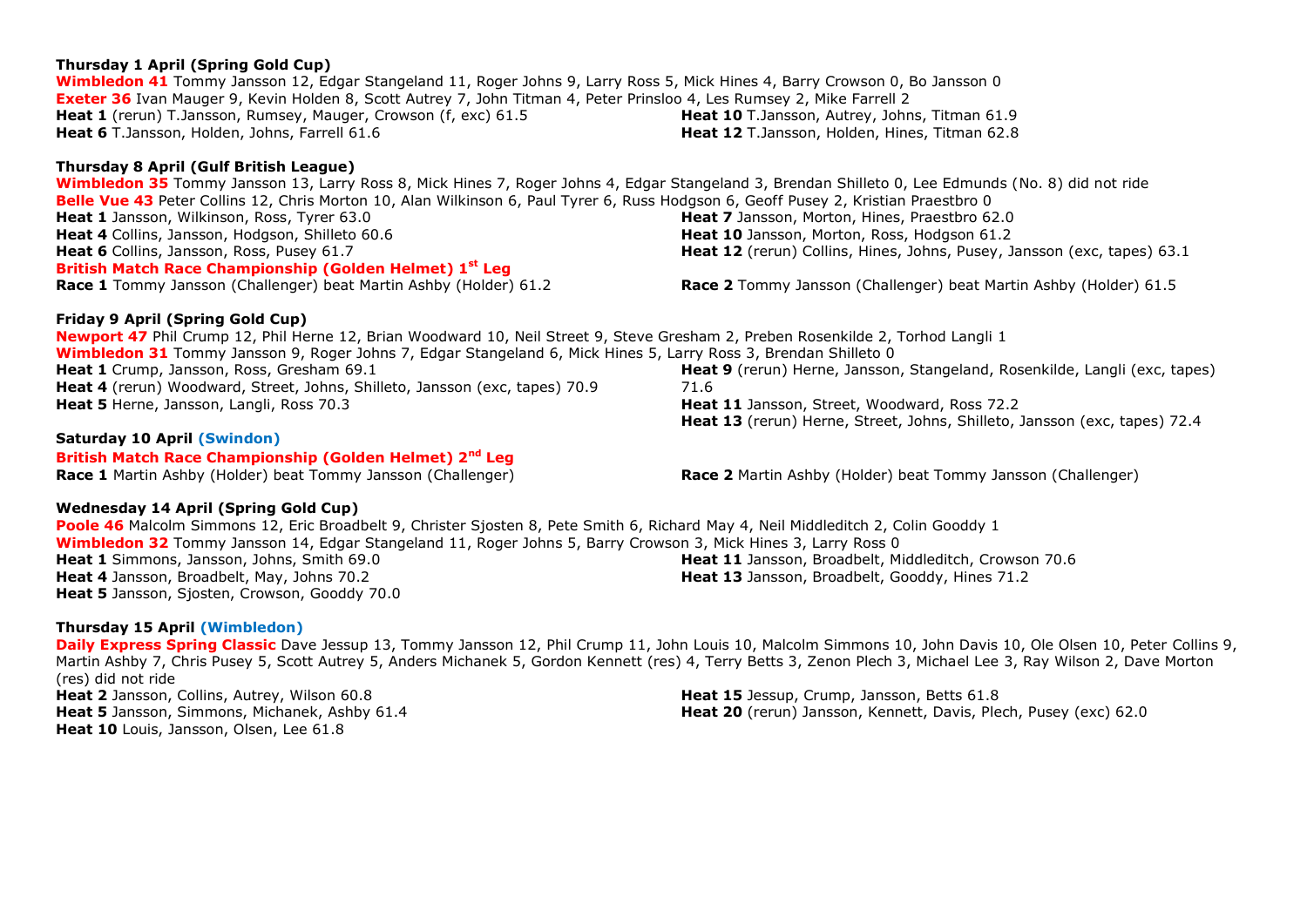**Thursday 1 April (Spring Gold Cup)**

**Wimbledon 41** Tommy Jansson 12, Edgar Stangeland 11, Roger Johns 9, Larry Ross 5, Mick Hines 4, Barry Crowson 0, Bo Jansson 0
**Exeter 36** Ivan Mauger 9, Kevin Holden 8, Scott Autrey 7, John Titman 4, Peter Prinsloo 4, Les Rumsey 2, Mike Farrell 2
**Heat 1** (rerun) T.Jansson, Rumsey, Mauger, Crowson (f, exc) 61.5
**Heat 6** T.Jansson, Holden, Johns, Farrell 61.6
**Heat 10** T.Jansson, Autrey, Johns, Titman 61.9
**Heat 12** T.Jansson, Holden, Hines, Titman 62.8

**Thursday 8 April (Gulf British League)**

**Wimbledon 35** Tommy Jansson 13, Larry Ross 8, Mick Hines 7, Roger Johns 4, Edgar Stangeland 3, Brendan Shilleto 0, Lee Edmunds (No. 8) did not ride
**Belle Vue 43** Peter Collins 12, Chris Morton 10, Alan Wilkinson 6, Paul Tyrer 6, Russ Hodgson 6, Geoff Pusey 2, Kristian Praestbro 0
**Heat 1** Jansson, Wilkinson, Ross, Tyrer 63.0
**Heat 4** Collins, Jansson, Hodgson, Shilleto 60.6
**Heat 6** Collins, Jansson, Ross, Pusey 61.7
**Heat 7** Jansson, Morton, Hines, Praestbro 62.0
**Heat 10** Jansson, Morton, Ross, Hodgson 61.2
**Heat 12** (rerun) Collins, Hines, Johns, Pusey, Jansson (exc, tapes) 63.1

**British Match Race Championship (Golden Helmet) 1st Leg**
**Race 1** Tommy Jansson (Challenger) beat Martin Ashby (Holder) 61.2
**Race 2** Tommy Jansson (Challenger) beat Martin Ashby (Holder) 61.5

**Friday 9 April (Spring Gold Cup)**

**Newport 47** Phil Crump 12, Phil Herne 12, Brian Woodward 10, Neil Street 9, Steve Gresham 2, Preben Rosenkilde 2, Torhod Langli 1
**Wimbledon 31** Tommy Jansson 9, Roger Johns 7, Edgar Stangeland 6, Mick Hines 5, Larry Ross 3, Brendan Shilleto 0
**Heat 1** Crump, Jansson, Ross, Gresham 69.1
**Heat 4** (rerun) Woodward, Street, Johns, Shilleto, Jansson (exc, tapes) 70.9
**Heat 5** Herne, Jansson, Langli, Ross 70.3
**Heat 9** (rerun) Herne, Jansson, Stangeland, Rosenkilde, Langli (exc, tapes) 71.6
**Heat 11** Jansson, Street, Woodward, Ross 72.2
**Heat 13** (rerun) Herne, Street, Johns, Shilleto, Jansson (exc, tapes) 72.4

**Saturday 10 April (Swindon)**

**British Match Race Championship (Golden Helmet) 2nd Leg**
**Race 1** Martin Ashby (Holder) beat Tommy Jansson (Challenger)
**Race 2** Martin Ashby (Holder) beat Tommy Jansson (Challenger)

**Wednesday 14 April (Spring Gold Cup)**

**Poole 46** Malcolm Simmons 12, Eric Broadbelt 9, Christer Sjosten 8, Pete Smith 6, Richard May 4, Neil Middleditch 2, Colin Gooddy 1
**Wimbledon 32** Tommy Jansson 14, Edgar Stangeland 11, Roger Johns 5, Barry Crowson 3, Mick Hines 3, Larry Ross 0
**Heat 1** Simmons, Jansson, Johns, Smith 69.0
**Heat 4** Jansson, Broadbelt, May, Johns 70.2
**Heat 5** Jansson, Sjosten, Crowson, Gooddy 70.0
**Heat 11** Jansson, Broadbelt, Middleditch, Crowson 70.6
**Heat 13** Jansson, Broadbelt, Gooddy, Hines 71.2

**Thursday 15 April (Wimbledon)**

**Daily Express Spring Classic** Dave Jessup 13, Tommy Jansson 12, Phil Crump 11, John Louis 10, Malcolm Simmons 10, John Davis 10, Ole Olsen 10, Peter Collins 9, Martin Ashby 7, Chris Pusey 5, Scott Autrey 5, Anders Michanek 5, Gordon Kennett (res) 4, Terry Betts 3, Zenon Plech 3, Michael Lee 3, Ray Wilson 2, Dave Morton (res) did not ride
**Heat 2** Jansson, Collins, Autrey, Wilson 60.8
**Heat 5** Jansson, Simmons, Michanek, Ashby 61.4
**Heat 10** Louis, Jansson, Olsen, Lee 61.8
**Heat 15** Jessup, Crump, Jansson, Betts 61.8
**Heat 20** (rerun) Jansson, Kennett, Davis, Plech, Pusey (exc) 62.0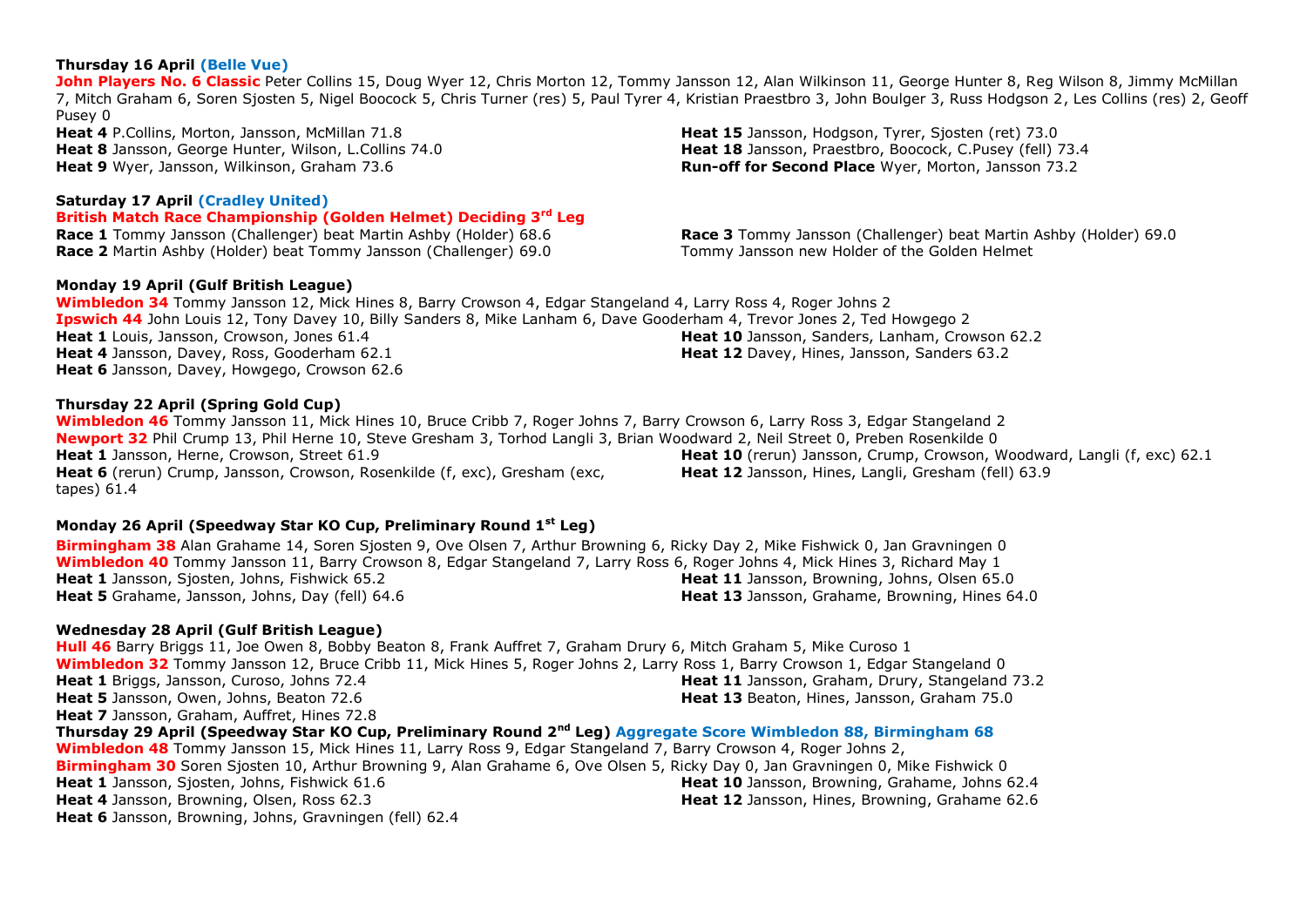**Thursday 16 April (Belle Vue)**

**John Players No. 6 Classic** Peter Collins 15, Doug Wyer 12, Chris Morton 12, Tommy Jansson 12, Alan Wilkinson 11, George Hunter 8, Reg Wilson 8, Jimmy McMillan 7, Mitch Graham 6, Soren Sjosten 5, Nigel Boocock 5, Chris Turner (res) 5, Paul Tyrer 4, Kristian Praestbro 3, John Boulger 3, Russ Hodgson 2, Les Collins (res) 2, Geoff Pusey 0

**Heat 4** P.Collins, Morton, Jansson, McMillan 71.8
**Heat 8** Jansson, George Hunter, Wilson, L.Collins 74.0
**Heat 9** Wyer, Jansson, Wilkinson, Graham 73.6
**Heat 15** Jansson, Hodgson, Tyrer, Sjosten (ret) 73.0
**Heat 18** Jansson, Praestbro, Boocock, C.Pusey (fell) 73.4
**Run-off for Second Place** Wyer, Morton, Jansson 73.2

**Saturday 17 April (Cradley United)**

**British Match Race Championship (Golden Helmet) Deciding 3rd Leg**

**Race 1** Tommy Jansson (Challenger) beat Martin Ashby (Holder) 68.6
**Race 2** Martin Ashby (Holder) beat Tommy Jansson (Challenger) 69.0
**Race 3** Tommy Jansson (Challenger) beat Martin Ashby (Holder) 69.0
Tommy Jansson new Holder of the Golden Helmet

**Monday 19 April (Gulf British League)**

**Wimbledon 34** Tommy Jansson 12, Mick Hines 8, Barry Crowson 4, Edgar Stangeland 4, Larry Ross 4, Roger Johns 2
**Ipswich 44** John Louis 12, Tony Davey 10, Billy Sanders 8, Mike Lanham 6, Dave Gooderham 4, Trevor Jones 2, Ted Howgego 2

**Heat 1** Louis, Jansson, Crowson, Jones 61.4
**Heat 4** Jansson, Davey, Ross, Gooderham 62.1
**Heat 6** Jansson, Davey, Howgego, Crowson 62.6
**Heat 10** Jansson, Sanders, Lanham, Crowson 62.2
**Heat 12** Davey, Hines, Jansson, Sanders 63.2

**Thursday 22 April (Spring Gold Cup)**

**Wimbledon 46** Tommy Jansson 11, Mick Hines 10, Bruce Cribb 7, Roger Johns 7, Barry Crowson 6, Larry Ross 3, Edgar Stangeland 2
**Newport 32** Phil Crump 13, Phil Herne 10, Steve Gresham 3, Torhod Langli 3, Brian Woodward 2, Neil Street 0, Preben Rosenkilde 0

**Heat 1** Jansson, Herne, Crowson, Street 61.9
**Heat 6** (rerun) Crump, Jansson, Crowson, Rosenkilde (f, exc), Gresham (exc, tapes) 61.4
**Heat 10** (rerun) Jansson, Crump, Crowson, Woodward, Langli (f, exc) 62.1
**Heat 12** Jansson, Hines, Langli, Gresham (fell) 63.9

**Monday 26 April (Speedway Star KO Cup, Preliminary Round 1st Leg)**

**Birmingham 38** Alan Grahame 14, Soren Sjosten 9, Ove Olsen 7, Arthur Browning 6, Ricky Day 2, Mike Fishwick 0, Jan Gravningen 0
**Wimbledon 40** Tommy Jansson 11, Barry Crowson 8, Edgar Stangeland 7, Larry Ross 6, Roger Johns 4, Mick Hines 3, Richard May 1

**Heat 1** Jansson, Sjosten, Johns, Fishwick 65.2
**Heat 5** Grahame, Jansson, Johns, Day (fell) 64.6
**Heat 11** Jansson, Browning, Johns, Olsen 65.0
**Heat 13** Jansson, Grahame, Browning, Hines 64.0

**Wednesday 28 April (Gulf British League)**

**Hull 46** Barry Briggs 11, Joe Owen 8, Bobby Beaton 8, Frank Auffret 7, Graham Drury 6, Mitch Graham 5, Mike Curoso 1
**Wimbledon 32** Tommy Jansson 12, Bruce Cribb 11, Mick Hines 5, Roger Johns 2, Larry Ross 1, Barry Crowson 1, Edgar Stangeland 0

**Heat 1** Briggs, Jansson, Curoso, Johns 72.4
**Heat 5** Jansson, Owen, Johns, Beaton 72.6
**Heat 7** Jansson, Graham, Auffret, Hines 72.8
**Heat 11** Jansson, Graham, Drury, Stangeland 73.2
**Heat 13** Beaton, Hines, Jansson, Graham 75.0

**Thursday 29 April (Speedway Star KO Cup, Preliminary Round 2nd Leg) Aggregate Score Wimbledon 88, Birmingham 68**

**Wimbledon 48** Tommy Jansson 15, Mick Hines 11, Larry Ross 9, Edgar Stangeland 7, Barry Crowson 4, Roger Johns 2,
**Birmingham 30** Soren Sjosten 10, Arthur Browning 9, Alan Grahame 6, Ove Olsen 5, Ricky Day 0, Jan Gravningen 0, Mike Fishwick 0

**Heat 1** Jansson, Sjosten, Johns, Fishwick 61.6
**Heat 4** Jansson, Browning, Olsen, Ross 62.3
**Heat 6** Jansson, Browning, Johns, Gravningen (fell) 62.4
**Heat 10** Jansson, Browning, Grahame, Johns 62.4
**Heat 12** Jansson, Hines, Browning, Grahame 62.6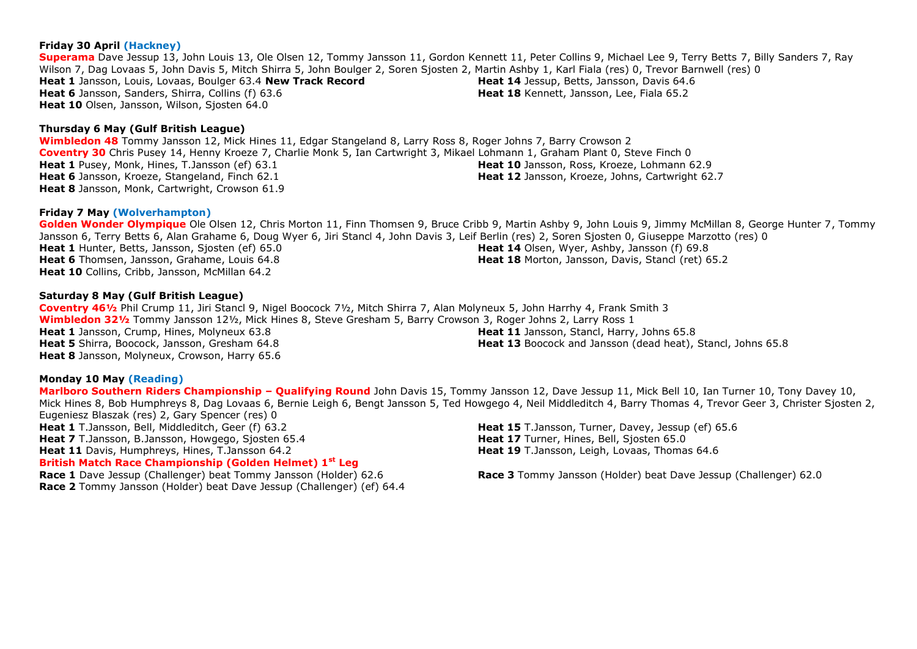**Friday 30 April (Hackney)**

**Superama** Dave Jessup 13, John Louis 13, Ole Olsen 12, Tommy Jansson 11, Gordon Kennett 11, Peter Collins 9, Michael Lee 9, Terry Betts 7, Billy Sanders 7, Ray Wilson 7, Dag Lovaas 5, John Davis 5, Mitch Shirra 5, John Boulger 2, Soren Sjosten 2, Martin Ashby 1, Karl Fiala (res) 0, Trevor Barnwell (res) 0

**Heat 1** Jansson, Louis, Lovaas, Boulger 63.4 **New Track Record**
**Heat 6** Jansson, Sanders, Shirra, Collins (f) 63.6
**Heat 10** Olsen, Jansson, Wilson, Sjosten 64.0
**Heat 14** Jessup, Betts, Jansson, Davis 64.6
**Heat 18** Kennett, Jansson, Lee, Fiala 65.2

**Thursday 6 May (Gulf British League)**

**Wimbledon 48** Tommy Jansson 12, Mick Hines 11, Edgar Stangeland 8, Larry Ross 8, Roger Johns 7, Barry Crowson 2
**Coventry 30** Chris Pusey 14, Henny Kroeze 7, Charlie Monk 5, Ian Cartwright 3, Mikael Lohmann 1, Graham Plant 0, Steve Finch 0

**Heat 1** Pusey, Monk, Hines, T.Jansson (ef) 63.1
**Heat 6** Jansson, Kroeze, Stangeland, Finch 62.1
**Heat 8** Jansson, Monk, Cartwright, Crowson 61.9
**Heat 10** Jansson, Ross, Kroeze, Lohmann 62.9
**Heat 12** Jansson, Kroeze, Johns, Cartwright 62.7

**Friday 7 May (Wolverhampton)**

**Golden Wonder Olympique** Ole Olsen 12, Chris Morton 11, Finn Thomsen 9, Bruce Cribb 9, Martin Ashby 9, John Louis 9, Jimmy McMillan 8, George Hunter 7, Tommy Jansson 6, Terry Betts 6, Alan Grahame 6, Doug Wyer 6, Jiri Stancl 4, John Davis 3, Leif Berlin (res) 2, Soren Sjosten 0, Giuseppe Marzotto (res) 0

**Heat 1** Hunter, Betts, Jansson, Sjosten (ef) 65.0
**Heat 6** Thomsen, Jansson, Grahame, Louis 64.8
**Heat 10** Collins, Cribb, Jansson, McMillan 64.2
**Heat 14** Olsen, Wyer, Ashby, Jansson (f) 69.8
**Heat 18** Morton, Jansson, Davis, Stancl (ret) 65.2

**Saturday 8 May (Gulf British League)**

**Coventry 46½** Phil Crump 11, Jiri Stancl 9, Nigel Boocock 7½, Mitch Shirra 7, Alan Molyneux 5, John Harrhy 4, Frank Smith 3
**Wimbledon 32½** Tommy Jansson 12½, Mick Hines 8, Steve Gresham 5, Barry Crowson 3, Roger Johns 2, Larry Ross 1

**Heat 1** Jansson, Crump, Hines, Molyneux 63.8
**Heat 5** Shirra, Boocock, Jansson, Gresham 64.8
**Heat 8** Jansson, Molyneux, Crowson, Harry 65.6
**Heat 11** Jansson, Stancl, Harry, Johns 65.8
**Heat 13** Boocock and Jansson (dead heat), Stancl, Johns 65.8

**Monday 10 May (Reading)**

**Marlboro Southern Riders Championship – Qualifying Round** John Davis 15, Tommy Jansson 12, Dave Jessup 11, Mick Bell 10, Ian Turner 10, Tony Davey 10, Mick Hines 8, Bob Humphreys 8, Dag Lovaas 6, Bernie Leigh 6, Bengt Jansson 5, Ted Howgego 4, Neil Middleditch 4, Barry Thomas 4, Trevor Geer 3, Christer Sjosten 2, Eugeniesz Blaszak (res) 2, Gary Spencer (res) 0

**Heat 1** T.Jansson, Bell, Middleditch, Geer (f) 63.2
**Heat 7** T.Jansson, B.Jansson, Howgego, Sjosten 65.4
**Heat 11** Davis, Humphreys, Hines, T.Jansson 64.2
**Heat 15** T.Jansson, Turner, Davey, Jessup (ef) 65.6
**Heat 17** Turner, Hines, Bell, Sjosten 65.0
**Heat 19** T.Jansson, Leigh, Lovaas, Thomas 64.6

**British Match Race Championship (Golden Helmet) 1st Leg**

**Race 1** Dave Jessup (Challenger) beat Tommy Jansson (Holder) 62.6
**Race 2** Tommy Jansson (Holder) beat Dave Jessup (Challenger) (ef) 64.4
**Race 3** Tommy Jansson (Holder) beat Dave Jessup (Challenger) 62.0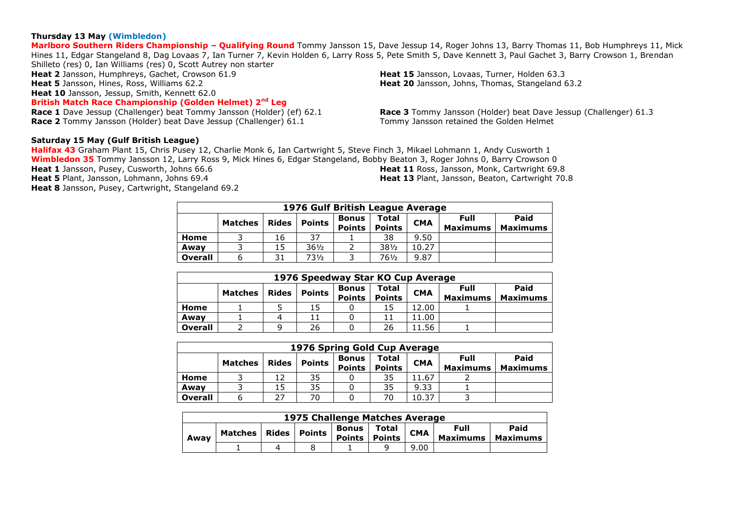**Thursday 13 May (Wimbledon)**

**Marlboro Southern Riders Championship – Qualifying Round** Tommy Jansson 15, Dave Jessup 14, Roger Johns 13, Barry Thomas 11, Bob Humphreys 11, Mick Hines 11, Edgar Stangeland 8, Dag Lovaas 7, Ian Turner 7, Kevin Holden 6, Larry Ross 5, Pete Smith 5, Dave Kennett 3, Paul Gachet 3, Barry Crowson 1, Brendan Shilleto (res) 0, Ian Williams (res) 0, Scott Autrey non starter

**Heat 2** Jansson, Humphreys, Gachet, Crowson 61.9
**Heat 5** Jansson, Hines, Ross, Williams 62.2
**Heat 10** Jansson, Jessup, Smith, Kennett 62.0
**Heat 15** Jansson, Lovaas, Turner, Holden 63.3
**Heat 20** Jansson, Johns, Thomas, Stangeland 63.2

**British Match Race Championship (Golden Helmet) 2nd Leg**

**Race 1** Dave Jessup (Challenger) beat Tommy Jansson (Holder) (ef) 62.1
**Race 2** Tommy Jansson (Holder) beat Dave Jessup (Challenger) 61.1
**Race 3** Tommy Jansson (Holder) beat Dave Jessup (Challenger) 61.3
Tommy Jansson retained the Golden Helmet

**Saturday 15 May (Gulf British League)**

**Halifax 43** Graham Plant 15, Chris Pusey 12, Charlie Monk 6, Ian Cartwright 5, Steve Finch 3, Mikael Lohmann 1, Andy Cusworth 1
**Wimbledon 35** Tommy Jansson 12, Larry Ross 9, Mick Hines 6, Edgar Stangeland, Bobby Beaton 3, Roger Johns 0, Barry Crowson 0

**Heat 1** Jansson, Pusey, Cusworth, Johns 66.6
**Heat 5** Plant, Jansson, Lohmann, Johns 69.4
**Heat 8** Jansson, Pusey, Cartwright, Stangeland 69.2
**Heat 11** Ross, Jansson, Monk, Cartwright 69.8
**Heat 13** Plant, Jansson, Beaton, Cartwright 70.8

| 1976 Gulf British League Average | | | | | | | | |
|---|---|---|---|---|---|---|---|---|
| | Matches | Rides | Points | Bonus Points | Total Points | CMA | Full Maximums | Paid Maximums |
| Home | 3 | 16 | 37 | 1 | 38 | 9.50 | | |
| Away | 3 | 15 | 36½ | 2 | 38½ | 10.27 | | |
| Overall | 6 | 31 | 73½ | 3 | 76½ | 9.87 | | |

| 1976 Speedway Star KO Cup Average | | | | | | | | |
|---|---|---|---|---|---|---|---|---|
| | Matches | Rides | Points | Bonus Points | Total Points | CMA | Full Maximums | Paid Maximums |
| Home | 1 | 5 | 15 | 0 | 15 | 12.00 | 1 | |
| Away | 1 | 4 | 11 | 0 | 11 | 11.00 | | |
| Overall | 2 | 9 | 26 | 0 | 26 | 11.56 | 1 | |

| 1976 Spring Gold Cup Average | | | | | | | | |
|---|---|---|---|---|---|---|---|---|
| | Matches | Rides | Points | Bonus Points | Total Points | CMA | Full Maximums | Paid Maximums |
| Home | 3 | 12 | 35 | 0 | 35 | 11.67 | 2 | |
| Away | 3 | 15 | 35 | 0 | 35 | 9.33 | 1 | |
| Overall | 6 | 27 | 70 | 0 | 70 | 10.37 | 3 | |

| 1975 Challenge Matches Average | | | | | | | | |
|---|---|---|---|---|---|---|---|---|
| Away | Matches | Rides | Points | Bonus Points | Total Points | CMA | Full Maximums | Paid Maximums |
| | 1 | 4 | 8 | 1 | 9 | 9.00 | | |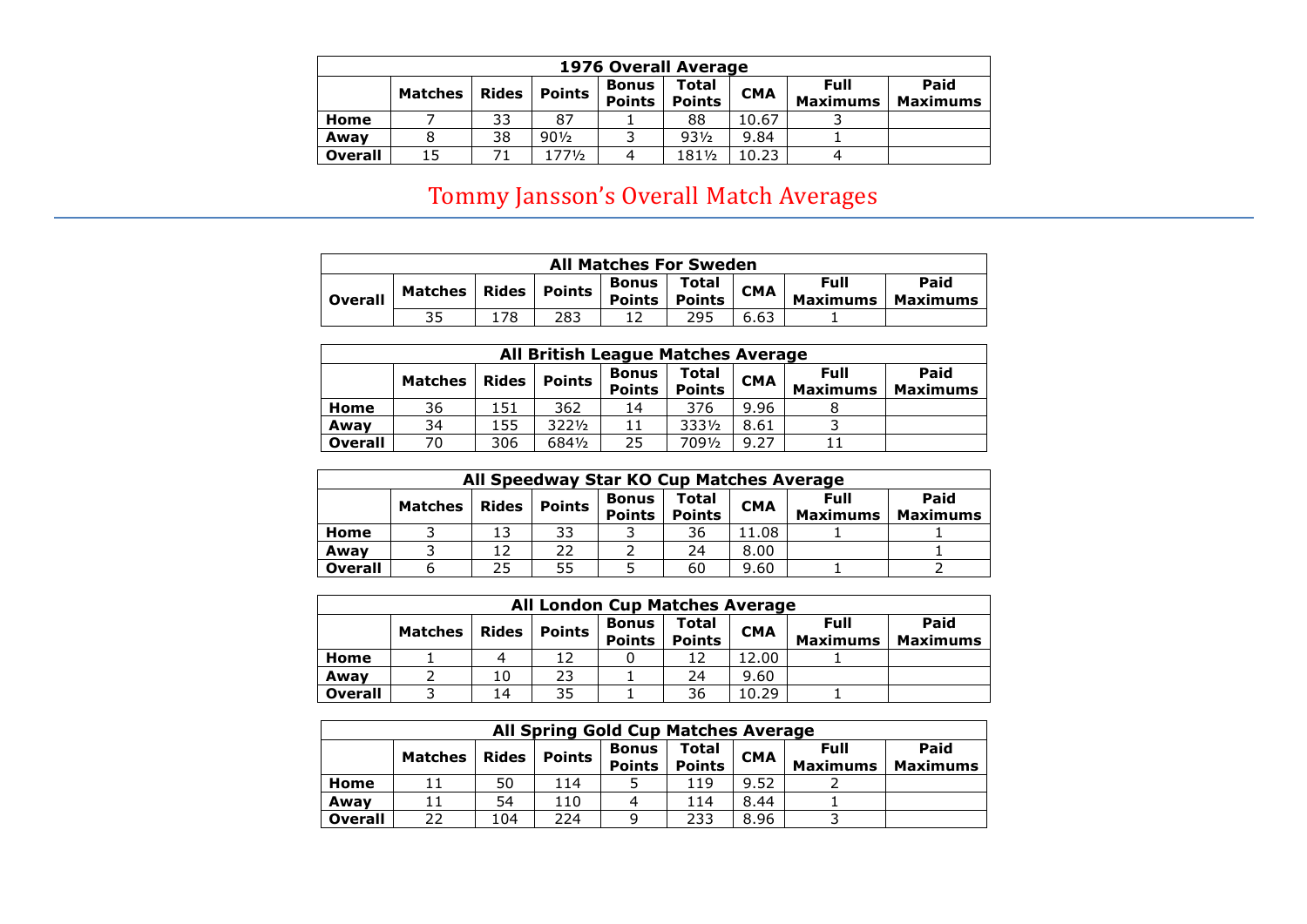| 1976 Overall Average | | | | | | | | |
|---|---|---|---|---|---|---|---|---|
| | **Matches** | **Rides** | **Points** | **Bonus Points** | **Total Points** | **CMA** | **Full Maximums** | **Paid Maximums** |
| **Home** | 7 | 33 | 87 | 1 | 88 | 10.67 | 3 | |
| **Away** | 8 | 38 | 90½ | 3 | 93½ | 9.84 | 1 | |
| **Overall** | 15 | 71 | 177½ | 4 | 181½ | 10.23 | 4 | |

## Tommy Jansson's Overall Match Averages

| All Matches For Sweden | | | | | | | | |
|---|---|---|---|---|---|---|---|---|
| | **Matches** | **Rides** | **Points** | **Bonus Points** | **Total Points** | **CMA** | **Full Maximums** | **Paid Maximums** |
| **Overall** | 35 | 178 | 283 | 12 | 295 | 6.63 | 1 | |

| All British League Matches Average | | | | | | | | |
|---|---|---|---|---|---|---|---|---|
| | **Matches** | **Rides** | **Points** | **Bonus Points** | **Total Points** | **CMA** | **Full Maximums** | **Paid Maximums** |
| **Home** | 36 | 151 | 362 | 14 | 376 | 9.96 | 8 | |
| **Away** | 34 | 155 | 322½ | 11 | 333½ | 8.61 | 3 | |
| **Overall** | 70 | 306 | 684½ | 25 | 709½ | 9.27 | 11 | |

| All Speedway Star KO Cup Matches Average | | | | | | | | |
|---|---|---|---|---|---|---|---|---|
| | **Matches** | **Rides** | **Points** | **Bonus Points** | **Total Points** | **CMA** | **Full Maximums** | **Paid Maximums** |
| **Home** | 3 | 13 | 33 | 3 | 36 | 11.08 | 1 | 1 |
| **Away** | 3 | 12 | 22 | 2 | 24 | 8.00 | | 1 |
| **Overall** | 6 | 25 | 55 | 5 | 60 | 9.60 | 1 | 2 |

| All London Cup Matches Average | | | | | | | | |
|---|---|---|---|---|---|---|---|---|
| | **Matches** | **Rides** | **Points** | **Bonus Points** | **Total Points** | **CMA** | **Full Maximums** | **Paid Maximums** |
| **Home** | 1 | 4 | 12 | 0 | 12 | 12.00 | 1 | |
| **Away** | 2 | 10 | 23 | 1 | 24 | 9.60 | | |
| **Overall** | 3 | 14 | 35 | 1 | 36 | 10.29 | 1 | |

| All Spring Gold Cup Matches Average | | | | | | | | |
|---|---|---|---|---|---|---|---|---|
| | **Matches** | **Rides** | **Points** | **Bonus Points** | **Total Points** | **CMA** | **Full Maximums** | **Paid Maximums** |
| **Home** | 11 | 50 | 114 | 5 | 119 | 9.52 | 2 | |
| **Away** | 11 | 54 | 110 | 4 | 114 | 8.44 | 1 | |
| **Overall** | 22 | 104 | 224 | 9 | 233 | 8.96 | 3 | |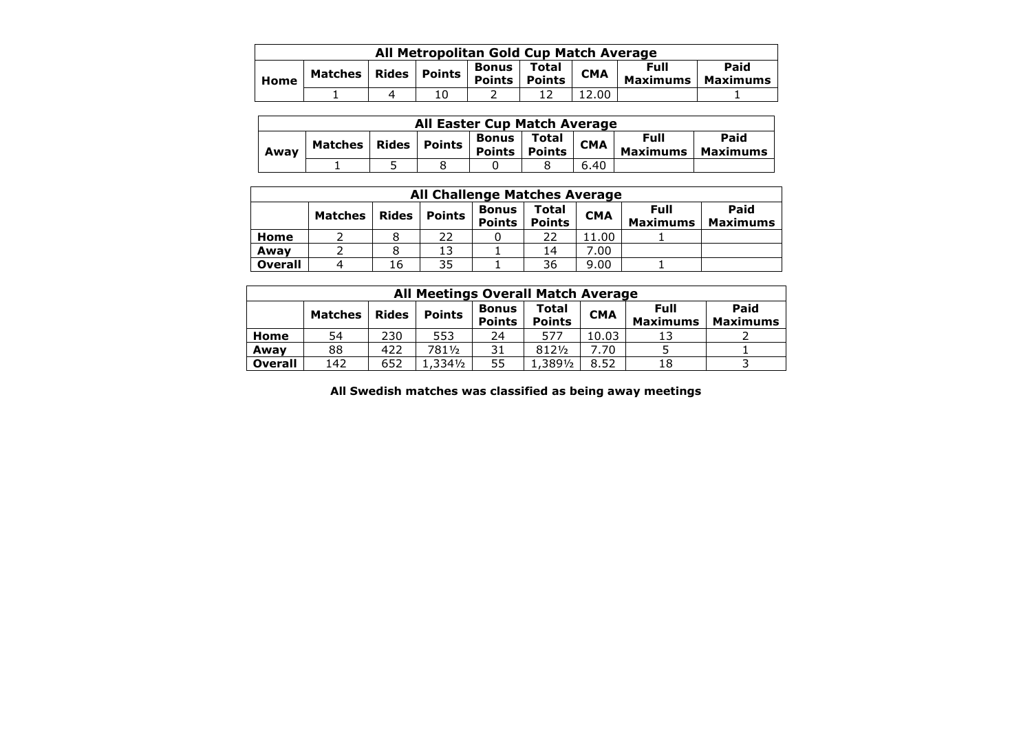| All Metropolitan Gold Cup Match Average | | | | | | | | |
|---|---|---|---|---|---|---|---|---|
| Home | Matches | Rides | Points | Bonus Points | Total Points | CMA | Full Maximums | Paid Maximums |
| | 1 | 4 | 10 | 2 | 12 | 12.00 | | 1 |

| All Easter Cup Match Average | | | | | | | | |
|---|---|---|---|---|---|---|---|---|
| Away | Matches | Rides | Points | Bonus Points | Total Points | CMA | Full Maximums | Paid Maximums |
| | 1 | 5 | 8 | 0 | 8 | 6.40 | | |

| All Challenge Matches Average | | | | | | | | |
|---|---|---|---|---|---|---|---|---|
| | Matches | Rides | Points | Bonus Points | Total Points | CMA | Full Maximums | Paid Maximums |
| Home | 2 | 8 | 22 | 0 | 22 | 11.00 | 1 | |
| Away | 2 | 8 | 13 | 1 | 14 | 7.00 | | |
| Overall | 4 | 16 | 35 | 1 | 36 | 9.00 | 1 | |

| All Meetings Overall Match Average | | | | | | | | |
|---|---|---|---|---|---|---|---|---|
| | Matches | Rides | Points | Bonus Points | Total Points | CMA | Full Maximums | Paid Maximums |
| Home | 54 | 230 | 553 | 24 | 577 | 10.03 | 13 | 2 |
| Away | 88 | 422 | 781½ | 31 | 812½ | 7.70 | 5 | 1 |
| Overall | 142 | 652 | 1,334½ | 55 | 1,389½ | 8.52 | 18 | 3 |

**All Swedish matches was classified as being away meetings**